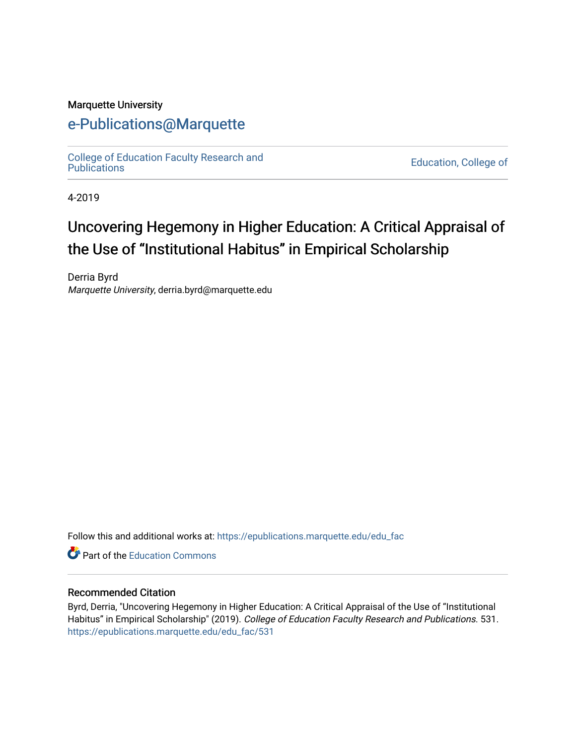Marquette University

# e-Publications@Marquette

College of Education Faculty Research and Publications | Education, College of

4-2019

# Uncovering Hegemony in Higher Education: A Critical Appraisal of the Use of "Institutional Habitus" in Empirical Scholarship

Derria Byrd
*Marquette University*, derria.byrd@marquette.edu

Follow this and additional works at: https://epublications.marquette.edu/edu_fac

Part of the Education Commons

## Recommended Citation

Byrd, Derria, "Uncovering Hegemony in Higher Education: A Critical Appraisal of the Use of "Institutional Habitus" in Empirical Scholarship" (2019). *College of Education Faculty Research and Publications*. 531.
https://epublications.marquette.edu/edu_fac/531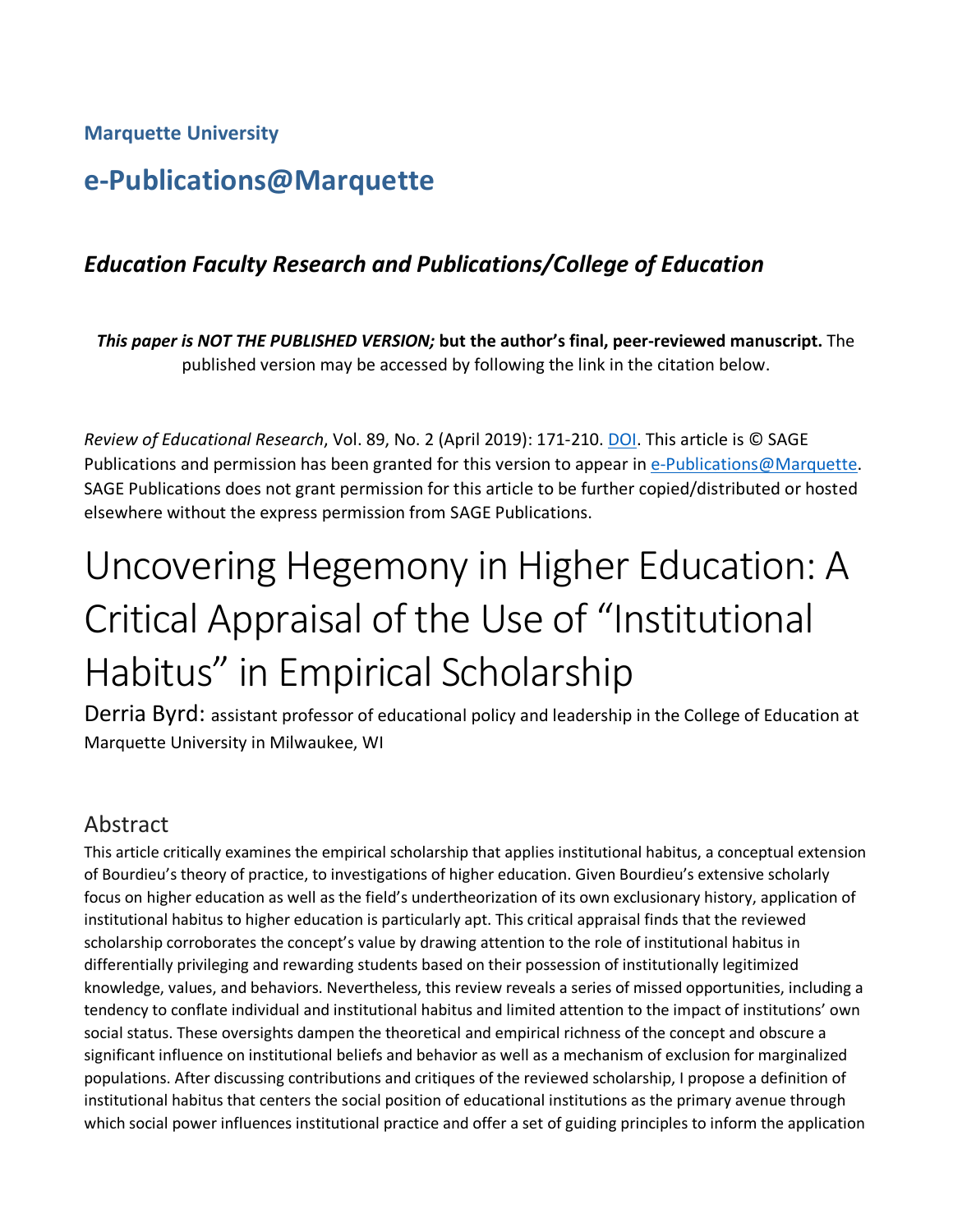**Marquette University**

## e-Publications@Marquette

### *Education Faculty Research and Publications/College of Education*

***This paper is NOT THE PUBLISHED VERSION;* but the author's final, peer-reviewed manuscript.** The published version may be accessed by following the link in the citation below.

*Review of Educational Research*, Vol. 89, No. 2 (April 2019): 171-210. DOI. This article is © SAGE Publications and permission has been granted for this version to appear in e-Publications@Marquette. SAGE Publications does not grant permission for this article to be further copied/distributed or hosted elsewhere without the express permission from SAGE Publications.

# Uncovering Hegemony in Higher Education: A Critical Appraisal of the Use of "Institutional Habitus" in Empirical Scholarship

Derria Byrd: assistant professor of educational policy and leadership in the College of Education at Marquette University in Milwaukee, WI

## Abstract

This article critically examines the empirical scholarship that applies institutional habitus, a conceptual extension of Bourdieu's theory of practice, to investigations of higher education. Given Bourdieu's extensive scholarly focus on higher education as well as the field's undertheorization of its own exclusionary history, application of institutional habitus to higher education is particularly apt. This critical appraisal finds that the reviewed scholarship corroborates the concept's value by drawing attention to the role of institutional habitus in differentially privileging and rewarding students based on their possession of institutionally legitimized knowledge, values, and behaviors. Nevertheless, this review reveals a series of missed opportunities, including a tendency to conflate individual and institutional habitus and limited attention to the impact of institutions' own social status. These oversights dampen the theoretical and empirical richness of the concept and obscure a significant influence on institutional beliefs and behavior as well as a mechanism of exclusion for marginalized populations. After discussing contributions and critiques of the reviewed scholarship, I propose a definition of institutional habitus that centers the social position of educational institutions as the primary avenue through which social power influences institutional practice and offer a set of guiding principles to inform the application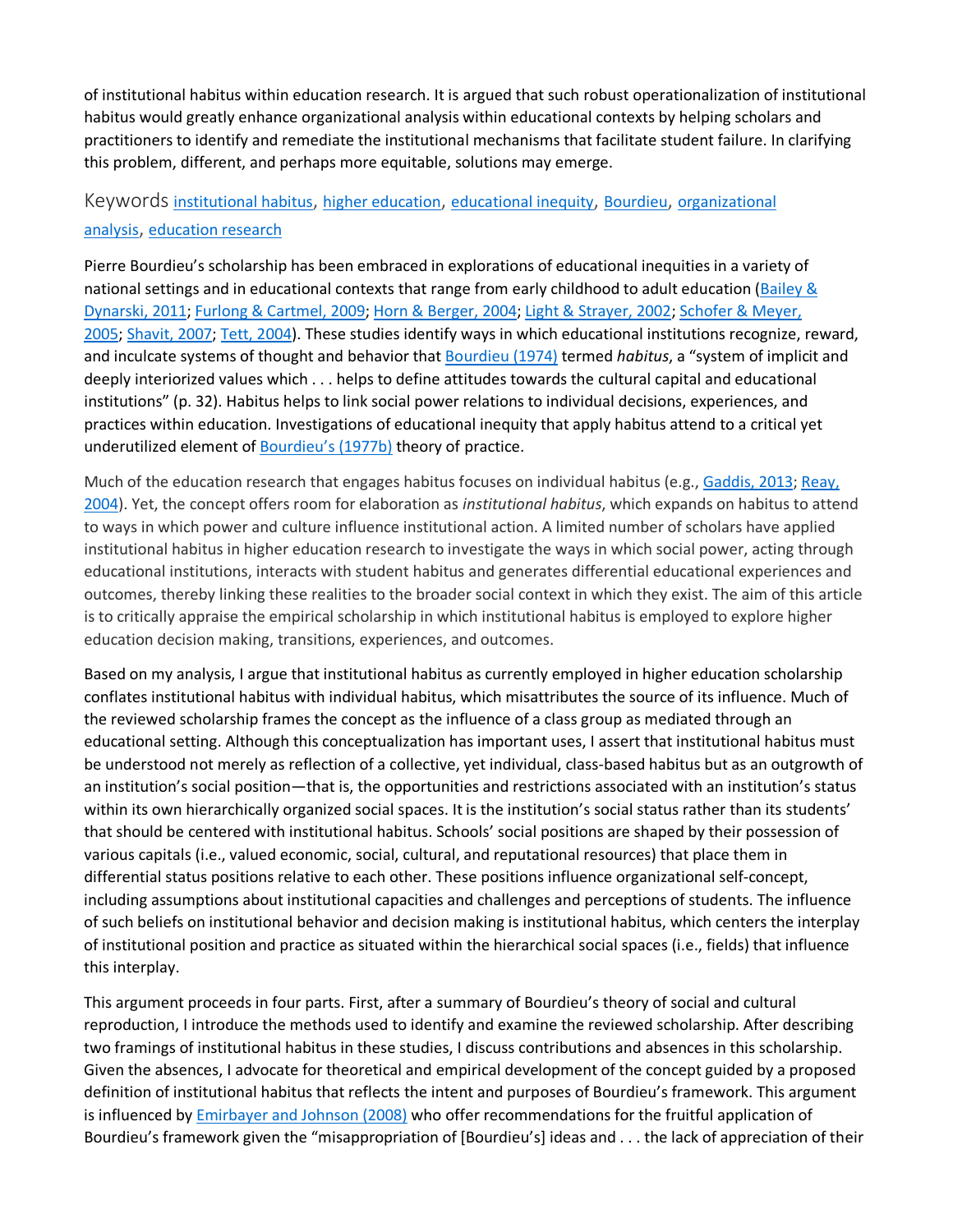of institutional habitus within education research. It is argued that such robust operationalization of institutional habitus would greatly enhance organizational analysis within educational contexts by helping scholars and practitioners to identify and remediate the institutional mechanisms that facilitate student failure. In clarifying this problem, different, and perhaps more equitable, solutions may emerge.

Keywords institutional habitus, higher education, educational inequity, Bourdieu, organizational analysis, education research

Pierre Bourdieu's scholarship has been embraced in explorations of educational inequities in a variety of national settings and in educational contexts that range from early childhood to adult education (Bailey & Dynarski, 2011; Furlong & Cartmel, 2009; Horn & Berger, 2004; Light & Strayer, 2002; Schofer & Meyer, 2005; Shavit, 2007; Tett, 2004). These studies identify ways in which educational institutions recognize, reward, and inculcate systems of thought and behavior that Bourdieu (1974) termed *habitus*, a "system of implicit and deeply interiorized values which . . . helps to define attitudes towards the cultural capital and educational institutions" (p. 32). Habitus helps to link social power relations to individual decisions, experiences, and practices within education. Investigations of educational inequity that apply habitus attend to a critical yet underutilized element of Bourdieu's (1977b) theory of practice.

Much of the education research that engages habitus focuses on individual habitus (e.g., Gaddis, 2013; Reay, 2004). Yet, the concept offers room for elaboration as *institutional habitus*, which expands on habitus to attend to ways in which power and culture influence institutional action. A limited number of scholars have applied institutional habitus in higher education research to investigate the ways in which social power, acting through educational institutions, interacts with student habitus and generates differential educational experiences and outcomes, thereby linking these realities to the broader social context in which they exist. The aim of this article is to critically appraise the empirical scholarship in which institutional habitus is employed to explore higher education decision making, transitions, experiences, and outcomes.

Based on my analysis, I argue that institutional habitus as currently employed in higher education scholarship conflates institutional habitus with individual habitus, which misattributes the source of its influence. Much of the reviewed scholarship frames the concept as the influence of a class group as mediated through an educational setting. Although this conceptualization has important uses, I assert that institutional habitus must be understood not merely as reflection of a collective, yet individual, class-based habitus but as an outgrowth of an institution's social position—that is, the opportunities and restrictions associated with an institution's status within its own hierarchically organized social spaces. It is the institution's social status rather than its students' that should be centered with institutional habitus. Schools' social positions are shaped by their possession of various capitals (i.e., valued economic, social, cultural, and reputational resources) that place them in differential status positions relative to each other. These positions influence organizational self-concept, including assumptions about institutional capacities and challenges and perceptions of students. The influence of such beliefs on institutional behavior and decision making is institutional habitus, which centers the interplay of institutional position and practice as situated within the hierarchical social spaces (i.e., fields) that influence this interplay.

This argument proceeds in four parts. First, after a summary of Bourdieu's theory of social and cultural reproduction, I introduce the methods used to identify and examine the reviewed scholarship. After describing two framings of institutional habitus in these studies, I discuss contributions and absences in this scholarship. Given the absences, I advocate for theoretical and empirical development of the concept guided by a proposed definition of institutional habitus that reflects the intent and purposes of Bourdieu's framework. This argument is influenced by Emirbayer and Johnson (2008) who offer recommendations for the fruitful application of Bourdieu's framework given the "misappropriation of [Bourdieu's] ideas and . . . the lack of appreciation of their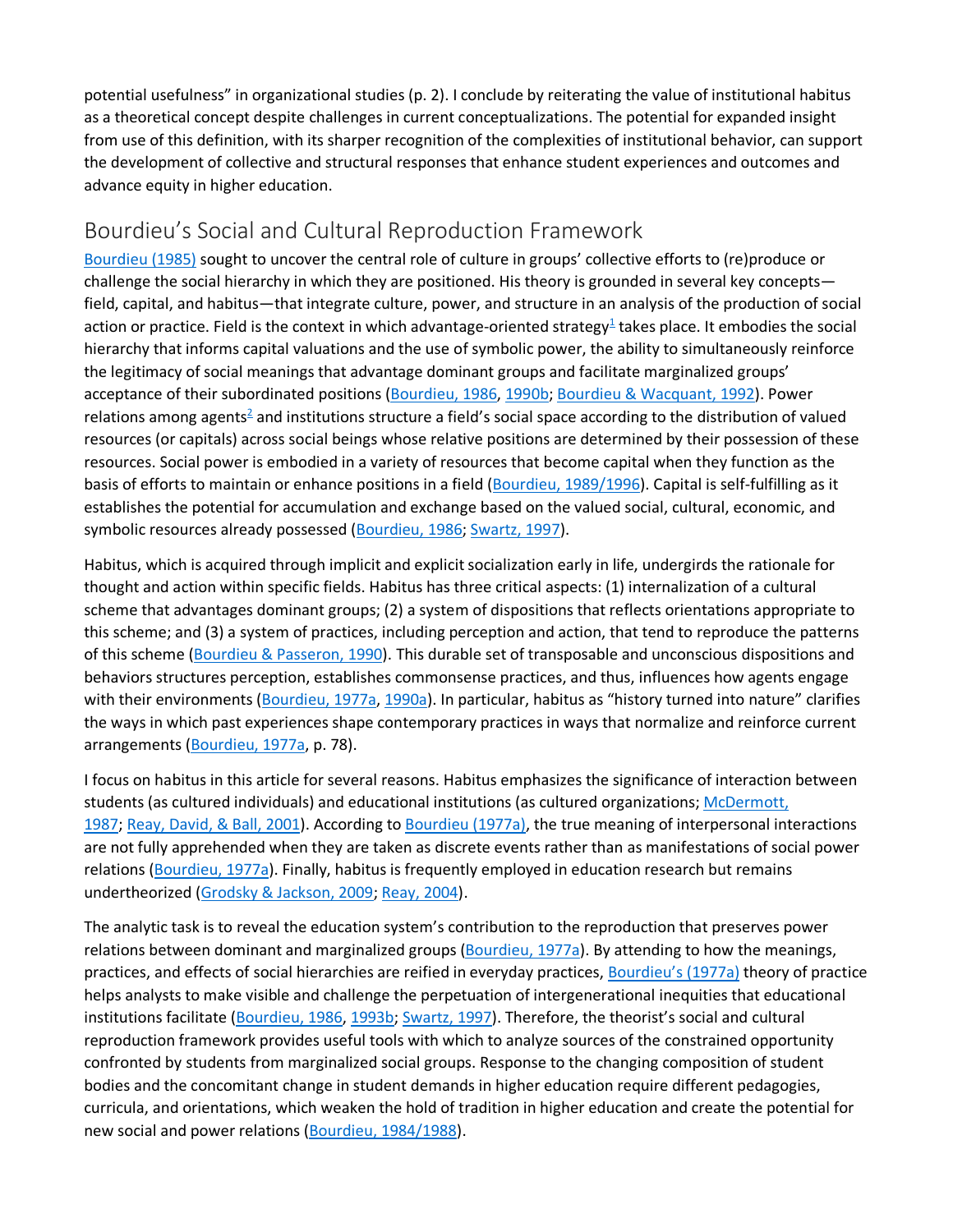potential usefulness" in organizational studies (p. 2). I conclude by reiterating the value of institutional habitus as a theoretical concept despite challenges in current conceptualizations. The potential for expanded insight from use of this definition, with its sharper recognition of the complexities of institutional behavior, can support the development of collective and structural responses that enhance student experiences and outcomes and advance equity in higher education.

## Bourdieu's Social and Cultural Reproduction Framework

Bourdieu (1985) sought to uncover the central role of culture in groups' collective efforts to (re)produce or challenge the social hierarchy in which they are positioned. His theory is grounded in several key concepts—field, capital, and habitus—that integrate culture, power, and structure in an analysis of the production of social action or practice. Field is the context in which advantage-oriented strategy[1] takes place. It embodies the social hierarchy that informs capital valuations and the use of symbolic power, the ability to simultaneously reinforce the legitimacy of social meanings that advantage dominant groups and facilitate marginalized groups' acceptance of their subordinated positions (Bourdieu, 1986, 1990b; Bourdieu & Wacquant, 1992). Power relations among agents[2] and institutions structure a field's social space according to the distribution of valued resources (or capitals) across social beings whose relative positions are determined by their possession of these resources. Social power is embodied in a variety of resources that become capital when they function as the basis of efforts to maintain or enhance positions in a field (Bourdieu, 1989/1996). Capital is self-fulfilling as it establishes the potential for accumulation and exchange based on the valued social, cultural, economic, and symbolic resources already possessed (Bourdieu, 1986; Swartz, 1997).

Habitus, which is acquired through implicit and explicit socialization early in life, undergirds the rationale for thought and action within specific fields. Habitus has three critical aspects: (1) internalization of a cultural scheme that advantages dominant groups; (2) a system of dispositions that reflects orientations appropriate to this scheme; and (3) a system of practices, including perception and action, that tend to reproduce the patterns of this scheme (Bourdieu & Passeron, 1990). This durable set of transposable and unconscious dispositions and behaviors structures perception, establishes commonsense practices, and thus, influences how agents engage with their environments (Bourdieu, 1977a, 1990a). In particular, habitus as "history turned into nature" clarifies the ways in which past experiences shape contemporary practices in ways that normalize and reinforce current arrangements (Bourdieu, 1977a, p. 78).

I focus on habitus in this article for several reasons. Habitus emphasizes the significance of interaction between students (as cultured individuals) and educational institutions (as cultured organizations; McDermott, 1987; Reay, David, & Ball, 2001). According to Bourdieu (1977a), the true meaning of interpersonal interactions are not fully apprehended when they are taken as discrete events rather than as manifestations of social power relations (Bourdieu, 1977a). Finally, habitus is frequently employed in education research but remains undertheorized (Grodsky & Jackson, 2009; Reay, 2004).

The analytic task is to reveal the education system's contribution to the reproduction that preserves power relations between dominant and marginalized groups (Bourdieu, 1977a). By attending to how the meanings, practices, and effects of social hierarchies are reified in everyday practices, Bourdieu's (1977a) theory of practice helps analysts to make visible and challenge the perpetuation of intergenerational inequities that educational institutions facilitate (Bourdieu, 1986, 1993b; Swartz, 1997). Therefore, the theorist's social and cultural reproduction framework provides useful tools with which to analyze sources of the constrained opportunity confronted by students from marginalized social groups. Response to the changing composition of student bodies and the concomitant change in student demands in higher education require different pedagogies, curricula, and orientations, which weaken the hold of tradition in higher education and create the potential for new social and power relations (Bourdieu, 1984/1988).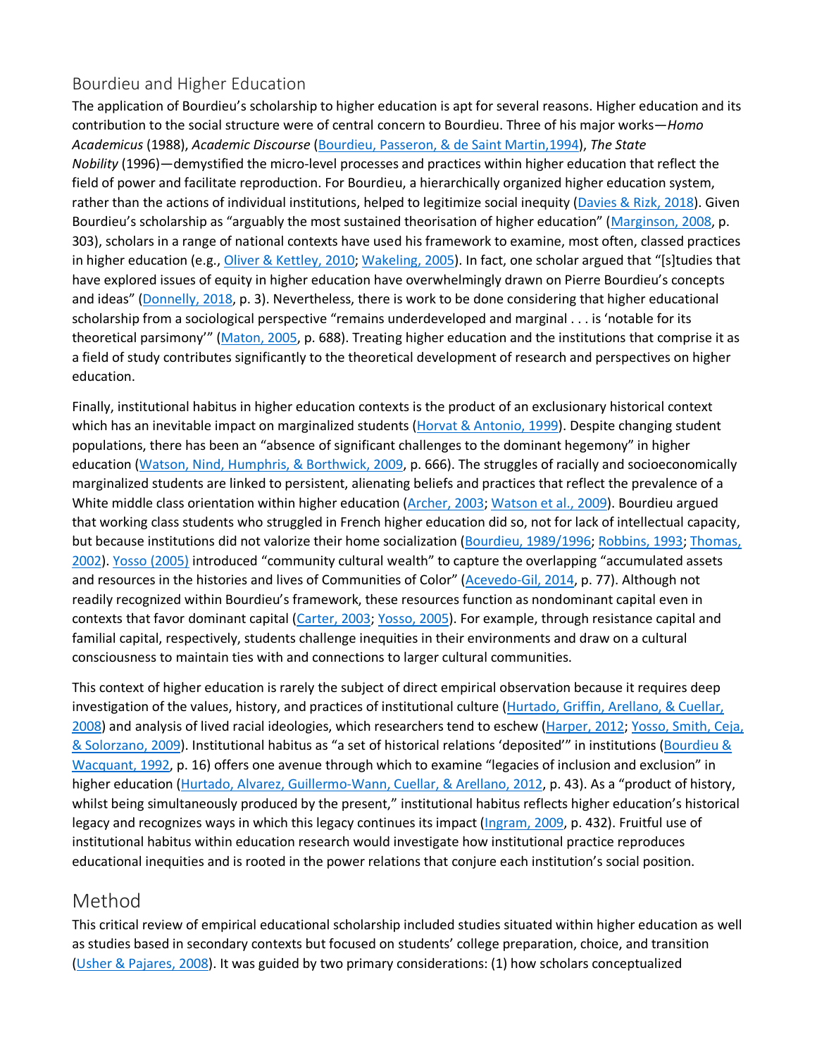## Bourdieu and Higher Education

The application of Bourdieu's scholarship to higher education is apt for several reasons. Higher education and its contribution to the social structure were of central concern to Bourdieu. Three of his major works—*Homo Academicus* (1988), *Academic Discourse* (Bourdieu, Passeron, & de Saint Martin,1994), *The State Nobility* (1996)—demystified the micro-level processes and practices within higher education that reflect the field of power and facilitate reproduction. For Bourdieu, a hierarchically organized higher education system, rather than the actions of individual institutions, helped to legitimize social inequity (Davies & Rizk, 2018). Given Bourdieu's scholarship as "arguably the most sustained theorisation of higher education" (Marginson, 2008, p. 303), scholars in a range of national contexts have used his framework to examine, most often, classed practices in higher education (e.g., Oliver & Kettley, 2010; Wakeling, 2005). In fact, one scholar argued that "[s]tudies that have explored issues of equity in higher education have overwhelmingly drawn on Pierre Bourdieu's concepts and ideas" (Donnelly, 2018, p. 3). Nevertheless, there is work to be done considering that higher educational scholarship from a sociological perspective "remains underdeveloped and marginal . . . is 'notable for its theoretical parsimony'" (Maton, 2005, p. 688). Treating higher education and the institutions that comprise it as a field of study contributes significantly to the theoretical development of research and perspectives on higher education.

Finally, institutional habitus in higher education contexts is the product of an exclusionary historical context which has an inevitable impact on marginalized students (Horvat & Antonio, 1999). Despite changing student populations, there has been an "absence of significant challenges to the dominant hegemony" in higher education (Watson, Nind, Humphris, & Borthwick, 2009, p. 666). The struggles of racially and socioeconomically marginalized students are linked to persistent, alienating beliefs and practices that reflect the prevalence of a White middle class orientation within higher education (Archer, 2003; Watson et al., 2009). Bourdieu argued that working class students who struggled in French higher education did so, not for lack of intellectual capacity, but because institutions did not valorize their home socialization (Bourdieu, 1989/1996; Robbins, 1993; Thomas, 2002). Yosso (2005) introduced "community cultural wealth" to capture the overlapping "accumulated assets and resources in the histories and lives of Communities of Color" (Acevedo-Gil, 2014, p. 77). Although not readily recognized within Bourdieu's framework, these resources function as nondominant capital even in contexts that favor dominant capital (Carter, 2003; Yosso, 2005). For example, through resistance capital and familial capital, respectively, students challenge inequities in their environments and draw on a cultural consciousness to maintain ties with and connections to larger cultural communities.

This context of higher education is rarely the subject of direct empirical observation because it requires deep investigation of the values, history, and practices of institutional culture (Hurtado, Griffin, Arellano, & Cuellar, 2008) and analysis of lived racial ideologies, which researchers tend to eschew (Harper, 2012; Yosso, Smith, Ceja, & Solorzano, 2009). Institutional habitus as "a set of historical relations 'deposited'" in institutions (Bourdieu & Wacquant, 1992, p. 16) offers one avenue through which to examine "legacies of inclusion and exclusion" in higher education (Hurtado, Alvarez, Guillermo-Wann, Cuellar, & Arellano, 2012, p. 43). As a "product of history, whilst being simultaneously produced by the present," institutional habitus reflects higher education's historical legacy and recognizes ways in which this legacy continues its impact (Ingram, 2009, p. 432). Fruitful use of institutional habitus within education research would investigate how institutional practice reproduces educational inequities and is rooted in the power relations that conjure each institution's social position.

## Method

This critical review of empirical educational scholarship included studies situated within higher education as well as studies based in secondary contexts but focused on students' college preparation, choice, and transition (Usher & Pajares, 2008). It was guided by two primary considerations: (1) how scholars conceptualized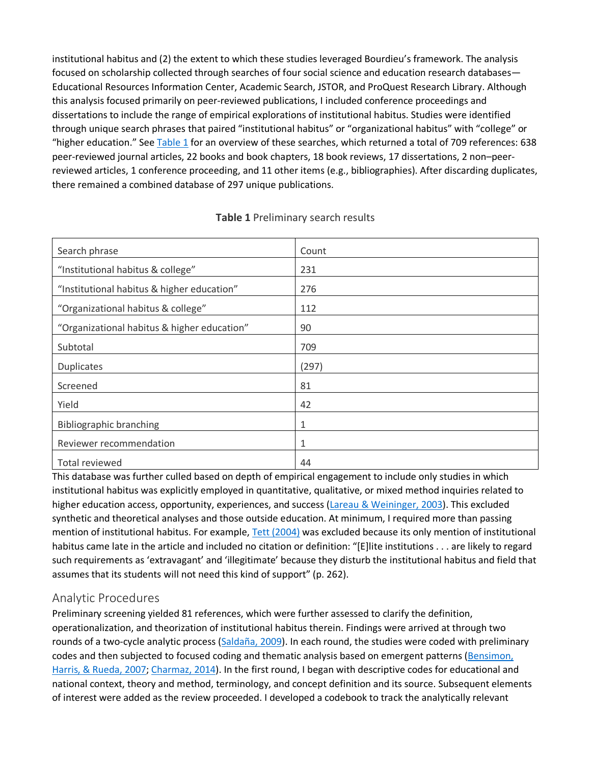institutional habitus and (2) the extent to which these studies leveraged Bourdieu's framework. The analysis focused on scholarship collected through searches of four social science and education research databases—Educational Resources Information Center, Academic Search, JSTOR, and ProQuest Research Library. Although this analysis focused primarily on peer-reviewed publications, I included conference proceedings and dissertations to include the range of empirical explorations of institutional habitus. Studies were identified through unique search phrases that paired "institutional habitus" or "organizational habitus" with "college" or "higher education." See Table 1 for an overview of these searches, which returned a total of 709 references: 638 peer-reviewed journal articles, 22 books and book chapters, 18 book reviews, 17 dissertations, 2 non–peer-reviewed articles, 1 conference proceeding, and 11 other items (e.g., bibliographies). After discarding duplicates, there remained a combined database of 297 unique publications.

**Table 1** Preliminary search results

| Search phrase | Count |
|---|---|
| "Institutional habitus & college" | 231 |
| "Institutional habitus & higher education" | 276 |
| "Organizational habitus & college" | 112 |
| "Organizational habitus & higher education" | 90 |
| Subtotal | 709 |
| Duplicates | (297) |
| Screened | 81 |
| Yield | 42 |
| Bibliographic branching | 1 |
| Reviewer recommendation | 1 |
| Total reviewed | 44 |

This database was further culled based on depth of empirical engagement to include only studies in which institutional habitus was explicitly employed in quantitative, qualitative, or mixed method inquiries related to higher education access, opportunity, experiences, and success (Lareau & Weininger, 2003). This excluded synthetic and theoretical analyses and those outside education. At minimum, I required more than passing mention of institutional habitus. For example, Tett (2004) was excluded because its only mention of institutional habitus came late in the article and included no citation or definition: "[E]lite institutions . . . are likely to regard such requirements as 'extravagant' and 'illegitimate' because they disturb the institutional habitus and field that assumes that its students will not need this kind of support" (p. 262).

## Analytic Procedures

Preliminary screening yielded 81 references, which were further assessed to clarify the definition, operationalization, and theorization of institutional habitus therein. Findings were arrived at through two rounds of a two-cycle analytic process (Saldaña, 2009). In each round, the studies were coded with preliminary codes and then subjected to focused coding and thematic analysis based on emergent patterns (Bensimon, Harris, & Rueda, 2007; Charmaz, 2014). In the first round, I began with descriptive codes for educational and national context, theory and method, terminology, and concept definition and its source. Subsequent elements of interest were added as the review proceeded. I developed a codebook to track the analytically relevant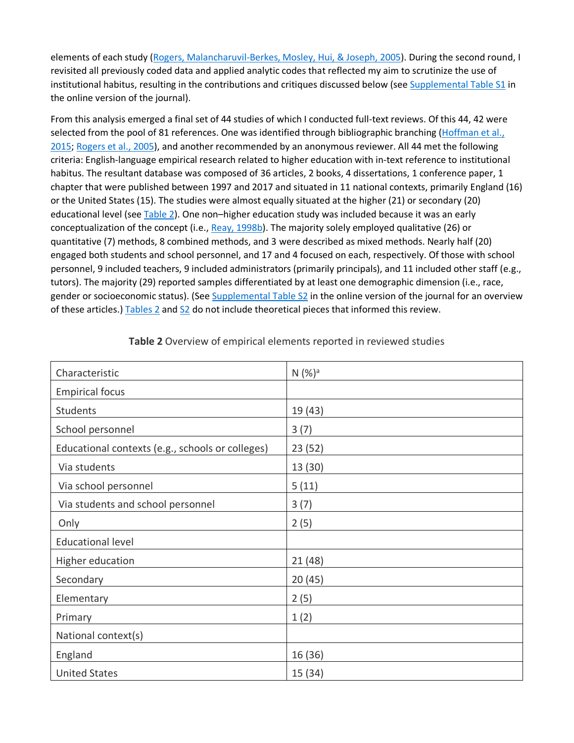elements of each study (Rogers, Malancharuvil-Berkes, Mosley, Hui, & Joseph, 2005). During the second round, I revisited all previously coded data and applied analytic codes that reflected my aim to scrutinize the use of institutional habitus, resulting in the contributions and critiques discussed below (see Supplemental Table S1 in the online version of the journal).

From this analysis emerged a final set of 44 studies of which I conducted full-text reviews. Of this 44, 42 were selected from the pool of 81 references. One was identified through bibliographic branching (Hoffman et al., 2015; Rogers et al., 2005), and another recommended by an anonymous reviewer. All 44 met the following criteria: English-language empirical research related to higher education with in-text reference to institutional habitus. The resultant database was composed of 36 articles, 2 books, 4 dissertations, 1 conference paper, 1 chapter that were published between 1997 and 2017 and situated in 11 national contexts, primarily England (16) or the United States (15). The studies were almost equally situated at the higher (21) or secondary (20) educational level (see Table 2). One non–higher education study was included because it was an early conceptualization of the concept (i.e., Reay, 1998b). The majority solely employed qualitative (26) or quantitative (7) methods, 8 combined methods, and 3 were described as mixed methods. Nearly half (20) engaged both students and school personnel, and 17 and 4 focused on each, respectively. Of those with school personnel, 9 included teachers, 9 included administrators (primarily principals), and 11 included other staff (e.g., tutors). The majority (29) reported samples differentiated by at least one demographic dimension (i.e., race, gender or socioeconomic status). (See Supplemental Table S2 in the online version of the journal for an overview of these articles.) Tables 2 and S2 do not include theoretical pieces that informed this review.

**Table 2** Overview of empirical elements reported in reviewed studies

| Characteristic | N (%)[a] |
|---|---|
| Empirical focus | |
| Students | 19 (43) |
| School personnel | 3 (7) |
| Educational contexts (e.g., schools or colleges) | 23 (52) |
| Via students | 13 (30) |
| Via school personnel | 5 (11) |
| Via students and school personnel | 3 (7) |
| Only | 2 (5) |
| Educational level | |
| Higher education | 21 (48) |
| Secondary | 20 (45) |
| Elementary | 2 (5) |
| Primary | 1 (2) |
| National context(s) | |
| England | 16 (36) |
| United States | 15 (34) |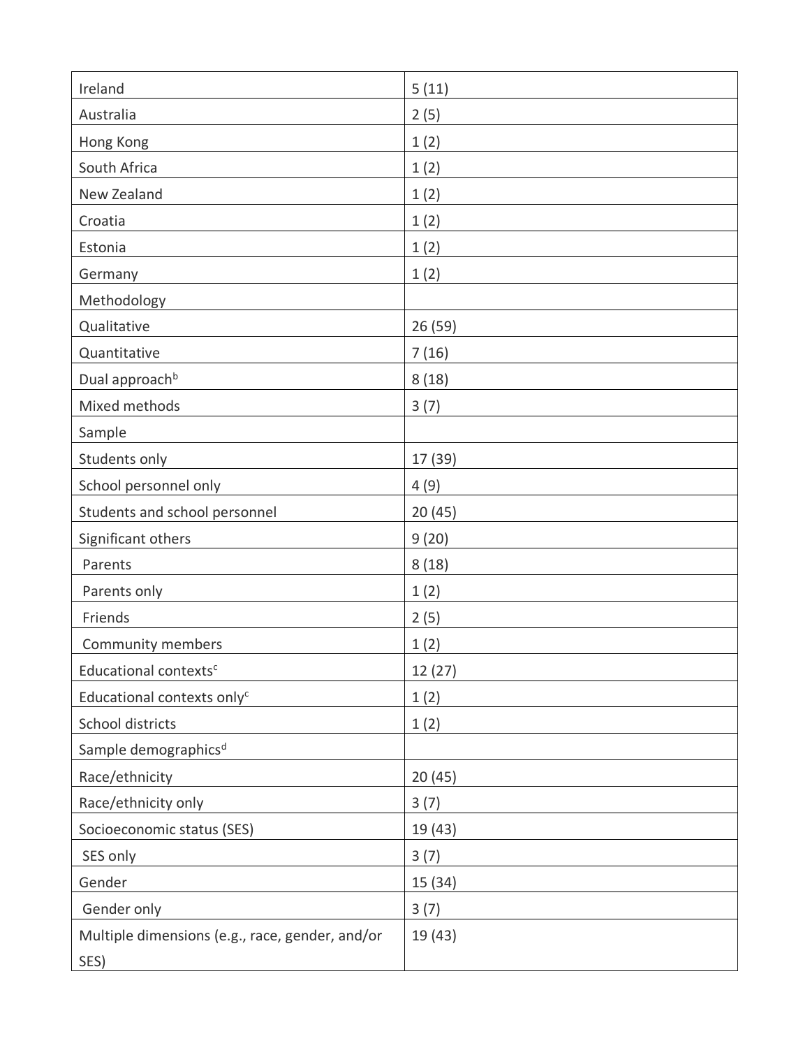| | |
|---|---|
| Ireland | 5 (11) |
| Australia | 2 (5) |
| Hong Kong | 1 (2) |
| South Africa | 1 (2) |
| New Zealand | 1 (2) |
| Croatia | 1 (2) |
| Estonia | 1 (2) |
| Germany | 1 (2) |
| Methodology | |
| Qualitative | 26 (59) |
| Quantitative | 7 (16) |
| Dual approach[b] | 8 (18) |
| Mixed methods | 3 (7) |
| Sample | |
| Students only | 17 (39) |
| School personnel only | 4 (9) |
| Students and school personnel | 20 (45) |
| Significant others | 9 (20) |
| Parents | 8 (18) |
| Parents only | 1 (2) |
| Friends | 2 (5) |
| Community members | 1 (2) |
| Educational contexts[c] | 12 (27) |
| Educational contexts only[c] | 1 (2) |
| School districts | 1 (2) |
| Sample demographics[d] | |
| Race/ethnicity | 20 (45) |
| Race/ethnicity only | 3 (7) |
| Socioeconomic status (SES) | 19 (43) |
| SES only | 3 (7) |
| Gender | 15 (34) |
| Gender only | 3 (7) |
| Multiple dimensions (e.g., race, gender, and/or SES) | 19 (43) |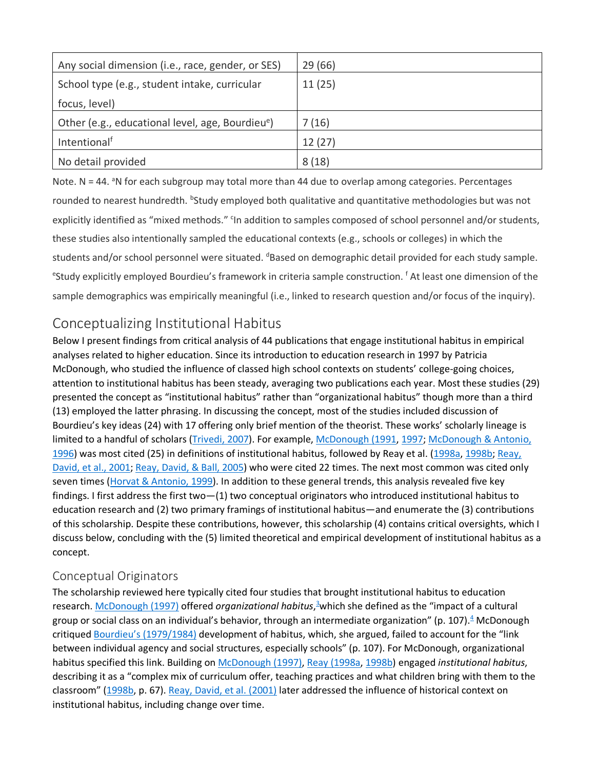| | |
|---|---|
| Any social dimension (i.e., race, gender, or SES) | 29 (66) |
| School type (e.g., student intake, curricular focus, level) | 11 (25) |
| Other (e.g., educational level, age, Bourdieu[e]) | 7 (16) |
| Intentional[f] | 12 (27) |
| No detail provided | 8 (18) |

Note. N = 44. [a]N for each subgroup may total more than 44 due to overlap among categories. Percentages rounded to nearest hundredth. [b]Study employed both qualitative and quantitative methodologies but was not explicitly identified as "mixed methods." [c]In addition to samples composed of school personnel and/or students, these studies also intentionally sampled the educational contexts (e.g., schools or colleges) in which the students and/or school personnel were situated. [d]Based on demographic detail provided for each study sample. [e]Study explicitly employed Bourdieu's framework in criteria sample construction. [f] At least one dimension of the sample demographics was empirically meaningful (i.e., linked to research question and/or focus of the inquiry).

## Conceptualizing Institutional Habitus

Below I present findings from critical analysis of 44 publications that engage institutional habitus in empirical analyses related to higher education. Since its introduction to education research in 1997 by Patricia McDonough, who studied the influence of classed high school contexts on students' college-going choices, attention to institutional habitus has been steady, averaging two publications each year. Most these studies (29) presented the concept as "institutional habitus" rather than "organizational habitus" though more than a third (13) employed the latter phrasing. In discussing the concept, most of the studies included discussion of Bourdieu's key ideas (24) with 17 offering only brief mention of the theorist. These works' scholarly lineage is limited to a handful of scholars (Trivedi, 2007). For example, McDonough (1991, 1997; McDonough & Antonio, 1996) was most cited (25) in definitions of institutional habitus, followed by Reay et al. (1998a, 1998b; Reay, David, et al., 2001; Reay, David, & Ball, 2005) who were cited 22 times. The next most common was cited only seven times (Horvat & Antonio, 1999). In addition to these general trends, this analysis revealed five key findings. I first address the first two—(1) two conceptual originators who introduced institutional habitus to education research and (2) two primary framings of institutional habitus—and enumerate the (3) contributions of this scholarship. Despite these contributions, however, this scholarship (4) contains critical oversights, which I discuss below, concluding with the (5) limited theoretical and empirical development of institutional habitus as a concept.

### Conceptual Originators

The scholarship reviewed here typically cited four studies that brought institutional habitus to education research. McDonough (1997) offered *organizational habitus*,[3] which she defined as the "impact of a cultural group or social class on an individual's behavior, through an intermediate organization" (p. 107).[4] McDonough critiqued Bourdieu's (1979/1984) development of habitus, which, she argued, failed to account for the "link between individual agency and social structures, especially schools" (p. 107). For McDonough, organizational habitus specified this link. Building on McDonough (1997), Reay (1998a, 1998b) engaged *institutional habitus*, describing it as a "complex mix of curriculum offer, teaching practices and what children bring with them to the classroom" (1998b, p. 67). Reay, David, et al. (2001) later addressed the influence of historical context on institutional habitus, including change over time.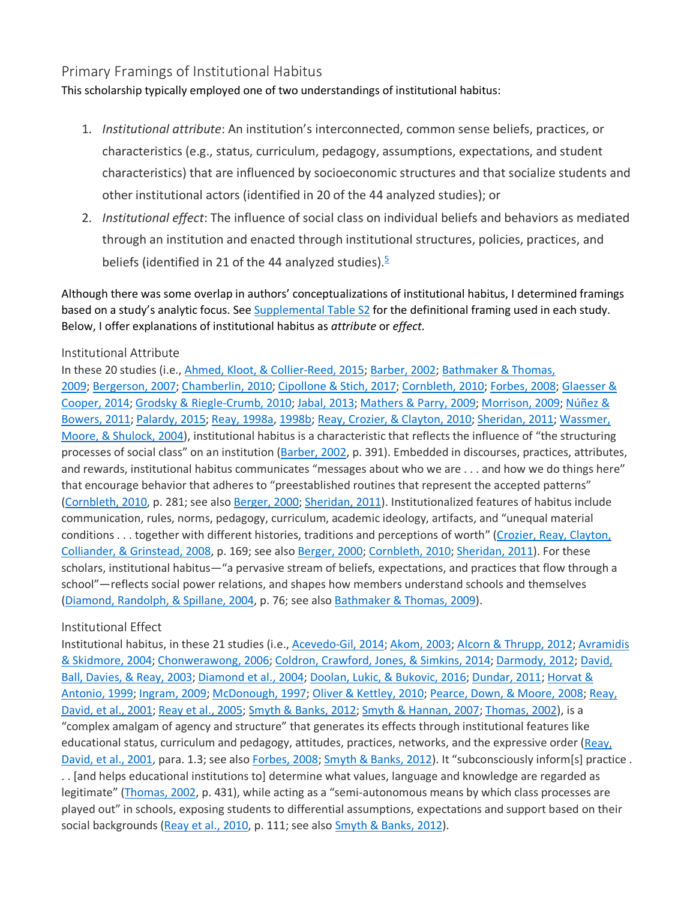## Primary Framings of Institutional Habitus

This scholarship typically employed one of two understandings of institutional habitus:

1. *Institutional attribute*: An institution's interconnected, common sense beliefs, practices, or characteristics (e.g., status, curriculum, pedagogy, assumptions, expectations, and student characteristics) that are influenced by socioeconomic structures and that socialize students and other institutional actors (identified in 20 of the 44 analyzed studies); or
2. *Institutional effect*: The influence of social class on individual beliefs and behaviors as mediated through an institution and enacted through institutional structures, policies, practices, and beliefs (identified in 21 of the 44 analyzed studies).[5]

Although there was some overlap in authors' conceptualizations of institutional habitus, I determined framings based on a study's analytic focus. See Supplemental Table S2 for the definitional framing used in each study. Below, I offer explanations of institutional habitus as *attribute* or *effect*.

### Institutional Attribute

In these 20 studies (i.e., Ahmed, Kloot, & Collier-Reed, 2015; Barber, 2002; Bathmaker & Thomas, 2009; Bergerson, 2007; Chamberlin, 2010; Cipollone & Stich, 2017; Cornbleth, 2010; Forbes, 2008; Glaesser & Cooper, 2014; Grodsky & Riegle-Crumb, 2010; Jabal, 2013; Mathers & Parry, 2009; Morrison, 2009; Núñez & Bowers, 2011; Palardy, 2015; Reay, 1998a, 1998b; Reay, Crozier, & Clayton, 2010; Sheridan, 2011; Wassmer, Moore, & Shulock, 2004), institutional habitus is a characteristic that reflects the influence of "the structuring processes of social class" on an institution (Barber, 2002, p. 391). Embedded in discourses, practices, attributes, and rewards, institutional habitus communicates "messages about who we are . . . and how we do things here" that encourage behavior that adheres to "preestablished routines that represent the accepted patterns" (Cornbleth, 2010, p. 281; see also Berger, 2000; Sheridan, 2011). Institutionalized features of habitus include communication, rules, norms, pedagogy, curriculum, academic ideology, artifacts, and "unequal material conditions . . . together with different histories, traditions and perceptions of worth" (Crozier, Reay, Clayton, Colliander, & Grinstead, 2008, p. 169; see also Berger, 2000; Cornbleth, 2010; Sheridan, 2011). For these scholars, institutional habitus—"a pervasive stream of beliefs, expectations, and practices that flow through a school"—reflects social power relations, and shapes how members understand schools and themselves (Diamond, Randolph, & Spillane, 2004, p. 76; see also Bathmaker & Thomas, 2009).

### Institutional Effect

Institutional habitus, in these 21 studies (i.e., Acevedo-Gil, 2014; Akom, 2003; Alcorn & Thrupp, 2012; Avramidis & Skidmore, 2004; Chonwerawong, 2006; Coldron, Crawford, Jones, & Simkins, 2014; Darmody, 2012; David, Ball, Davies, & Reay, 2003; Diamond et al., 2004; Doolan, Lukic, & Bukovic, 2016; Dundar, 2011; Horvat & Antonio, 1999; Ingram, 2009; McDonough, 1997; Oliver & Kettley, 2010; Pearce, Down, & Moore, 2008; Reay, David, et al., 2001; Reay et al., 2005; Smyth & Banks, 2012; Smyth & Hannan, 2007; Thomas, 2002), is a "complex amalgam of agency and structure" that generates its effects through institutional features like educational status, curriculum and pedagogy, attitudes, practices, networks, and the expressive order (Reay, David, et al., 2001, para. 1.3; see also Forbes, 2008; Smyth & Banks, 2012). It "subconsciously inform[s] practice . . . [and helps educational institutions to] determine what values, language and knowledge are regarded as legitimate" (Thomas, 2002, p. 431), while acting as a "semi-autonomous means by which class processes are played out" in schools, exposing students to differential assumptions, expectations and support based on their social backgrounds (Reay et al., 2010, p. 111; see also Smyth & Banks, 2012).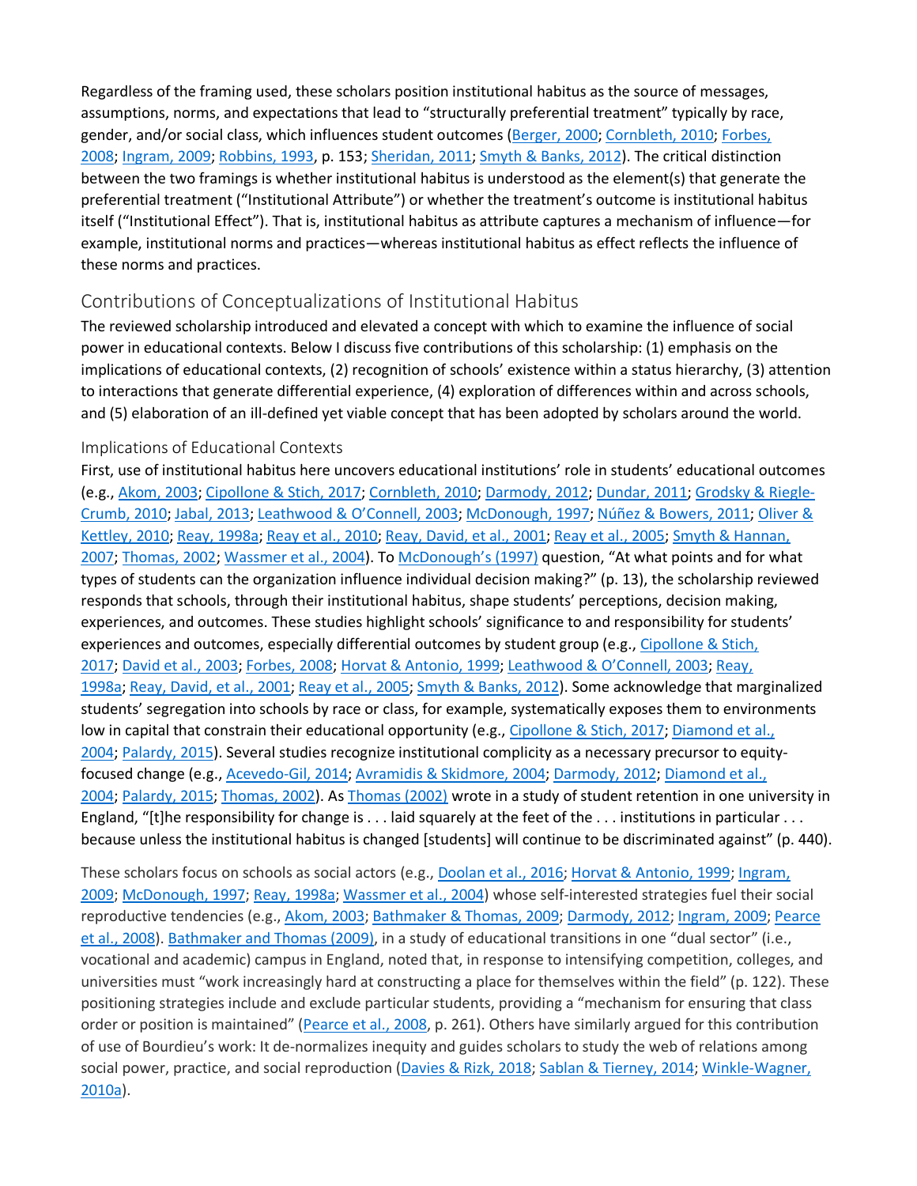Regardless of the framing used, these scholars position institutional habitus as the source of messages, assumptions, norms, and expectations that lead to "structurally preferential treatment" typically by race, gender, and/or social class, which influences student outcomes (Berger, 2000; Cornbleth, 2010; Forbes, 2008; Ingram, 2009; Robbins, 1993, p. 153; Sheridan, 2011; Smyth & Banks, 2012). The critical distinction between the two framings is whether institutional habitus is understood as the element(s) that generate the preferential treatment ("Institutional Attribute") or whether the treatment's outcome is institutional habitus itself ("Institutional Effect"). That is, institutional habitus as attribute captures a mechanism of influence—for example, institutional norms and practices—whereas institutional habitus as effect reflects the influence of these norms and practices.

## Contributions of Conceptualizations of Institutional Habitus

The reviewed scholarship introduced and elevated a concept with which to examine the influence of social power in educational contexts. Below I discuss five contributions of this scholarship: (1) emphasis on the implications of educational contexts, (2) recognition of schools' existence within a status hierarchy, (3) attention to interactions that generate differential experience, (4) exploration of differences within and across schools, and (5) elaboration of an ill-defined yet viable concept that has been adopted by scholars around the world.

### Implications of Educational Contexts

First, use of institutional habitus here uncovers educational institutions' role in students' educational outcomes (e.g., Akom, 2003; Cipollone & Stich, 2017; Cornbleth, 2010; Darmody, 2012; Dundar, 2011; Grodsky & Riegle-Crumb, 2010; Jabal, 2013; Leathwood & O'Connell, 2003; McDonough, 1997; Núñez & Bowers, 2011; Oliver & Kettley, 2010; Reay, 1998a; Reay et al., 2010; Reay, David, et al., 2001; Reay et al., 2005; Smyth & Hannan, 2007; Thomas, 2002; Wassmer et al., 2004). To McDonough's (1997) question, "At what points and for what types of students can the organization influence individual decision making?" (p. 13), the scholarship reviewed responds that schools, through their institutional habitus, shape students' perceptions, decision making, experiences, and outcomes. These studies highlight schools' significance to and responsibility for students' experiences and outcomes, especially differential outcomes by student group (e.g., Cipollone & Stich, 2017; David et al., 2003; Forbes, 2008; Horvat & Antonio, 1999; Leathwood & O'Connell, 2003; Reay, 1998a; Reay, David, et al., 2001; Reay et al., 2005; Smyth & Banks, 2012). Some acknowledge that marginalized students' segregation into schools by race or class, for example, systematically exposes them to environments low in capital that constrain their educational opportunity (e.g., Cipollone & Stich, 2017; Diamond et al., 2004; Palardy, 2015). Several studies recognize institutional complicity as a necessary precursor to equity-focused change (e.g., Acevedo-Gil, 2014; Avramidis & Skidmore, 2004; Darmody, 2012; Diamond et al., 2004; Palardy, 2015; Thomas, 2002). As Thomas (2002) wrote in a study of student retention in one university in England, "[t]he responsibility for change is . . . laid squarely at the feet of the . . . institutions in particular . . . because unless the institutional habitus is changed [students] will continue to be discriminated against" (p. 440).

These scholars focus on schools as social actors (e.g., Doolan et al., 2016; Horvat & Antonio, 1999; Ingram, 2009; McDonough, 1997; Reay, 1998a; Wassmer et al., 2004) whose self-interested strategies fuel their social reproductive tendencies (e.g., Akom, 2003; Bathmaker & Thomas, 2009; Darmody, 2012; Ingram, 2009; Pearce et al., 2008). Bathmaker and Thomas (2009), in a study of educational transitions in one "dual sector" (i.e., vocational and academic) campus in England, noted that, in response to intensifying competition, colleges, and universities must "work increasingly hard at constructing a place for themselves within the field" (p. 122). These positioning strategies include and exclude particular students, providing a "mechanism for ensuring that class order or position is maintained" (Pearce et al., 2008, p. 261). Others have similarly argued for this contribution of use of Bourdieu's work: It de-normalizes inequity and guides scholars to study the web of relations among social power, practice, and social reproduction (Davies & Rizk, 2018; Sablan & Tierney, 2014; Winkle-Wagner, 2010a).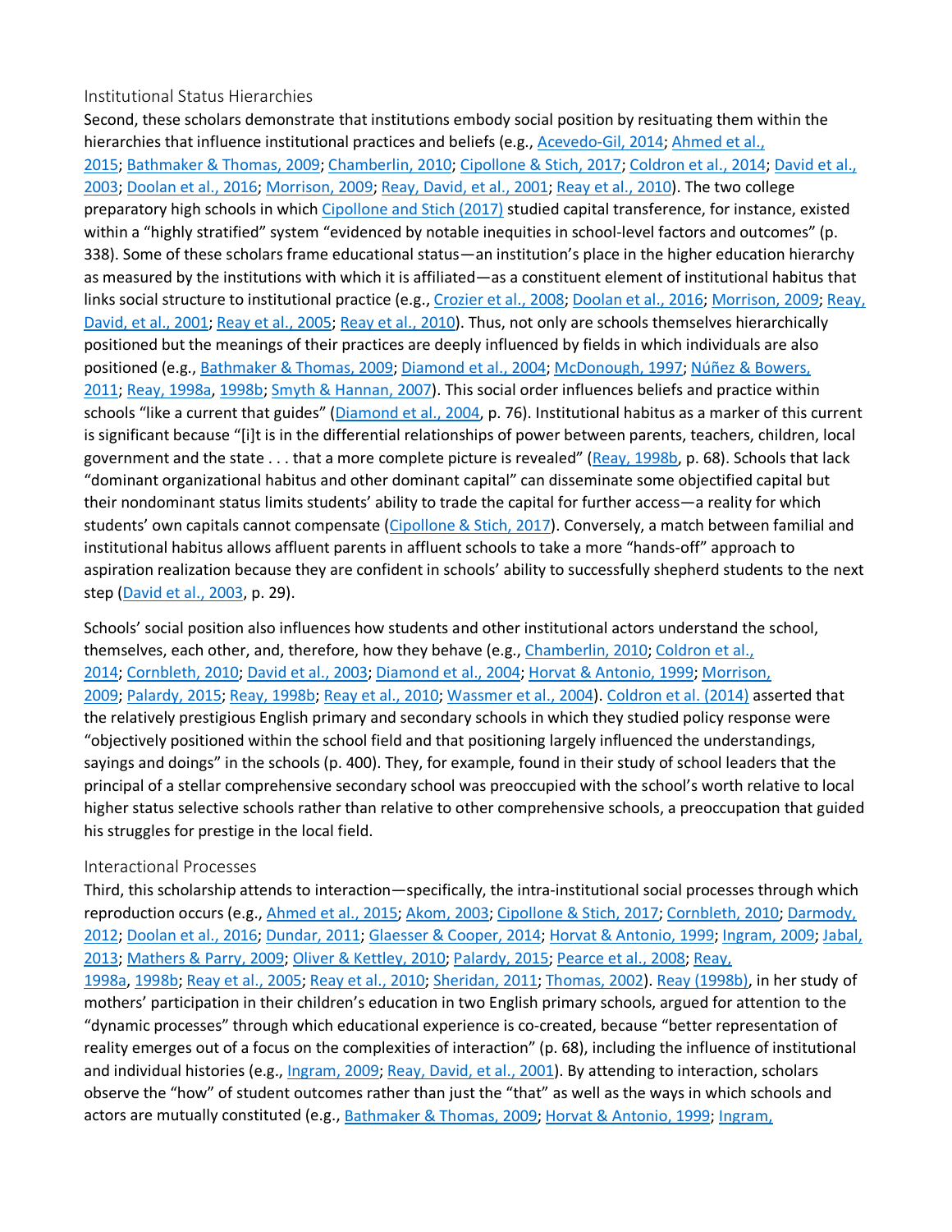### Institutional Status Hierarchies

Second, these scholars demonstrate that institutions embody social position by resituating them within the hierarchies that influence institutional practices and beliefs (e.g., Acevedo-Gil, 2014; Ahmed et al., 2015; Bathmaker & Thomas, 2009; Chamberlin, 2010; Cipollone & Stich, 2017; Coldron et al., 2014; David et al., 2003; Doolan et al., 2016; Morrison, 2009; Reay, David, et al., 2001; Reay et al., 2010). The two college preparatory high schools in which Cipollone and Stich (2017) studied capital transference, for instance, existed within a "highly stratified" system "evidenced by notable inequities in school-level factors and outcomes" (p. 338). Some of these scholars frame educational status—an institution's place in the higher education hierarchy as measured by the institutions with which it is affiliated—as a constituent element of institutional habitus that links social structure to institutional practice (e.g., Crozier et al., 2008; Doolan et al., 2016; Morrison, 2009; Reay, David, et al., 2001; Reay et al., 2005; Reay et al., 2010). Thus, not only are schools themselves hierarchically positioned but the meanings of their practices are deeply influenced by fields in which individuals are also positioned (e.g., Bathmaker & Thomas, 2009; Diamond et al., 2004; McDonough, 1997; Núñez & Bowers, 2011; Reay, 1998a, 1998b; Smyth & Hannan, 2007). This social order influences beliefs and practice within schools "like a current that guides" (Diamond et al., 2004, p. 76). Institutional habitus as a marker of this current is significant because "[i]t is in the differential relationships of power between parents, teachers, children, local government and the state . . . that a more complete picture is revealed" (Reay, 1998b, p. 68). Schools that lack "dominant organizational habitus and other dominant capital" can disseminate some objectified capital but their nondominant status limits students' ability to trade the capital for further access—a reality for which students' own capitals cannot compensate (Cipollone & Stich, 2017). Conversely, a match between familial and institutional habitus allows affluent parents in affluent schools to take a more "hands-off" approach to aspiration realization because they are confident in schools' ability to successfully shepherd students to the next step (David et al., 2003, p. 29).

Schools' social position also influences how students and other institutional actors understand the school, themselves, each other, and, therefore, how they behave (e.g., Chamberlin, 2010; Coldron et al., 2014; Cornbleth, 2010; David et al., 2003; Diamond et al., 2004; Horvat & Antonio, 1999; Morrison, 2009; Palardy, 2015; Reay, 1998b; Reay et al., 2010; Wassmer et al., 2004). Coldron et al. (2014) asserted that the relatively prestigious English primary and secondary schools in which they studied policy response were "objectively positioned within the school field and that positioning largely influenced the understandings, sayings and doings" in the schools (p. 400). They, for example, found in their study of school leaders that the principal of a stellar comprehensive secondary school was preoccupied with the school's worth relative to local higher status selective schools rather than relative to other comprehensive schools, a preoccupation that guided his struggles for prestige in the local field.

### Interactional Processes

Third, this scholarship attends to interaction—specifically, the intra-institutional social processes through which reproduction occurs (e.g., Ahmed et al., 2015; Akom, 2003; Cipollone & Stich, 2017; Cornbleth, 2010; Darmody, 2012; Doolan et al., 2016; Dundar, 2011; Glaesser & Cooper, 2014; Horvat & Antonio, 1999; Ingram, 2009; Jabal, 2013; Mathers & Parry, 2009; Oliver & Kettley, 2010; Palardy, 2015; Pearce et al., 2008; Reay, 1998a, 1998b; Reay et al., 2005; Reay et al., 2010; Sheridan, 2011; Thomas, 2002). Reay (1998b), in her study of mothers' participation in their children's education in two English primary schools, argued for attention to the "dynamic processes" through which educational experience is co-created, because "better representation of reality emerges out of a focus on the complexities of interaction" (p. 68), including the influence of institutional and individual histories (e.g., Ingram, 2009; Reay, David, et al., 2001). By attending to interaction, scholars observe the "how" of student outcomes rather than just the "that" as well as the ways in which schools and actors are mutually constituted (e.g., Bathmaker & Thomas, 2009; Horvat & Antonio, 1999; Ingram,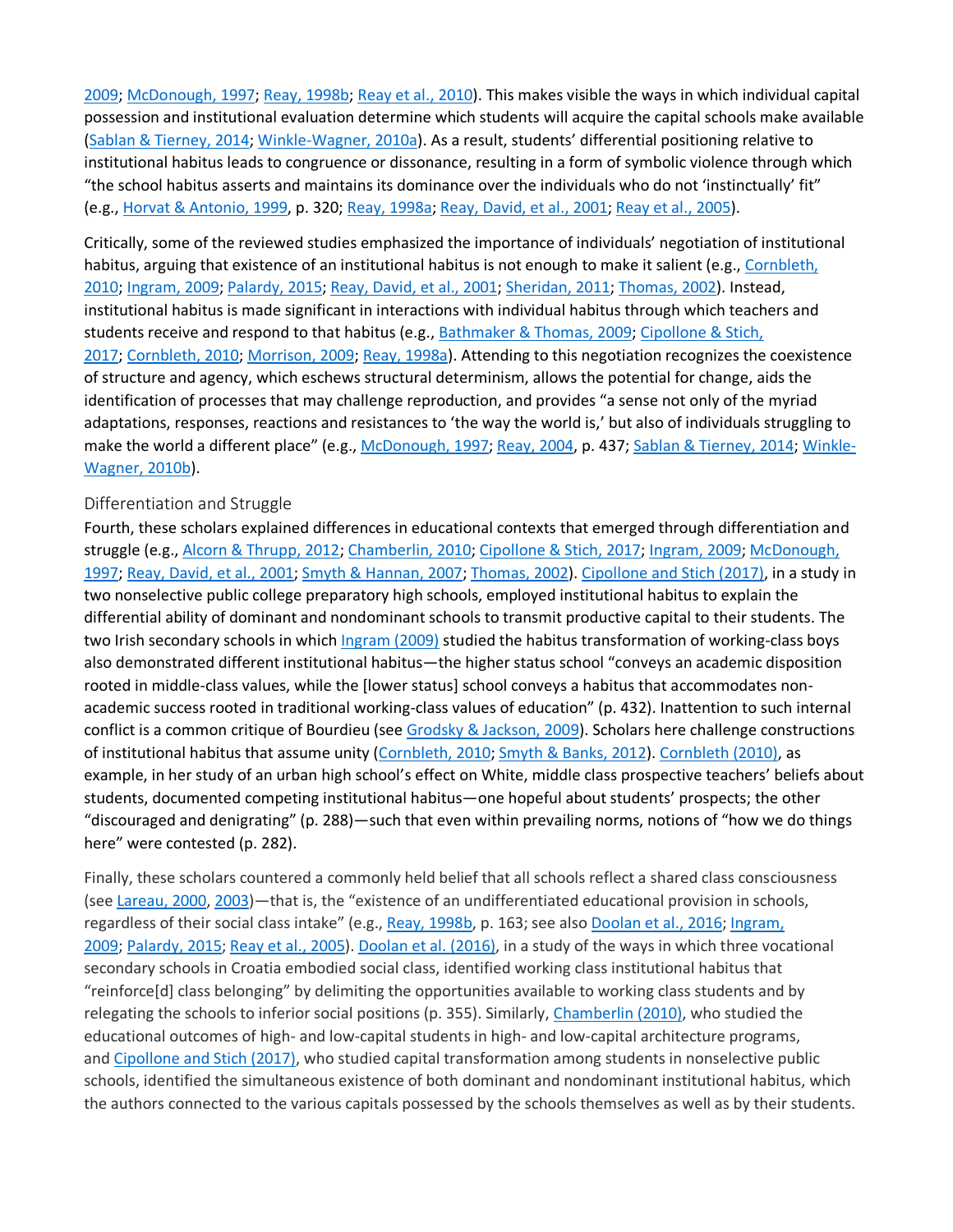2009; McDonough, 1997; Reay, 1998b; Reay et al., 2010). This makes visible the ways in which individual capital possession and institutional evaluation determine which students will acquire the capital schools make available (Sablan & Tierney, 2014; Winkle-Wagner, 2010a). As a result, students' differential positioning relative to institutional habitus leads to congruence or dissonance, resulting in a form of symbolic violence through which "the school habitus asserts and maintains its dominance over the individuals who do not 'instinctually' fit" (e.g., Horvat & Antonio, 1999, p. 320; Reay, 1998a; Reay, David, et al., 2001; Reay et al., 2005).

Critically, some of the reviewed studies emphasized the importance of individuals' negotiation of institutional habitus, arguing that existence of an institutional habitus is not enough to make it salient (e.g., Cornbleth, 2010; Ingram, 2009; Palardy, 2015; Reay, David, et al., 2001; Sheridan, 2011; Thomas, 2002). Instead, institutional habitus is made significant in interactions with individual habitus through which teachers and students receive and respond to that habitus (e.g., Bathmaker & Thomas, 2009; Cipollone & Stich, 2017; Cornbleth, 2010; Morrison, 2009; Reay, 1998a). Attending to this negotiation recognizes the coexistence of structure and agency, which eschews structural determinism, allows the potential for change, aids the identification of processes that may challenge reproduction, and provides "a sense not only of the myriad adaptations, responses, reactions and resistances to 'the way the world is,' but also of individuals struggling to make the world a different place" (e.g., McDonough, 1997; Reay, 2004, p. 437; Sablan & Tierney, 2014; Winkle-Wagner, 2010b).

### Differentiation and Struggle

Fourth, these scholars explained differences in educational contexts that emerged through differentiation and struggle (e.g., Alcorn & Thrupp, 2012; Chamberlin, 2010; Cipollone & Stich, 2017; Ingram, 2009; McDonough, 1997; Reay, David, et al., 2001; Smyth & Hannan, 2007; Thomas, 2002). Cipollone and Stich (2017), in a study in two nonselective public college preparatory high schools, employed institutional habitus to explain the differential ability of dominant and nondominant schools to transmit productive capital to their students. The two Irish secondary schools in which Ingram (2009) studied the habitus transformation of working-class boys also demonstrated different institutional habitus—the higher status school "conveys an academic disposition rooted in middle-class values, while the [lower status] school conveys a habitus that accommodates non-academic success rooted in traditional working-class values of education" (p. 432). Inattention to such internal conflict is a common critique of Bourdieu (see Grodsky & Jackson, 2009). Scholars here challenge constructions of institutional habitus that assume unity (Cornbleth, 2010; Smyth & Banks, 2012). Cornbleth (2010), as example, in her study of an urban high school's effect on White, middle class prospective teachers' beliefs about students, documented competing institutional habitus—one hopeful about students' prospects; the other "discouraged and denigrating" (p. 288)—such that even within prevailing norms, notions of "how we do things here" were contested (p. 282).

Finally, these scholars countered a commonly held belief that all schools reflect a shared class consciousness (see Lareau, 2000, 2003)—that is, the "existence of an undifferentiated educational provision in schools, regardless of their social class intake" (e.g., Reay, 1998b, p. 163; see also Doolan et al., 2016; Ingram, 2009; Palardy, 2015; Reay et al., 2005). Doolan et al. (2016), in a study of the ways in which three vocational secondary schools in Croatia embodied social class, identified working class institutional habitus that "reinforce[d] class belonging" by delimiting the opportunities available to working class students and by relegating the schools to inferior social positions (p. 355). Similarly, Chamberlin (2010), who studied the educational outcomes of high- and low-capital students in high- and low-capital architecture programs, and Cipollone and Stich (2017), who studied capital transformation among students in nonselective public schools, identified the simultaneous existence of both dominant and nondominant institutional habitus, which the authors connected to the various capitals possessed by the schools themselves as well as by their students.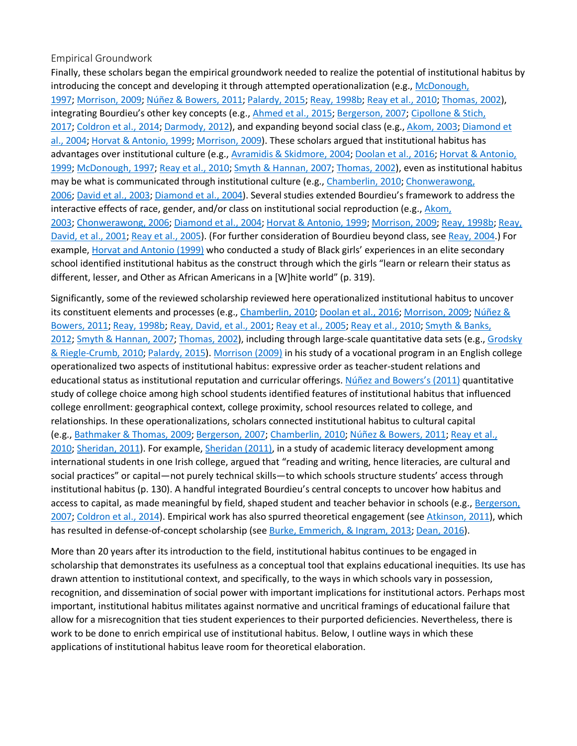### Empirical Groundwork

Finally, these scholars began the empirical groundwork needed to realize the potential of institutional habitus by introducing the concept and developing it through attempted operationalization (e.g., McDonough, 1997; Morrison, 2009; Núñez & Bowers, 2011; Palardy, 2015; Reay, 1998b; Reay et al., 2010; Thomas, 2002), integrating Bourdieu's other key concepts (e.g., Ahmed et al., 2015; Bergerson, 2007; Cipollone & Stich, 2017; Coldron et al., 2014; Darmody, 2012), and expanding beyond social class (e.g., Akom, 2003; Diamond et al., 2004; Horvat & Antonio, 1999; Morrison, 2009). These scholars argued that institutional habitus has advantages over institutional culture (e.g., Avramidis & Skidmore, 2004; Doolan et al., 2016; Horvat & Antonio, 1999; McDonough, 1997; Reay et al., 2010; Smyth & Hannan, 2007; Thomas, 2002), even as institutional habitus may be what is communicated through institutional culture (e.g., Chamberlin, 2010; Chonwerawong, 2006; David et al., 2003; Diamond et al., 2004). Several studies extended Bourdieu's framework to address the interactive effects of race, gender, and/or class on institutional social reproduction (e.g., Akom, 2003; Chonwerawong, 2006; Diamond et al., 2004; Horvat & Antonio, 1999; Morrison, 2009; Reay, 1998b; Reay, David, et al., 2001; Reay et al., 2005). (For further consideration of Bourdieu beyond class, see Reay, 2004.) For example, Horvat and Antonio (1999) who conducted a study of Black girls' experiences in an elite secondary school identified institutional habitus as the construct through which the girls "learn or relearn their status as different, lesser, and Other as African Americans in a [W]hite world" (p. 319).

Significantly, some of the reviewed scholarship reviewed here operationalized institutional habitus to uncover its constituent elements and processes (e.g., Chamberlin, 2010; Doolan et al., 2016; Morrison, 2009; Núñez & Bowers, 2011; Reay, 1998b; Reay, David, et al., 2001; Reay et al., 2005; Reay et al., 2010; Smyth & Banks, 2012; Smyth & Hannan, 2007; Thomas, 2002), including through large-scale quantitative data sets (e.g., Grodsky & Riegle-Crumb, 2010; Palardy, 2015). Morrison (2009) in his study of a vocational program in an English college operationalized two aspects of institutional habitus: expressive order as teacher-student relations and educational status as institutional reputation and curricular offerings. Núñez and Bowers's (2011) quantitative study of college choice among high school students identified features of institutional habitus that influenced college enrollment: geographical context, college proximity, school resources related to college, and relationships. In these operationalizations, scholars connected institutional habitus to cultural capital (e.g., Bathmaker & Thomas, 2009; Bergerson, 2007; Chamberlin, 2010; Núñez & Bowers, 2011; Reay et al., 2010; Sheridan, 2011). For example, Sheridan (2011), in a study of academic literacy development among international students in one Irish college, argued that "reading and writing, hence literacies, are cultural and social practices" or capital—not purely technical skills—to which schools structure students' access through institutional habitus (p. 130). A handful integrated Bourdieu's central concepts to uncover how habitus and access to capital, as made meaningful by field, shaped student and teacher behavior in schools (e.g., Bergerson, 2007; Coldron et al., 2014). Empirical work has also spurred theoretical engagement (see Atkinson, 2011), which has resulted in defense-of-concept scholarship (see Burke, Emmerich, & Ingram, 2013; Dean, 2016).

More than 20 years after its introduction to the field, institutional habitus continues to be engaged in scholarship that demonstrates its usefulness as a conceptual tool that explains educational inequities. Its use has drawn attention to institutional context, and specifically, to the ways in which schools vary in possession, recognition, and dissemination of social power with important implications for institutional actors. Perhaps most important, institutional habitus militates against normative and uncritical framings of educational failure that allow for a misrecognition that ties student experiences to their purported deficiencies. Nevertheless, there is work to be done to enrich empirical use of institutional habitus. Below, I outline ways in which these applications of institutional habitus leave room for theoretical elaboration.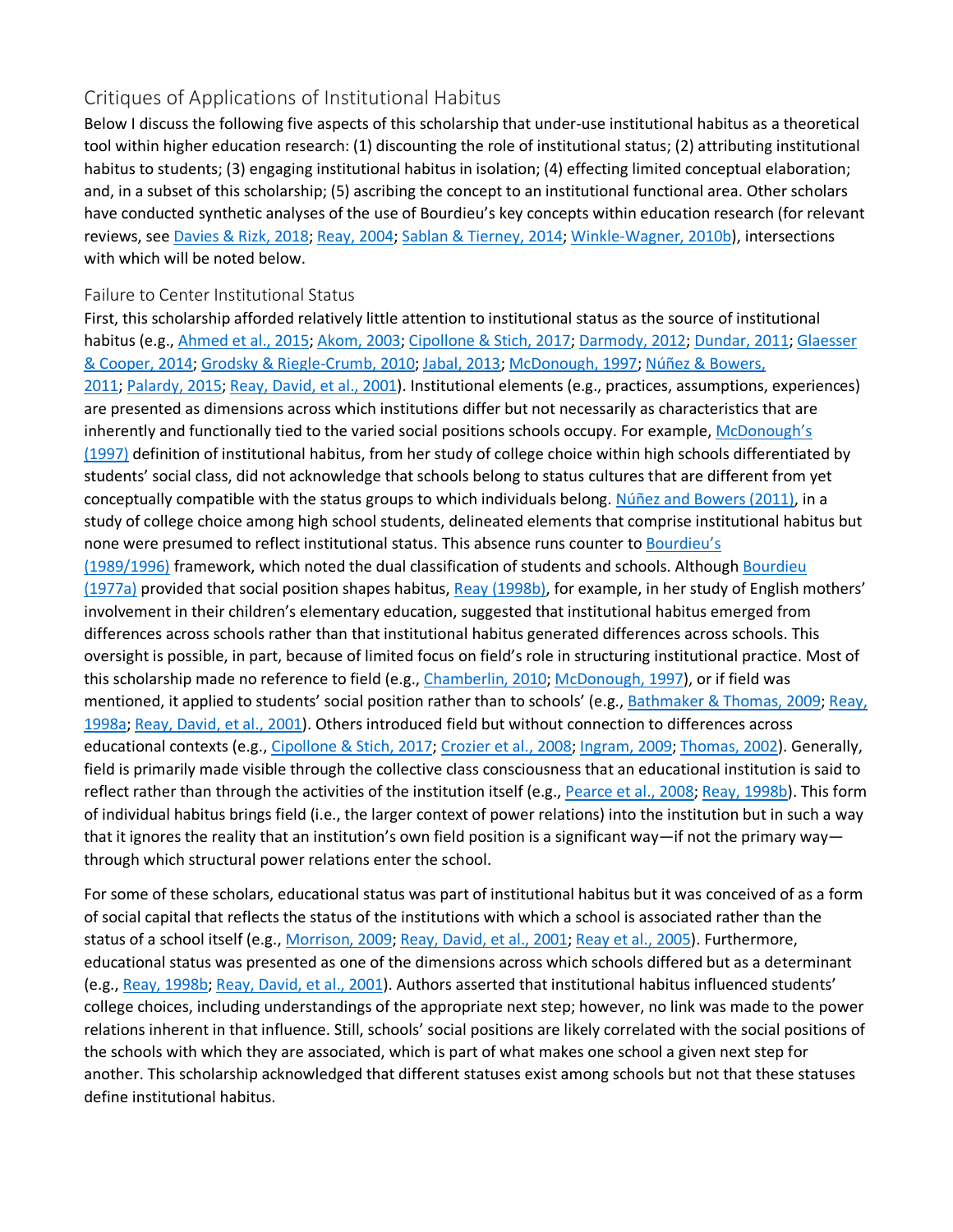## Critiques of Applications of Institutional Habitus

Below I discuss the following five aspects of this scholarship that under-use institutional habitus as a theoretical tool within higher education research: (1) discounting the role of institutional status; (2) attributing institutional habitus to students; (3) engaging institutional habitus in isolation; (4) effecting limited conceptual elaboration; and, in a subset of this scholarship; (5) ascribing the concept to an institutional functional area. Other scholars have conducted synthetic analyses of the use of Bourdieu's key concepts within education research (for relevant reviews, see Davies & Rizk, 2018; Reay, 2004; Sablan & Tierney, 2014; Winkle-Wagner, 2010b), intersections with which will be noted below.

### Failure to Center Institutional Status

First, this scholarship afforded relatively little attention to institutional status as the source of institutional habitus (e.g., Ahmed et al., 2015; Akom, 2003; Cipollone & Stich, 2017; Darmody, 2012; Dundar, 2011; Glaesser & Cooper, 2014; Grodsky & Riegle-Crumb, 2010; Jabal, 2013; McDonough, 1997; Núñez & Bowers, 2011; Palardy, 2015; Reay, David, et al., 2001). Institutional elements (e.g., practices, assumptions, experiences) are presented as dimensions across which institutions differ but not necessarily as characteristics that are inherently and functionally tied to the varied social positions schools occupy. For example, McDonough's (1997) definition of institutional habitus, from her study of college choice within high schools differentiated by students' social class, did not acknowledge that schools belong to status cultures that are different from yet conceptually compatible with the status groups to which individuals belong. Núñez and Bowers (2011), in a study of college choice among high school students, delineated elements that comprise institutional habitus but none were presumed to reflect institutional status. This absence runs counter to Bourdieu's (1989/1996) framework, which noted the dual classification of students and schools. Although Bourdieu (1977a) provided that social position shapes habitus, Reay (1998b), for example, in her study of English mothers' involvement in their children's elementary education, suggested that institutional habitus emerged from differences across schools rather than that institutional habitus generated differences across schools. This oversight is possible, in part, because of limited focus on field's role in structuring institutional practice. Most of this scholarship made no reference to field (e.g., Chamberlin, 2010; McDonough, 1997), or if field was mentioned, it applied to students' social position rather than to schools' (e.g., Bathmaker & Thomas, 2009; Reay, 1998a; Reay, David, et al., 2001). Others introduced field but without connection to differences across educational contexts (e.g., Cipollone & Stich, 2017; Crozier et al., 2008; Ingram, 2009; Thomas, 2002). Generally, field is primarily made visible through the collective class consciousness that an educational institution is said to reflect rather than through the activities of the institution itself (e.g., Pearce et al., 2008; Reay, 1998b). This form of individual habitus brings field (i.e., the larger context of power relations) into the institution but in such a way that it ignores the reality that an institution's own field position is a significant way—if not the primary way—through which structural power relations enter the school.

For some of these scholars, educational status was part of institutional habitus but it was conceived of as a form of social capital that reflects the status of the institutions with which a school is associated rather than the status of a school itself (e.g., Morrison, 2009; Reay, David, et al., 2001; Reay et al., 2005). Furthermore, educational status was presented as one of the dimensions across which schools differed but as a determinant (e.g., Reay, 1998b; Reay, David, et al., 2001). Authors asserted that institutional habitus influenced students' college choices, including understandings of the appropriate next step; however, no link was made to the power relations inherent in that influence. Still, schools' social positions are likely correlated with the social positions of the schools with which they are associated, which is part of what makes one school a given next step for another. This scholarship acknowledged that different statuses exist among schools but not that these statuses define institutional habitus.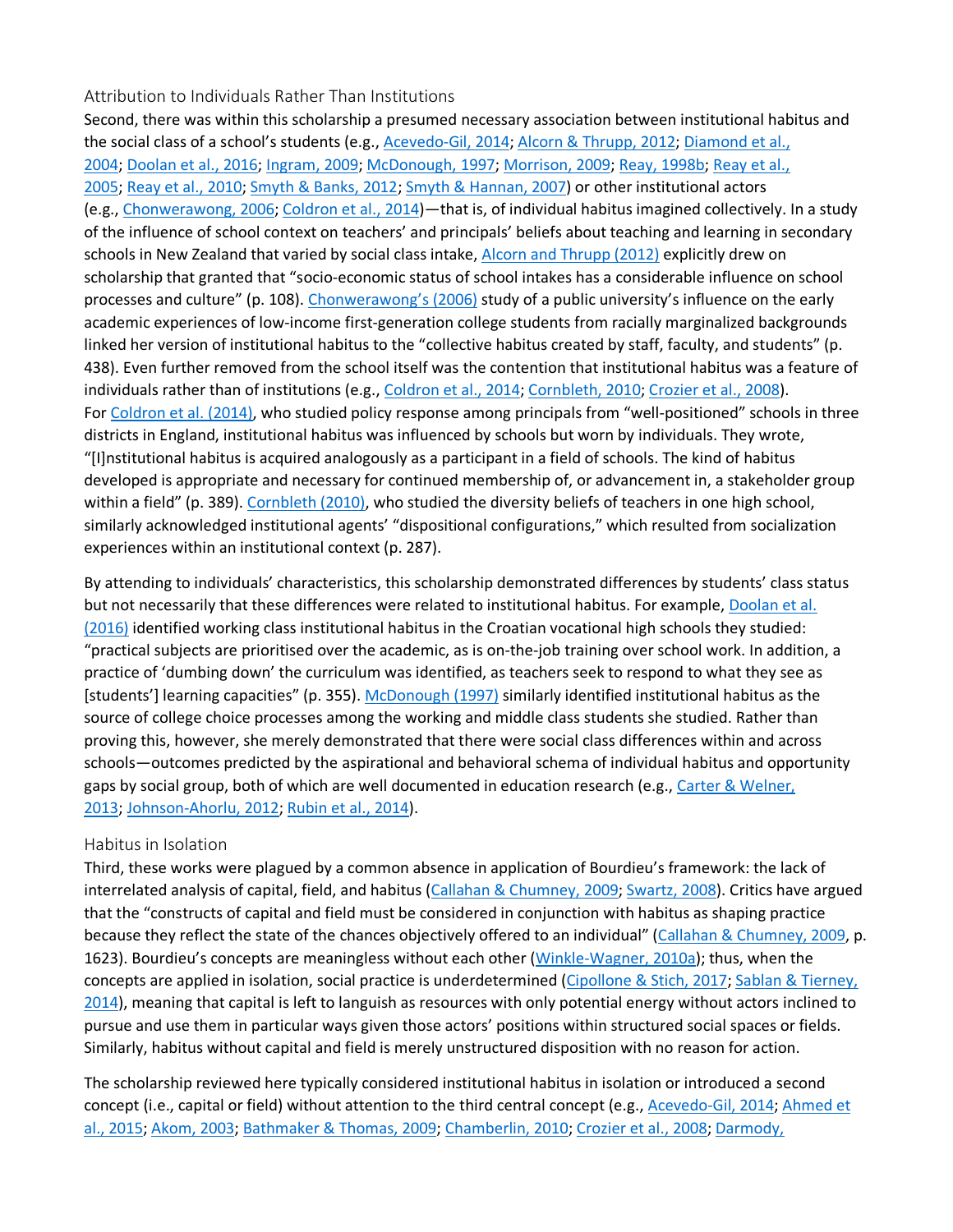### Attribution to Individuals Rather Than Institutions

Second, there was within this scholarship a presumed necessary association between institutional habitus and the social class of a school's students (e.g., Acevedo-Gil, 2014; Alcorn & Thrupp, 2012; Diamond et al., 2004; Doolan et al., 2016; Ingram, 2009; McDonough, 1997; Morrison, 2009; Reay, 1998b; Reay et al., 2005; Reay et al., 2010; Smyth & Banks, 2012; Smyth & Hannan, 2007) or other institutional actors (e.g., Chonwerawong, 2006; Coldron et al., 2014)—that is, of individual habitus imagined collectively. In a study of the influence of school context on teachers' and principals' beliefs about teaching and learning in secondary schools in New Zealand that varied by social class intake, Alcorn and Thrupp (2012) explicitly drew on scholarship that granted that "socio-economic status of school intakes has a considerable influence on school processes and culture" (p. 108). Chonwerawong's (2006) study of a public university's influence on the early academic experiences of low-income first-generation college students from racially marginalized backgrounds linked her version of institutional habitus to the "collective habitus created by staff, faculty, and students" (p. 438). Even further removed from the school itself was the contention that institutional habitus was a feature of individuals rather than of institutions (e.g., Coldron et al., 2014; Cornbleth, 2010; Crozier et al., 2008). For Coldron et al. (2014), who studied policy response among principals from "well-positioned" schools in three districts in England, institutional habitus was influenced by schools but worn by individuals. They wrote, "[I]nstitutional habitus is acquired analogously as a participant in a field of schools. The kind of habitus developed is appropriate and necessary for continued membership of, or advancement in, a stakeholder group within a field" (p. 389). Cornbleth (2010), who studied the diversity beliefs of teachers in one high school, similarly acknowledged institutional agents' "dispositional configurations," which resulted from socialization experiences within an institutional context (p. 287).

By attending to individuals' characteristics, this scholarship demonstrated differences by students' class status but not necessarily that these differences were related to institutional habitus. For example, Doolan et al. (2016) identified working class institutional habitus in the Croatian vocational high schools they studied: "practical subjects are prioritised over the academic, as is on-the-job training over school work. In addition, a practice of 'dumbing down' the curriculum was identified, as teachers seek to respond to what they see as [students'] learning capacities" (p. 355). McDonough (1997) similarly identified institutional habitus as the source of college choice processes among the working and middle class students she studied. Rather than proving this, however, she merely demonstrated that there were social class differences within and across schools—outcomes predicted by the aspirational and behavioral schema of individual habitus and opportunity gaps by social group, both of which are well documented in education research (e.g., Carter & Welner, 2013; Johnson-Ahorlu, 2012; Rubin et al., 2014).

### Habitus in Isolation

Third, these works were plagued by a common absence in application of Bourdieu's framework: the lack of interrelated analysis of capital, field, and habitus (Callahan & Chumney, 2009; Swartz, 2008). Critics have argued that the "constructs of capital and field must be considered in conjunction with habitus as shaping practice because they reflect the state of the chances objectively offered to an individual" (Callahan & Chumney, 2009, p. 1623). Bourdieu's concepts are meaningless without each other (Winkle-Wagner, 2010a); thus, when the concepts are applied in isolation, social practice is underdetermined (Cipollone & Stich, 2017; Sablan & Tierney, 2014), meaning that capital is left to languish as resources with only potential energy without actors inclined to pursue and use them in particular ways given those actors' positions within structured social spaces or fields. Similarly, habitus without capital and field is merely unstructured disposition with no reason for action.

The scholarship reviewed here typically considered institutional habitus in isolation or introduced a second concept (i.e., capital or field) without attention to the third central concept (e.g., Acevedo-Gil, 2014; Ahmed et al., 2015; Akom, 2003; Bathmaker & Thomas, 2009; Chamberlin, 2010; Crozier et al., 2008; Darmody,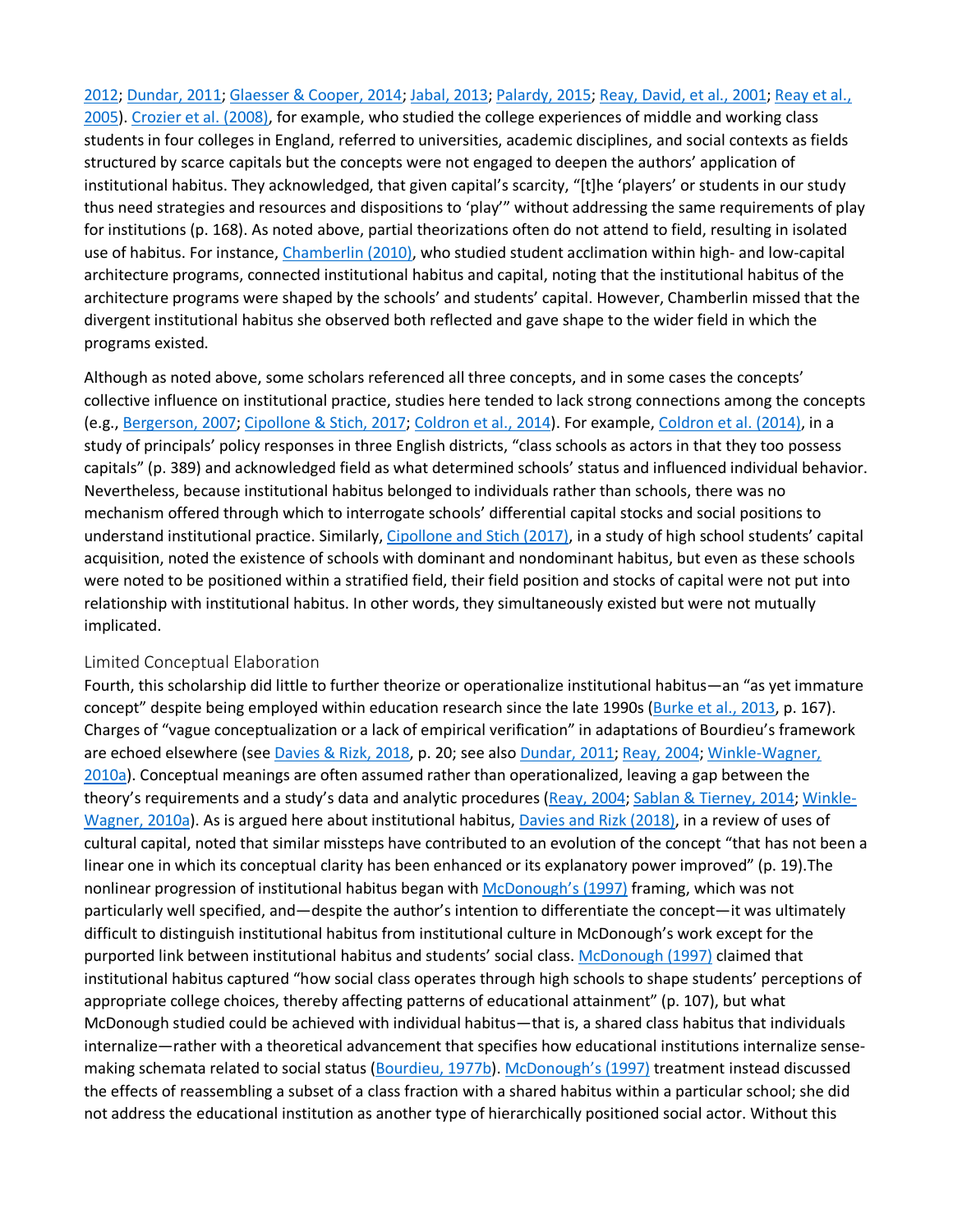2012; Dundar, 2011; Glaesser & Cooper, 2014; Jabal, 2013; Palardy, 2015; Reay, David, et al., 2001; Reay et al., 2005). Crozier et al. (2008), for example, who studied the college experiences of middle and working class students in four colleges in England, referred to universities, academic disciplines, and social contexts as fields structured by scarce capitals but the concepts were not engaged to deepen the authors' application of institutional habitus. They acknowledged, that given capital's scarcity, "[t]he 'players' or students in our study thus need strategies and resources and dispositions to 'play'" without addressing the same requirements of play for institutions (p. 168). As noted above, partial theorizations often do not attend to field, resulting in isolated use of habitus. For instance, Chamberlin (2010), who studied student acclimation within high- and low-capital architecture programs, connected institutional habitus and capital, noting that the institutional habitus of the architecture programs were shaped by the schools' and students' capital. However, Chamberlin missed that the divergent institutional habitus she observed both reflected and gave shape to the wider field in which the programs existed.

Although as noted above, some scholars referenced all three concepts, and in some cases the concepts' collective influence on institutional practice, studies here tended to lack strong connections among the concepts (e.g., Bergerson, 2007; Cipollone & Stich, 2017; Coldron et al., 2014). For example, Coldron et al. (2014), in a study of principals' policy responses in three English districts, "class schools as actors in that they too possess capitals" (p. 389) and acknowledged field as what determined schools' status and influenced individual behavior. Nevertheless, because institutional habitus belonged to individuals rather than schools, there was no mechanism offered through which to interrogate schools' differential capital stocks and social positions to understand institutional practice. Similarly, Cipollone and Stich (2017), in a study of high school students' capital acquisition, noted the existence of schools with dominant and nondominant habitus, but even as these schools were noted to be positioned within a stratified field, their field position and stocks of capital were not put into relationship with institutional habitus. In other words, they simultaneously existed but were not mutually implicated.

### Limited Conceptual Elaboration

Fourth, this scholarship did little to further theorize or operationalize institutional habitus—an "as yet immature concept" despite being employed within education research since the late 1990s (Burke et al., 2013, p. 167). Charges of "vague conceptualization or a lack of empirical verification" in adaptations of Bourdieu's framework are echoed elsewhere (see Davies & Rizk, 2018, p. 20; see also Dundar, 2011; Reay, 2004; Winkle-Wagner, 2010a). Conceptual meanings are often assumed rather than operationalized, leaving a gap between the theory's requirements and a study's data and analytic procedures (Reay, 2004; Sablan & Tierney, 2014; Winkle-Wagner, 2010a). As is argued here about institutional habitus, Davies and Rizk (2018), in a review of uses of cultural capital, noted that similar missteps have contributed to an evolution of the concept "that has not been a linear one in which its conceptual clarity has been enhanced or its explanatory power improved" (p. 19).The nonlinear progression of institutional habitus began with McDonough's (1997) framing, which was not particularly well specified, and—despite the author's intention to differentiate the concept—it was ultimately difficult to distinguish institutional habitus from institutional culture in McDonough's work except for the purported link between institutional habitus and students' social class. McDonough (1997) claimed that institutional habitus captured "how social class operates through high schools to shape students' perceptions of appropriate college choices, thereby affecting patterns of educational attainment" (p. 107), but what McDonough studied could be achieved with individual habitus—that is, a shared class habitus that individuals internalize—rather with a theoretical advancement that specifies how educational institutions internalize sense-making schemata related to social status (Bourdieu, 1977b). McDonough's (1997) treatment instead discussed the effects of reassembling a subset of a class fraction with a shared habitus within a particular school; she did not address the educational institution as another type of hierarchically positioned social actor. Without this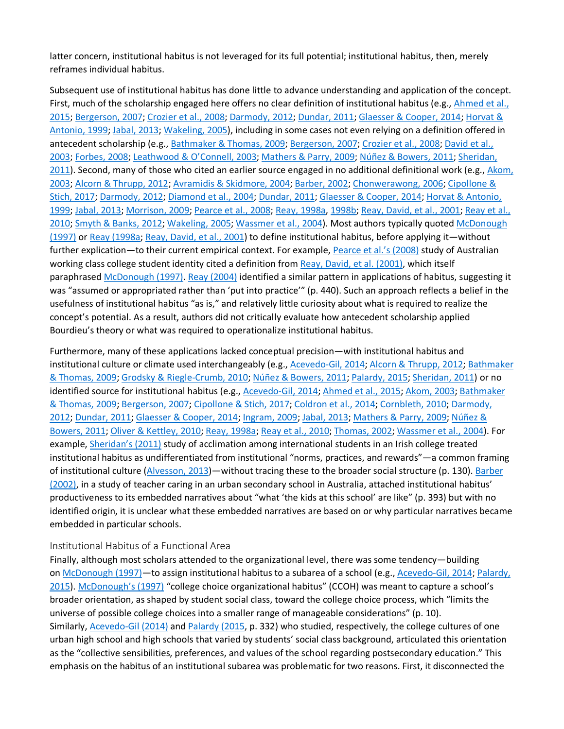latter concern, institutional habitus is not leveraged for its full potential; institutional habitus, then, merely reframes individual habitus.

Subsequent use of institutional habitus has done little to advance understanding and application of the concept. First, much of the scholarship engaged here offers no clear definition of institutional habitus (e.g., Ahmed et al., 2015; Bergerson, 2007; Crozier et al., 2008; Darmody, 2012; Dundar, 2011; Glaesser & Cooper, 2014; Horvat & Antonio, 1999; Jabal, 2013; Wakeling, 2005), including in some cases not even relying on a definition offered in antecedent scholarship (e.g., Bathmaker & Thomas, 2009; Bergerson, 2007; Crozier et al., 2008; David et al., 2003; Forbes, 2008; Leathwood & O'Connell, 2003; Mathers & Parry, 2009; Núñez & Bowers, 2011; Sheridan, 2011). Second, many of those who cited an earlier source engaged in no additional definitional work (e.g., Akom, 2003; Alcorn & Thrupp, 2012; Avramidis & Skidmore, 2004; Barber, 2002; Chonwerawong, 2006; Cipollone & Stich, 2017; Darmody, 2012; Diamond et al., 2004; Dundar, 2011; Glaesser & Cooper, 2014; Horvat & Antonio, 1999; Jabal, 2013; Morrison, 2009; Pearce et al., 2008; Reay, 1998a, 1998b; Reay, David, et al., 2001; Reay et al., 2010; Smyth & Banks, 2012; Wakeling, 2005; Wassmer et al., 2004). Most authors typically quoted McDonough (1997) or Reay (1998a; Reay, David, et al., 2001) to define institutional habitus, before applying it—without further explication—to their current empirical context. For example, Pearce et al.'s (2008) study of Australian working class college student identity cited a definition from Reay, David, et al. (2001), which itself paraphrased McDonough (1997). Reay (2004) identified a similar pattern in applications of habitus, suggesting it was "assumed or appropriated rather than 'put into practice'" (p. 440). Such an approach reflects a belief in the usefulness of institutional habitus "as is," and relatively little curiosity about what is required to realize the concept's potential. As a result, authors did not critically evaluate how antecedent scholarship applied Bourdieu's theory or what was required to operationalize institutional habitus.

Furthermore, many of these applications lacked conceptual precision—with institutional habitus and institutional culture or climate used interchangeably (e.g., Acevedo-Gil, 2014; Alcorn & Thrupp, 2012; Bathmaker & Thomas, 2009; Grodsky & Riegle-Crumb, 2010; Núñez & Bowers, 2011; Palardy, 2015; Sheridan, 2011) or no identified source for institutional habitus (e.g., Acevedo-Gil, 2014; Ahmed et al., 2015; Akom, 2003; Bathmaker & Thomas, 2009; Bergerson, 2007; Cipollone & Stich, 2017; Coldron et al., 2014; Cornbleth, 2010; Darmody, 2012; Dundar, 2011; Glaesser & Cooper, 2014; Ingram, 2009; Jabal, 2013; Mathers & Parry, 2009; Núñez & Bowers, 2011; Oliver & Kettley, 2010; Reay, 1998a; Reay et al., 2010; Thomas, 2002; Wassmer et al., 2004). For example, Sheridan's (2011) study of acclimation among international students in an Irish college treated institutional habitus as undifferentiated from institutional "norms, practices, and rewards"—a common framing of institutional culture (Alvesson, 2013)—without tracing these to the broader social structure (p. 130). Barber (2002), in a study of teacher caring in an urban secondary school in Australia, attached institutional habitus' productiveness to its embedded narratives about "what 'the kids at this school' are like" (p. 393) but with no identified origin, it is unclear what these embedded narratives are based on or why particular narratives became embedded in particular schools.

### Institutional Habitus of a Functional Area

Finally, although most scholars attended to the organizational level, there was some tendency—building on McDonough (1997)—to assign institutional habitus to a subarea of a school (e.g., Acevedo-Gil, 2014; Palardy, 2015). McDonough's (1997) "college choice organizational habitus" (CCOH) was meant to capture a school's broader orientation, as shaped by student social class, toward the college choice process, which "limits the universe of possible college choices into a smaller range of manageable considerations" (p. 10). Similarly, Acevedo-Gil (2014) and Palardy (2015, p. 332) who studied, respectively, the college cultures of one urban high school and high schools that varied by students' social class background, articulated this orientation as the "collective sensibilities, preferences, and values of the school regarding postsecondary education." This emphasis on the habitus of an institutional subarea was problematic for two reasons. First, it disconnected the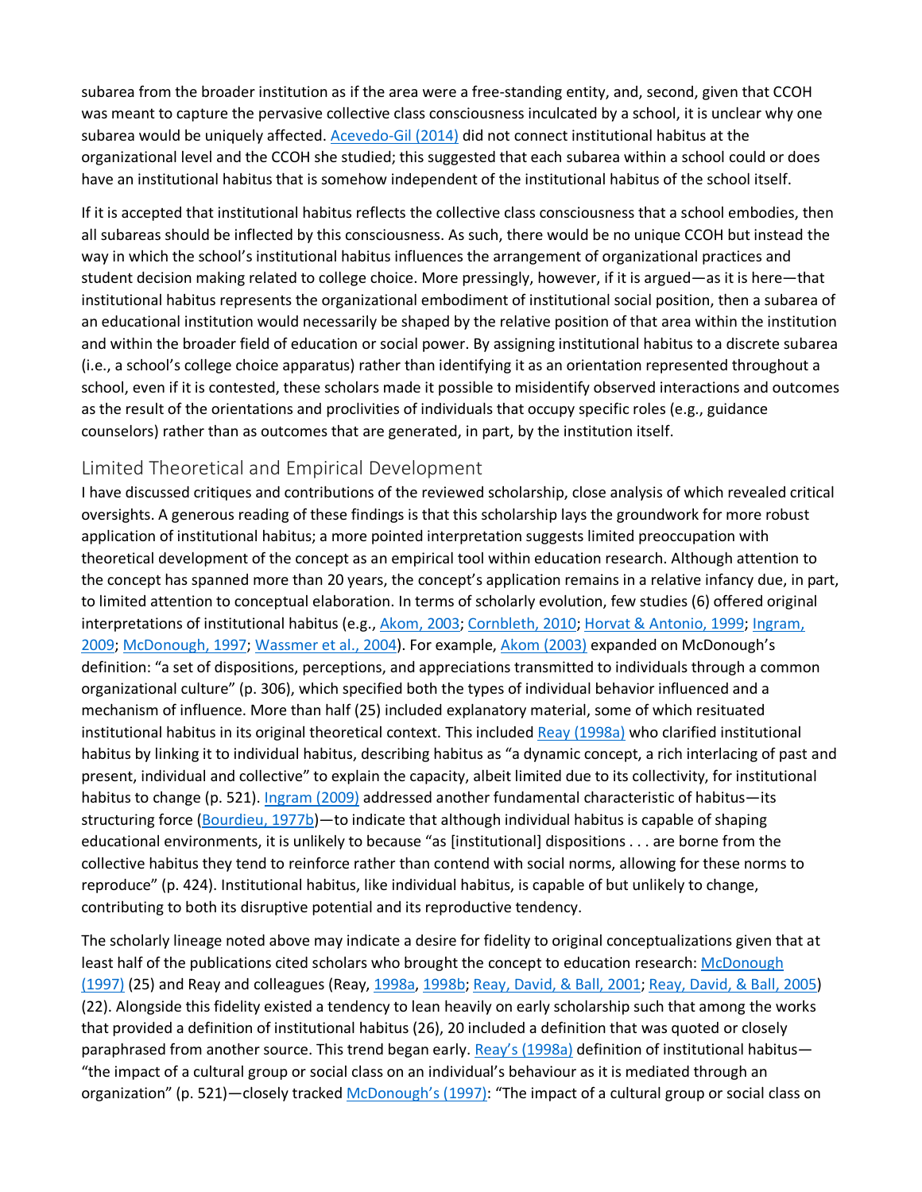subarea from the broader institution as if the area were a free-standing entity, and, second, given that CCOH was meant to capture the pervasive collective class consciousness inculcated by a school, it is unclear why one subarea would be uniquely affected. Acevedo-Gil (2014) did not connect institutional habitus at the organizational level and the CCOH she studied; this suggested that each subarea within a school could or does have an institutional habitus that is somehow independent of the institutional habitus of the school itself.

If it is accepted that institutional habitus reflects the collective class consciousness that a school embodies, then all subareas should be inflected by this consciousness. As such, there would be no unique CCOH but instead the way in which the school's institutional habitus influences the arrangement of organizational practices and student decision making related to college choice. More pressingly, however, if it is argued—as it is here—that institutional habitus represents the organizational embodiment of institutional social position, then a subarea of an educational institution would necessarily be shaped by the relative position of that area within the institution and within the broader field of education or social power. By assigning institutional habitus to a discrete subarea (i.e., a school's college choice apparatus) rather than identifying it as an orientation represented throughout a school, even if it is contested, these scholars made it possible to misidentify observed interactions and outcomes as the result of the orientations and proclivities of individuals that occupy specific roles (e.g., guidance counselors) rather than as outcomes that are generated, in part, by the institution itself.

## Limited Theoretical and Empirical Development

I have discussed critiques and contributions of the reviewed scholarship, close analysis of which revealed critical oversights. A generous reading of these findings is that this scholarship lays the groundwork for more robust application of institutional habitus; a more pointed interpretation suggests limited preoccupation with theoretical development of the concept as an empirical tool within education research. Although attention to the concept has spanned more than 20 years, the concept's application remains in a relative infancy due, in part, to limited attention to conceptual elaboration. In terms of scholarly evolution, few studies (6) offered original interpretations of institutional habitus (e.g., Akom, 2003; Cornbleth, 2010; Horvat & Antonio, 1999; Ingram, 2009; McDonough, 1997; Wassmer et al., 2004). For example, Akom (2003) expanded on McDonough's definition: "a set of dispositions, perceptions, and appreciations transmitted to individuals through a common organizational culture" (p. 306), which specified both the types of individual behavior influenced and a mechanism of influence. More than half (25) included explanatory material, some of which resituated institutional habitus in its original theoretical context. This included Reay (1998a) who clarified institutional habitus by linking it to individual habitus, describing habitus as "a dynamic concept, a rich interlacing of past and present, individual and collective" to explain the capacity, albeit limited due to its collectivity, for institutional habitus to change (p. 521). Ingram (2009) addressed another fundamental characteristic of habitus—its structuring force (Bourdieu, 1977b)—to indicate that although individual habitus is capable of shaping educational environments, it is unlikely to because "as [institutional] dispositions . . . are borne from the collective habitus they tend to reinforce rather than contend with social norms, allowing for these norms to reproduce" (p. 424). Institutional habitus, like individual habitus, is capable of but unlikely to change, contributing to both its disruptive potential and its reproductive tendency.

The scholarly lineage noted above may indicate a desire for fidelity to original conceptualizations given that at least half of the publications cited scholars who brought the concept to education research: McDonough (1997) (25) and Reay and colleagues (Reay, 1998a, 1998b; Reay, David, & Ball, 2001; Reay, David, & Ball, 2005) (22). Alongside this fidelity existed a tendency to lean heavily on early scholarship such that among the works that provided a definition of institutional habitus (26), 20 included a definition that was quoted or closely paraphrased from another source. This trend began early. Reay's (1998a) definition of institutional habitus—"the impact of a cultural group or social class on an individual's behaviour as it is mediated through an organization" (p. 521)—closely tracked McDonough's (1997): "The impact of a cultural group or social class on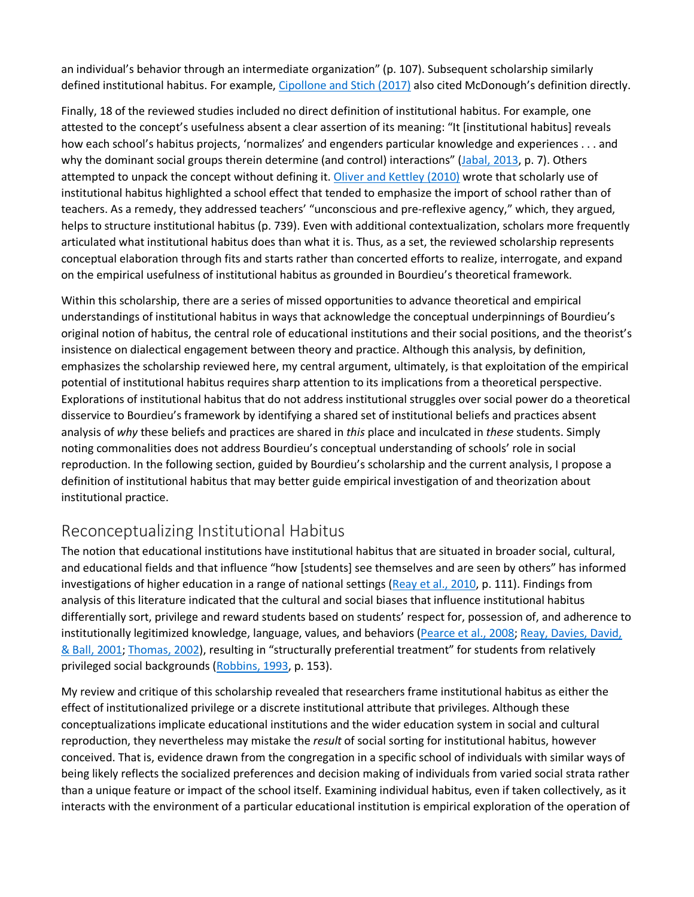an individual's behavior through an intermediate organization" (p. 107). Subsequent scholarship similarly defined institutional habitus. For example, Cipollone and Stich (2017) also cited McDonough's definition directly.

Finally, 18 of the reviewed studies included no direct definition of institutional habitus. For example, one attested to the concept's usefulness absent a clear assertion of its meaning: "It [institutional habitus] reveals how each school's habitus projects, 'normalizes' and engenders particular knowledge and experiences . . . and why the dominant social groups therein determine (and control) interactions" (Jabal, 2013, p. 7). Others attempted to unpack the concept without defining it. Oliver and Kettley (2010) wrote that scholarly use of institutional habitus highlighted a school effect that tended to emphasize the import of school rather than of teachers. As a remedy, they addressed teachers' "unconscious and pre-reflexive agency," which, they argued, helps to structure institutional habitus (p. 739). Even with additional contextualization, scholars more frequently articulated what institutional habitus does than what it is. Thus, as a set, the reviewed scholarship represents conceptual elaboration through fits and starts rather than concerted efforts to realize, interrogate, and expand on the empirical usefulness of institutional habitus as grounded in Bourdieu's theoretical framework.

Within this scholarship, there are a series of missed opportunities to advance theoretical and empirical understandings of institutional habitus in ways that acknowledge the conceptual underpinnings of Bourdieu's original notion of habitus, the central role of educational institutions and their social positions, and the theorist's insistence on dialectical engagement between theory and practice. Although this analysis, by definition, emphasizes the scholarship reviewed here, my central argument, ultimately, is that exploitation of the empirical potential of institutional habitus requires sharp attention to its implications from a theoretical perspective. Explorations of institutional habitus that do not address institutional struggles over social power do a theoretical disservice to Bourdieu's framework by identifying a shared set of institutional beliefs and practices absent analysis of *why* these beliefs and practices are shared in *this* place and inculcated in *these* students. Simply noting commonalities does not address Bourdieu's conceptual understanding of schools' role in social reproduction. In the following section, guided by Bourdieu's scholarship and the current analysis, I propose a definition of institutional habitus that may better guide empirical investigation of and theorization about institutional practice.

## Reconceptualizing Institutional Habitus

The notion that educational institutions have institutional habitus that are situated in broader social, cultural, and educational fields and that influence "how [students] see themselves and are seen by others" has informed investigations of higher education in a range of national settings (Reay et al., 2010, p. 111). Findings from analysis of this literature indicated that the cultural and social biases that influence institutional habitus differentially sort, privilege and reward students based on students' respect for, possession of, and adherence to institutionally legitimized knowledge, language, values, and behaviors (Pearce et al., 2008; Reay, Davies, David, & Ball, 2001; Thomas, 2002), resulting in "structurally preferential treatment" for students from relatively privileged social backgrounds (Robbins, 1993, p. 153).

My review and critique of this scholarship revealed that researchers frame institutional habitus as either the effect of institutionalized privilege or a discrete institutional attribute that privileges. Although these conceptualizations implicate educational institutions and the wider education system in social and cultural reproduction, they nevertheless may mistake the *result* of social sorting for institutional habitus, however conceived. That is, evidence drawn from the congregation in a specific school of individuals with similar ways of being likely reflects the socialized preferences and decision making of individuals from varied social strata rather than a unique feature or impact of the school itself. Examining individual habitus, even if taken collectively, as it interacts with the environment of a particular educational institution is empirical exploration of the operation of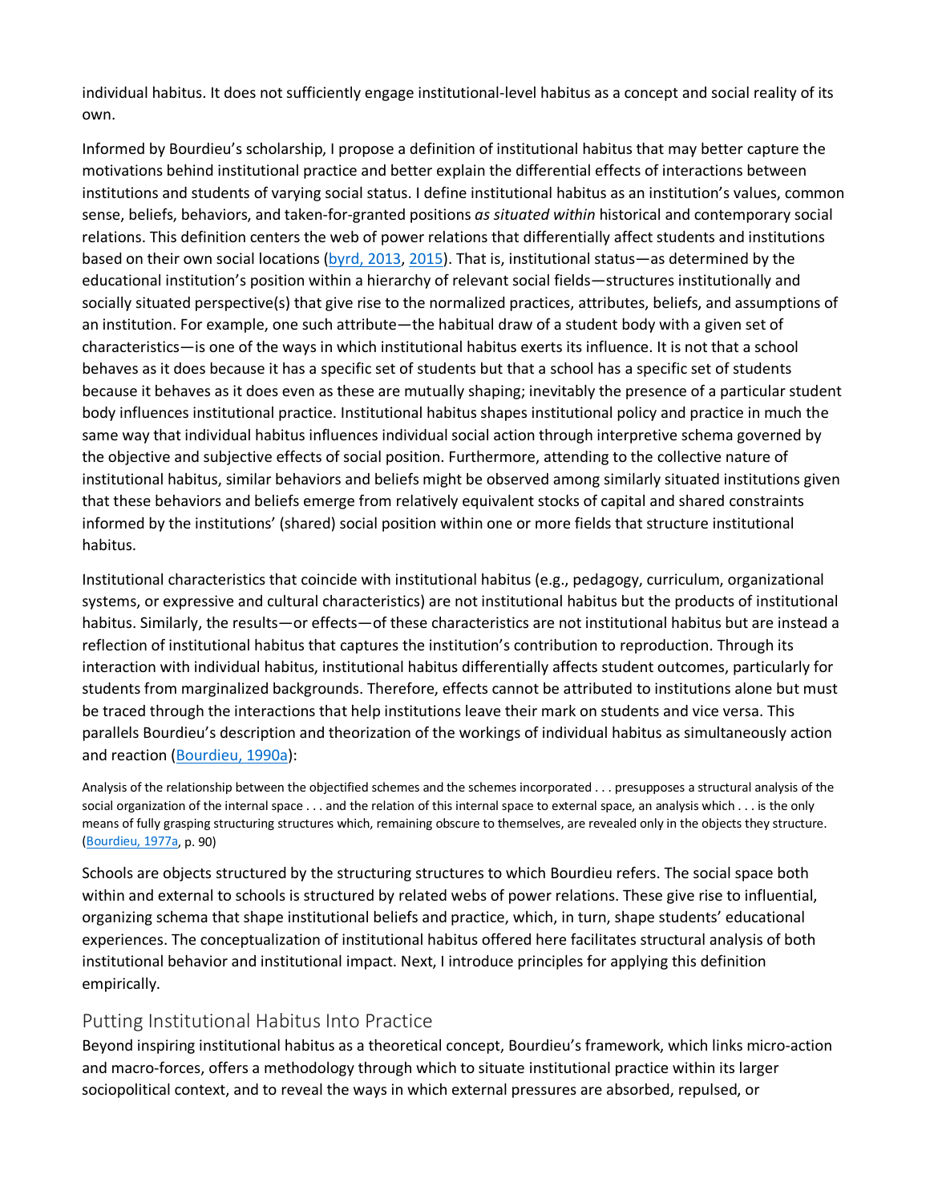individual habitus. It does not sufficiently engage institutional-level habitus as a concept and social reality of its own.

Informed by Bourdieu's scholarship, I propose a definition of institutional habitus that may better capture the motivations behind institutional practice and better explain the differential effects of interactions between institutions and students of varying social status. I define institutional habitus as an institution's values, common sense, beliefs, behaviors, and taken-for-granted positions *as situated within* historical and contemporary social relations. This definition centers the web of power relations that differentially affect students and institutions based on their own social locations (byrd, 2013, 2015). That is, institutional status—as determined by the educational institution's position within a hierarchy of relevant social fields—structures institutionally and socially situated perspective(s) that give rise to the normalized practices, attributes, beliefs, and assumptions of an institution. For example, one such attribute—the habitual draw of a student body with a given set of characteristics—is one of the ways in which institutional habitus exerts its influence. It is not that a school behaves as it does because it has a specific set of students but that a school has a specific set of students because it behaves as it does even as these are mutually shaping; inevitably the presence of a particular student body influences institutional practice. Institutional habitus shapes institutional policy and practice in much the same way that individual habitus influences individual social action through interpretive schema governed by the objective and subjective effects of social position. Furthermore, attending to the collective nature of institutional habitus, similar behaviors and beliefs might be observed among similarly situated institutions given that these behaviors and beliefs emerge from relatively equivalent stocks of capital and shared constraints informed by the institutions' (shared) social position within one or more fields that structure institutional habitus.

Institutional characteristics that coincide with institutional habitus (e.g., pedagogy, curriculum, organizational systems, or expressive and cultural characteristics) are not institutional habitus but the products of institutional habitus. Similarly, the results—or effects—of these characteristics are not institutional habitus but are instead a reflection of institutional habitus that captures the institution's contribution to reproduction. Through its interaction with individual habitus, institutional habitus differentially affects student outcomes, particularly for students from marginalized backgrounds. Therefore, effects cannot be attributed to institutions alone but must be traced through the interactions that help institutions leave their mark on students and vice versa. This parallels Bourdieu's description and theorization of the workings of individual habitus as simultaneously action and reaction (Bourdieu, 1990a):

> Analysis of the relationship between the objectified schemes and the schemes incorporated . . . presupposes a structural analysis of the social organization of the internal space . . . and the relation of this internal space to external space, an analysis which . . . is the only means of fully grasping structuring structures which, remaining obscure to themselves, are revealed only in the objects they structure. (Bourdieu, 1977a, p. 90)

Schools are objects structured by the structuring structures to which Bourdieu refers. The social space both within and external to schools is structured by related webs of power relations. These give rise to influential, organizing schema that shape institutional beliefs and practice, which, in turn, shape students' educational experiences. The conceptualization of institutional habitus offered here facilitates structural analysis of both institutional behavior and institutional impact. Next, I introduce principles for applying this definition empirically.

## Putting Institutional Habitus Into Practice

Beyond inspiring institutional habitus as a theoretical concept, Bourdieu's framework, which links micro-action and macro-forces, offers a methodology through which to situate institutional practice within its larger sociopolitical context, and to reveal the ways in which external pressures are absorbed, repulsed, or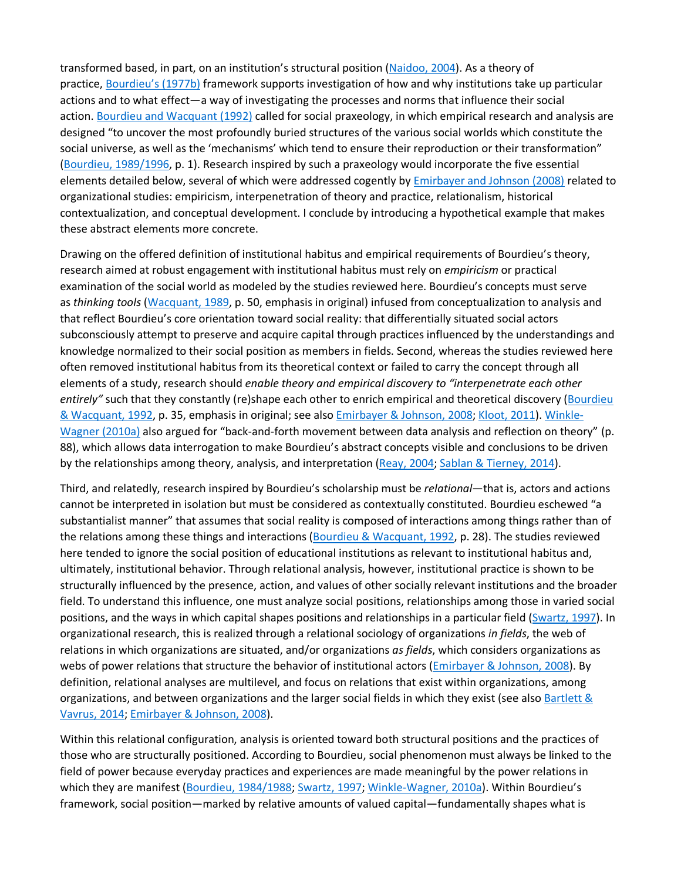transformed based, in part, on an institution's structural position (Naidoo, 2004). As a theory of practice, Bourdieu's (1977b) framework supports investigation of how and why institutions take up particular actions and to what effect—a way of investigating the processes and norms that influence their social action. Bourdieu and Wacquant (1992) called for social praxeology, in which empirical research and analysis are designed "to uncover the most profoundly buried structures of the various social worlds which constitute the social universe, as well as the 'mechanisms' which tend to ensure their reproduction or their transformation" (Bourdieu, 1989/1996, p. 1). Research inspired by such a praxeology would incorporate the five essential elements detailed below, several of which were addressed cogently by Emirbayer and Johnson (2008) related to organizational studies: empiricism, interpenetration of theory and practice, relationalism, historical contextualization, and conceptual development. I conclude by introducing a hypothetical example that makes these abstract elements more concrete.

Drawing on the offered definition of institutional habitus and empirical requirements of Bourdieu's theory, research aimed at robust engagement with institutional habitus must rely on *empiricism* or practical examination of the social world as modeled by the studies reviewed here. Bourdieu's concepts must serve as *thinking tools* (Wacquant, 1989, p. 50, emphasis in original) infused from conceptualization to analysis and that reflect Bourdieu's core orientation toward social reality: that differentially situated social actors subconsciously attempt to preserve and acquire capital through practices influenced by the understandings and knowledge normalized to their social position as members in fields. Second, whereas the studies reviewed here often removed institutional habitus from its theoretical context or failed to carry the concept through all elements of a study, research should *enable theory and empirical discovery to "interpenetrate each other entirely"* such that they constantly (re)shape each other to enrich empirical and theoretical discovery (Bourdieu & Wacquant, 1992, p. 35, emphasis in original; see also Emirbayer & Johnson, 2008; Kloot, 2011). Winkle-Wagner (2010a) also argued for "back-and-forth movement between data analysis and reflection on theory" (p. 88), which allows data interrogation to make Bourdieu's abstract concepts visible and conclusions to be driven by the relationships among theory, analysis, and interpretation (Reay, 2004; Sablan & Tierney, 2014).

Third, and relatedly, research inspired by Bourdieu's scholarship must be *relational*—that is, actors and actions cannot be interpreted in isolation but must be considered as contextually constituted. Bourdieu eschewed "a substantialist manner" that assumes that social reality is composed of interactions among things rather than of the relations among these things and interactions (Bourdieu & Wacquant, 1992, p. 28). The studies reviewed here tended to ignore the social position of educational institutions as relevant to institutional habitus and, ultimately, institutional behavior. Through relational analysis, however, institutional practice is shown to be structurally influenced by the presence, action, and values of other socially relevant institutions and the broader field. To understand this influence, one must analyze social positions, relationships among those in varied social positions, and the ways in which capital shapes positions and relationships in a particular field (Swartz, 1997). In organizational research, this is realized through a relational sociology of organizations *in fields*, the web of relations in which organizations are situated, and/or organizations *as fields*, which considers organizations as webs of power relations that structure the behavior of institutional actors (Emirbayer & Johnson, 2008). By definition, relational analyses are multilevel, and focus on relations that exist within organizations, among organizations, and between organizations and the larger social fields in which they exist (see also Bartlett & Vavrus, 2014; Emirbayer & Johnson, 2008).

Within this relational configuration, analysis is oriented toward both structural positions and the practices of those who are structurally positioned. According to Bourdieu, social phenomenon must always be linked to the field of power because everyday practices and experiences are made meaningful by the power relations in which they are manifest (Bourdieu, 1984/1988; Swartz, 1997; Winkle-Wagner, 2010a). Within Bourdieu's framework, social position—marked by relative amounts of valued capital—fundamentally shapes what is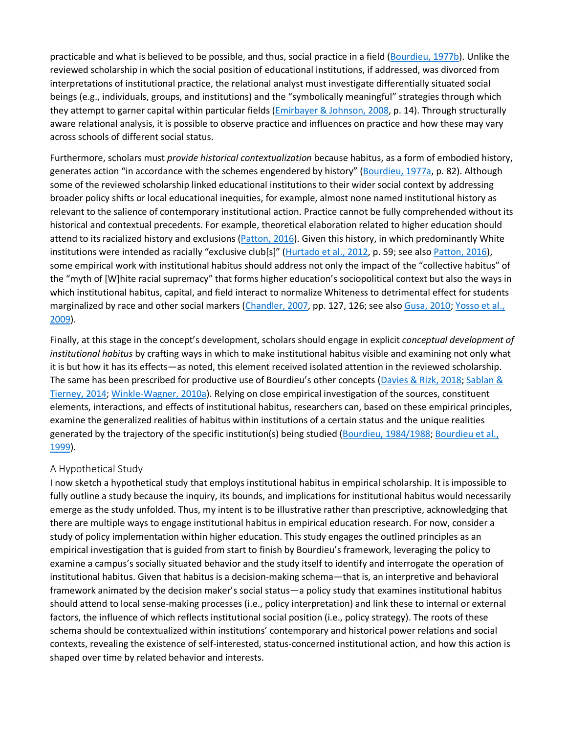practicable and what is believed to be possible, and thus, social practice in a field (Bourdieu, 1977b). Unlike the reviewed scholarship in which the social position of educational institutions, if addressed, was divorced from interpretations of institutional practice, the relational analyst must investigate differentially situated social beings (e.g., individuals, groups, and institutions) and the "symbolically meaningful" strategies through which they attempt to garner capital within particular fields (Emirbayer & Johnson, 2008, p. 14). Through structurally aware relational analysis, it is possible to observe practice and influences on practice and how these may vary across schools of different social status.

Furthermore, scholars must *provide historical contextualization* because habitus, as a form of embodied history, generates action "in accordance with the schemes engendered by history" (Bourdieu, 1977a, p. 82). Although some of the reviewed scholarship linked educational institutions to their wider social context by addressing broader policy shifts or local educational inequities, for example, almost none named institutional history as relevant to the salience of contemporary institutional action. Practice cannot be fully comprehended without its historical and contextual precedents. For example, theoretical elaboration related to higher education should attend to its racialized history and exclusions (Patton, 2016). Given this history, in which predominantly White institutions were intended as racially "exclusive club[s]" (Hurtado et al., 2012, p. 59; see also Patton, 2016), some empirical work with institutional habitus should address not only the impact of the "collective habitus" of the "myth of [W]hite racial supremacy" that forms higher education's sociopolitical context but also the ways in which institutional habitus, capital, and field interact to normalize Whiteness to detrimental effect for students marginalized by race and other social markers (Chandler, 2007, pp. 127, 126; see also Gusa, 2010; Yosso et al., 2009).

Finally, at this stage in the concept's development, scholars should engage in explicit *conceptual development of institutional habitus* by crafting ways in which to make institutional habitus visible and examining not only what it is but how it has its effects—as noted, this element received isolated attention in the reviewed scholarship. The same has been prescribed for productive use of Bourdieu's other concepts (Davies & Rizk, 2018; Sablan & Tierney, 2014; Winkle-Wagner, 2010a). Relying on close empirical investigation of the sources, constituent elements, interactions, and effects of institutional habitus, researchers can, based on these empirical principles, examine the generalized realities of habitus within institutions of a certain status and the unique realities generated by the trajectory of the specific institution(s) being studied (Bourdieu, 1984/1988; Bourdieu et al., 1999).

### A Hypothetical Study

I now sketch a hypothetical study that employs institutional habitus in empirical scholarship. It is impossible to fully outline a study because the inquiry, its bounds, and implications for institutional habitus would necessarily emerge as the study unfolded. Thus, my intent is to be illustrative rather than prescriptive, acknowledging that there are multiple ways to engage institutional habitus in empirical education research. For now, consider a study of policy implementation within higher education. This study engages the outlined principles as an empirical investigation that is guided from start to finish by Bourdieu's framework, leveraging the policy to examine a campus's socially situated behavior and the study itself to identify and interrogate the operation of institutional habitus. Given that habitus is a decision-making schema—that is, an interpretive and behavioral framework animated by the decision maker's social status—a policy study that examines institutional habitus should attend to local sense-making processes (i.e., policy interpretation) and link these to internal or external factors, the influence of which reflects institutional social position (i.e., policy strategy). The roots of these schema should be contextualized within institutions' contemporary and historical power relations and social contexts, revealing the existence of self-interested, status-concerned institutional action, and how this action is shaped over time by related behavior and interests.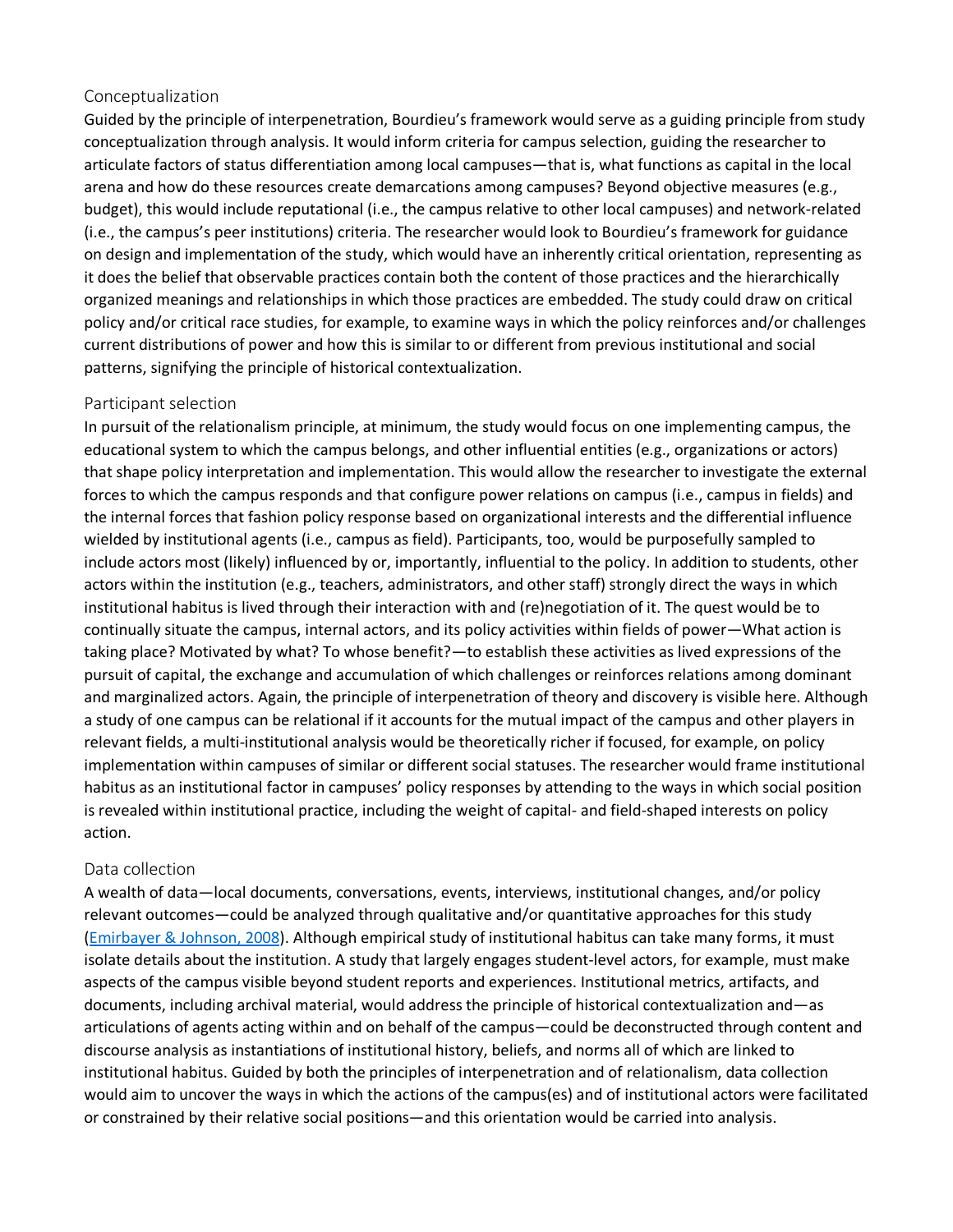### Conceptualization

Guided by the principle of interpenetration, Bourdieu's framework would serve as a guiding principle from study conceptualization through analysis. It would inform criteria for campus selection, guiding the researcher to articulate factors of status differentiation among local campuses—that is, what functions as capital in the local arena and how do these resources create demarcations among campuses? Beyond objective measures (e.g., budget), this would include reputational (i.e., the campus relative to other local campuses) and network-related (i.e., the campus's peer institutions) criteria. The researcher would look to Bourdieu's framework for guidance on design and implementation of the study, which would have an inherently critical orientation, representing as it does the belief that observable practices contain both the content of those practices and the hierarchically organized meanings and relationships in which those practices are embedded. The study could draw on critical policy and/or critical race studies, for example, to examine ways in which the policy reinforces and/or challenges current distributions of power and how this is similar to or different from previous institutional and social patterns, signifying the principle of historical contextualization.

### Participant selection

In pursuit of the relationalism principle, at minimum, the study would focus on one implementing campus, the educational system to which the campus belongs, and other influential entities (e.g., organizations or actors) that shape policy interpretation and implementation. This would allow the researcher to investigate the external forces to which the campus responds and that configure power relations on campus (i.e., campus in fields) and the internal forces that fashion policy response based on organizational interests and the differential influence wielded by institutional agents (i.e., campus as field). Participants, too, would be purposefully sampled to include actors most (likely) influenced by or, importantly, influential to the policy. In addition to students, other actors within the institution (e.g., teachers, administrators, and other staff) strongly direct the ways in which institutional habitus is lived through their interaction with and (re)negotiation of it. The quest would be to continually situate the campus, internal actors, and its policy activities within fields of power—What action is taking place? Motivated by what? To whose benefit?—to establish these activities as lived expressions of the pursuit of capital, the exchange and accumulation of which challenges or reinforces relations among dominant and marginalized actors. Again, the principle of interpenetration of theory and discovery is visible here. Although a study of one campus can be relational if it accounts for the mutual impact of the campus and other players in relevant fields, a multi-institutional analysis would be theoretically richer if focused, for example, on policy implementation within campuses of similar or different social statuses. The researcher would frame institutional habitus as an institutional factor in campuses' policy responses by attending to the ways in which social position is revealed within institutional practice, including the weight of capital- and field-shaped interests on policy action.

### Data collection

A wealth of data—local documents, conversations, events, interviews, institutional changes, and/or policy relevant outcomes—could be analyzed through qualitative and/or quantitative approaches for this study (Emirbayer & Johnson, 2008). Although empirical study of institutional habitus can take many forms, it must isolate details about the institution. A study that largely engages student-level actors, for example, must make aspects of the campus visible beyond student reports and experiences. Institutional metrics, artifacts, and documents, including archival material, would address the principle of historical contextualization and—as articulations of agents acting within and on behalf of the campus—could be deconstructed through content and discourse analysis as instantiations of institutional history, beliefs, and norms all of which are linked to institutional habitus. Guided by both the principles of interpenetration and of relationalism, data collection would aim to uncover the ways in which the actions of the campus(es) and of institutional actors were facilitated or constrained by their relative social positions—and this orientation would be carried into analysis.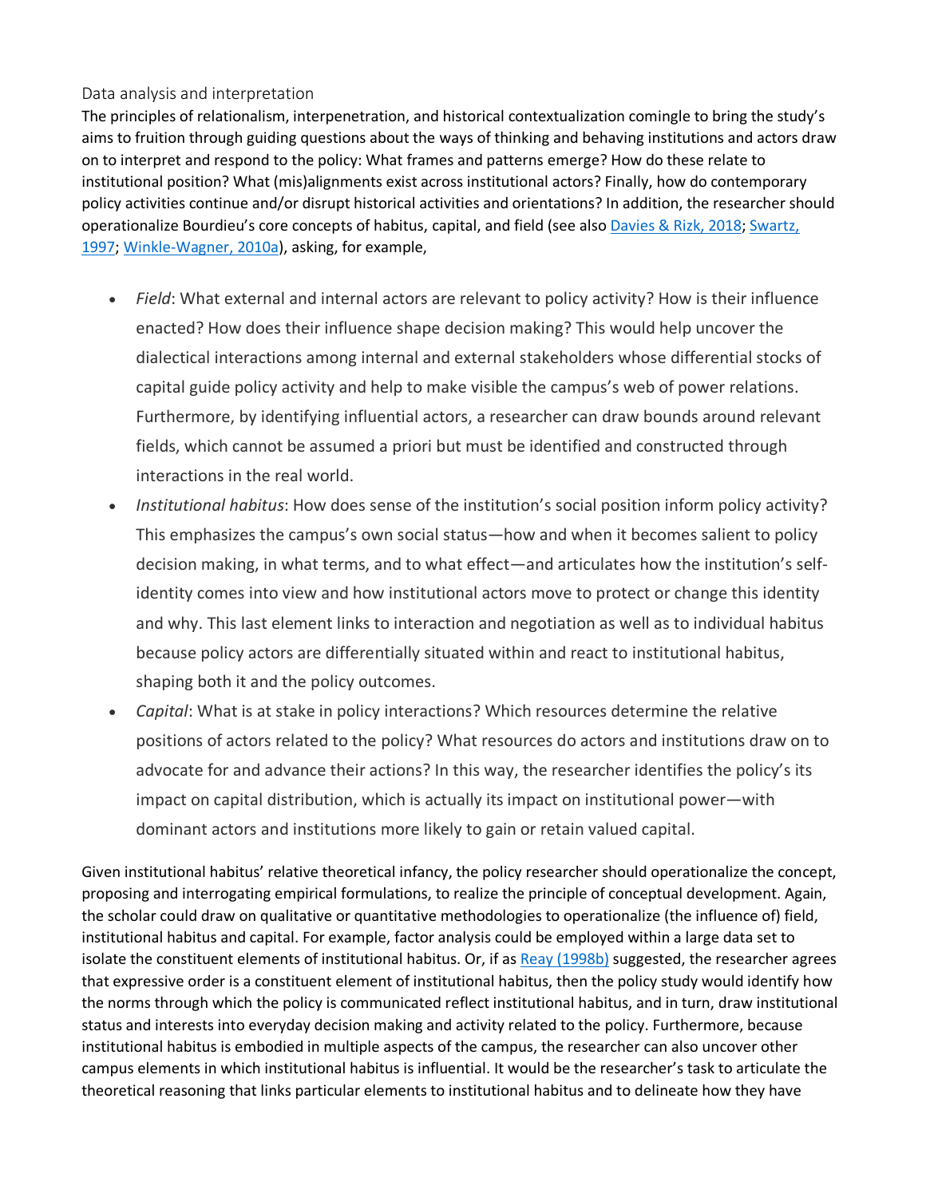### Data analysis and interpretation

The principles of relationalism, interpenetration, and historical contextualization comingle to bring the study's aims to fruition through guiding questions about the ways of thinking and behaving institutions and actors draw on to interpret and respond to the policy: What frames and patterns emerge? How do these relate to institutional position? What (mis)alignments exist across institutional actors? Finally, how do contemporary policy activities continue and/or disrupt historical activities and orientations? In addition, the researcher should operationalize Bourdieu's core concepts of habitus, capital, and field (see also Davies & Rizk, 2018; Swartz, 1997; Winkle-Wagner, 2010a), asking, for example,

- *Field*: What external and internal actors are relevant to policy activity? How is their influence enacted? How does their influence shape decision making? This would help uncover the dialectical interactions among internal and external stakeholders whose differential stocks of capital guide policy activity and help to make visible the campus's web of power relations. Furthermore, by identifying influential actors, a researcher can draw bounds around relevant fields, which cannot be assumed a priori but must be identified and constructed through interactions in the real world.
- *Institutional habitus*: How does sense of the institution's social position inform policy activity? This emphasizes the campus's own social status—how and when it becomes salient to policy decision making, in what terms, and to what effect—and articulates how the institution's self-identity comes into view and how institutional actors move to protect or change this identity and why. This last element links to interaction and negotiation as well as to individual habitus because policy actors are differentially situated within and react to institutional habitus, shaping both it and the policy outcomes.
- *Capital*: What is at stake in policy interactions? Which resources determine the relative positions of actors related to the policy? What resources do actors and institutions draw on to advocate for and advance their actions? In this way, the researcher identifies the policy's its impact on capital distribution, which is actually its impact on institutional power—with dominant actors and institutions more likely to gain or retain valued capital.

Given institutional habitus' relative theoretical infancy, the policy researcher should operationalize the concept, proposing and interrogating empirical formulations, to realize the principle of conceptual development. Again, the scholar could draw on qualitative or quantitative methodologies to operationalize (the influence of) field, institutional habitus and capital. For example, factor analysis could be employed within a large data set to isolate the constituent elements of institutional habitus. Or, if as Reay (1998b) suggested, the researcher agrees that expressive order is a constituent element of institutional habitus, then the policy study would identify how the norms through which the policy is communicated reflect institutional habitus, and in turn, draw institutional status and interests into everyday decision making and activity related to the policy. Furthermore, because institutional habitus is embodied in multiple aspects of the campus, the researcher can also uncover other campus elements in which institutional habitus is influential. It would be the researcher's task to articulate the theoretical reasoning that links particular elements to institutional habitus and to delineate how they have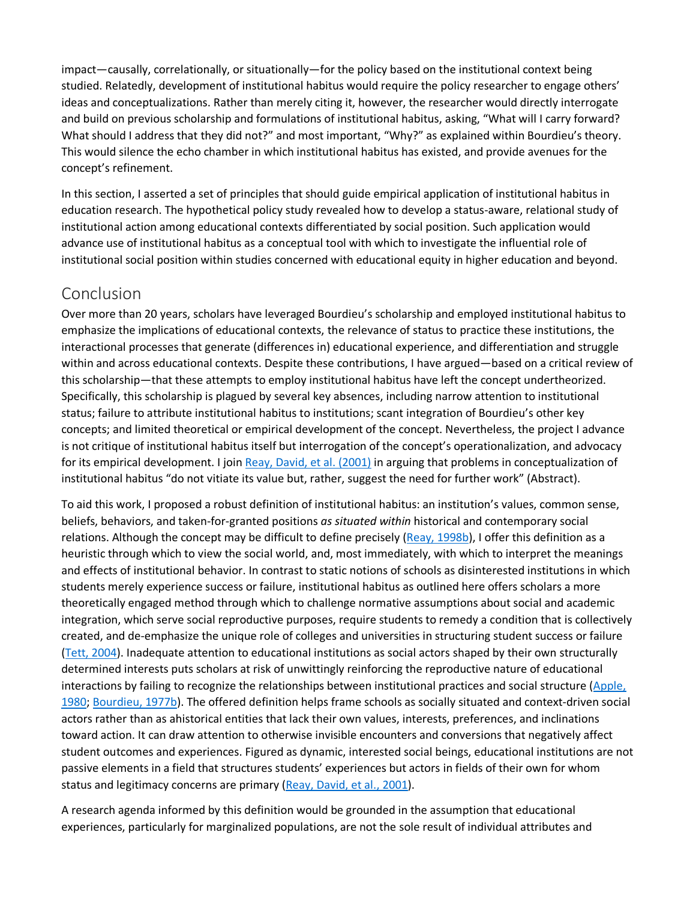impact—causally, correlationally, or situationally—for the policy based on the institutional context being studied. Relatedly, development of institutional habitus would require the policy researcher to engage others' ideas and conceptualizations. Rather than merely citing it, however, the researcher would directly interrogate and build on previous scholarship and formulations of institutional habitus, asking, "What will I carry forward? What should I address that they did not?" and most important, "Why?" as explained within Bourdieu's theory. This would silence the echo chamber in which institutional habitus has existed, and provide avenues for the concept's refinement.

In this section, I asserted a set of principles that should guide empirical application of institutional habitus in education research. The hypothetical policy study revealed how to develop a status-aware, relational study of institutional action among educational contexts differentiated by social position. Such application would advance use of institutional habitus as a conceptual tool with which to investigate the influential role of institutional social position within studies concerned with educational equity in higher education and beyond.

## Conclusion

Over more than 20 years, scholars have leveraged Bourdieu's scholarship and employed institutional habitus to emphasize the implications of educational contexts, the relevance of status to practice these institutions, the interactional processes that generate (differences in) educational experience, and differentiation and struggle within and across educational contexts. Despite these contributions, I have argued—based on a critical review of this scholarship—that these attempts to employ institutional habitus have left the concept undertheorized. Specifically, this scholarship is plagued by several key absences, including narrow attention to institutional status; failure to attribute institutional habitus to institutions; scant integration of Bourdieu's other key concepts; and limited theoretical or empirical development of the concept. Nevertheless, the project I advance is not critique of institutional habitus itself but interrogation of the concept's operationalization, and advocacy for its empirical development. I join Reay, David, et al. (2001) in arguing that problems in conceptualization of institutional habitus "do not vitiate its value but, rather, suggest the need for further work" (Abstract).

To aid this work, I proposed a robust definition of institutional habitus: an institution's values, common sense, beliefs, behaviors, and taken-for-granted positions *as situated within* historical and contemporary social relations. Although the concept may be difficult to define precisely (Reay, 1998b), I offer this definition as a heuristic through which to view the social world, and, most immediately, with which to interpret the meanings and effects of institutional behavior. In contrast to static notions of schools as disinterested institutions in which students merely experience success or failure, institutional habitus as outlined here offers scholars a more theoretically engaged method through which to challenge normative assumptions about social and academic integration, which serve social reproductive purposes, require students to remedy a condition that is collectively created, and de-emphasize the unique role of colleges and universities in structuring student success or failure (Tett, 2004). Inadequate attention to educational institutions as social actors shaped by their own structurally determined interests puts scholars at risk of unwittingly reinforcing the reproductive nature of educational interactions by failing to recognize the relationships between institutional practices and social structure (Apple, 1980; Bourdieu, 1977b). The offered definition helps frame schools as socially situated and context-driven social actors rather than as ahistorical entities that lack their own values, interests, preferences, and inclinations toward action. It can draw attention to otherwise invisible encounters and conversions that negatively affect student outcomes and experiences. Figured as dynamic, interested social beings, educational institutions are not passive elements in a field that structures students' experiences but actors in fields of their own for whom status and legitimacy concerns are primary (Reay, David, et al., 2001).

A research agenda informed by this definition would be grounded in the assumption that educational experiences, particularly for marginalized populations, are not the sole result of individual attributes and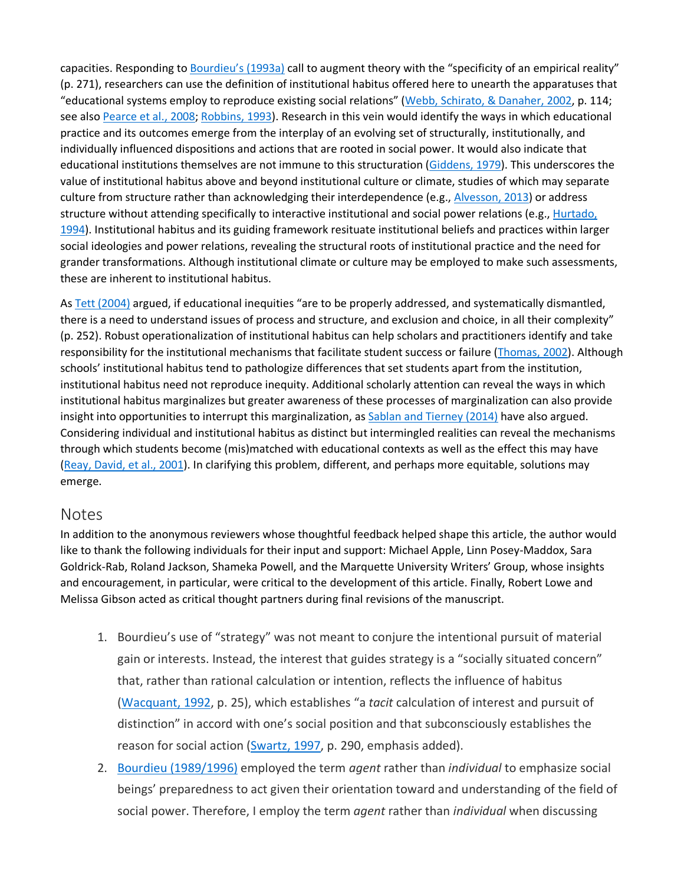capacities. Responding to Bourdieu's (1993a) call to augment theory with the "specificity of an empirical reality" (p. 271), researchers can use the definition of institutional habitus offered here to unearth the apparatuses that "educational systems employ to reproduce existing social relations" (Webb, Schirato, & Danaher, 2002, p. 114; see also Pearce et al., 2008; Robbins, 1993). Research in this vein would identify the ways in which educational practice and its outcomes emerge from the interplay of an evolving set of structurally, institutionally, and individually influenced dispositions and actions that are rooted in social power. It would also indicate that educational institutions themselves are not immune to this structuration (Giddens, 1979). This underscores the value of institutional habitus above and beyond institutional culture or climate, studies of which may separate culture from structure rather than acknowledging their interdependence (e.g., Alvesson, 2013) or address structure without attending specifically to interactive institutional and social power relations (e.g., Hurtado, 1994). Institutional habitus and its guiding framework resituate institutional beliefs and practices within larger social ideologies and power relations, revealing the structural roots of institutional practice and the need for grander transformations. Although institutional climate or culture may be employed to make such assessments, these are inherent to institutional habitus.

As Tett (2004) argued, if educational inequities "are to be properly addressed, and systematically dismantled, there is a need to understand issues of process and structure, and exclusion and choice, in all their complexity" (p. 252). Robust operationalization of institutional habitus can help scholars and practitioners identify and take responsibility for the institutional mechanisms that facilitate student success or failure (Thomas, 2002). Although schools' institutional habitus tend to pathologize differences that set students apart from the institution, institutional habitus need not reproduce inequity. Additional scholarly attention can reveal the ways in which institutional habitus marginalizes but greater awareness of these processes of marginalization can also provide insight into opportunities to interrupt this marginalization, as Sablan and Tierney (2014) have also argued. Considering individual and institutional habitus as distinct but intermingled realities can reveal the mechanisms through which students become (mis)matched with educational contexts as well as the effect this may have (Reay, David, et al., 2001). In clarifying this problem, different, and perhaps more equitable, solutions may emerge.

## Notes

In addition to the anonymous reviewers whose thoughtful feedback helped shape this article, the author would like to thank the following individuals for their input and support: Michael Apple, Linn Posey-Maddox, Sara Goldrick-Rab, Roland Jackson, Shameka Powell, and the Marquette University Writers' Group, whose insights and encouragement, in particular, were critical to the development of this article. Finally, Robert Lowe and Melissa Gibson acted as critical thought partners during final revisions of the manuscript.

1. Bourdieu's use of "strategy" was not meant to conjure the intentional pursuit of material gain or interests. Instead, the interest that guides strategy is a "socially situated concern" that, rather than rational calculation or intention, reflects the influence of habitus (Wacquant, 1992, p. 25), which establishes "a *tacit* calculation of interest and pursuit of distinction" in accord with one's social position and that subconsciously establishes the reason for social action (Swartz, 1997, p. 290, emphasis added).
2. Bourdieu (1989/1996) employed the term *agent* rather than *individual* to emphasize social beings' preparedness to act given their orientation toward and understanding of the field of social power. Therefore, I employ the term *agent* rather than *individual* when discussing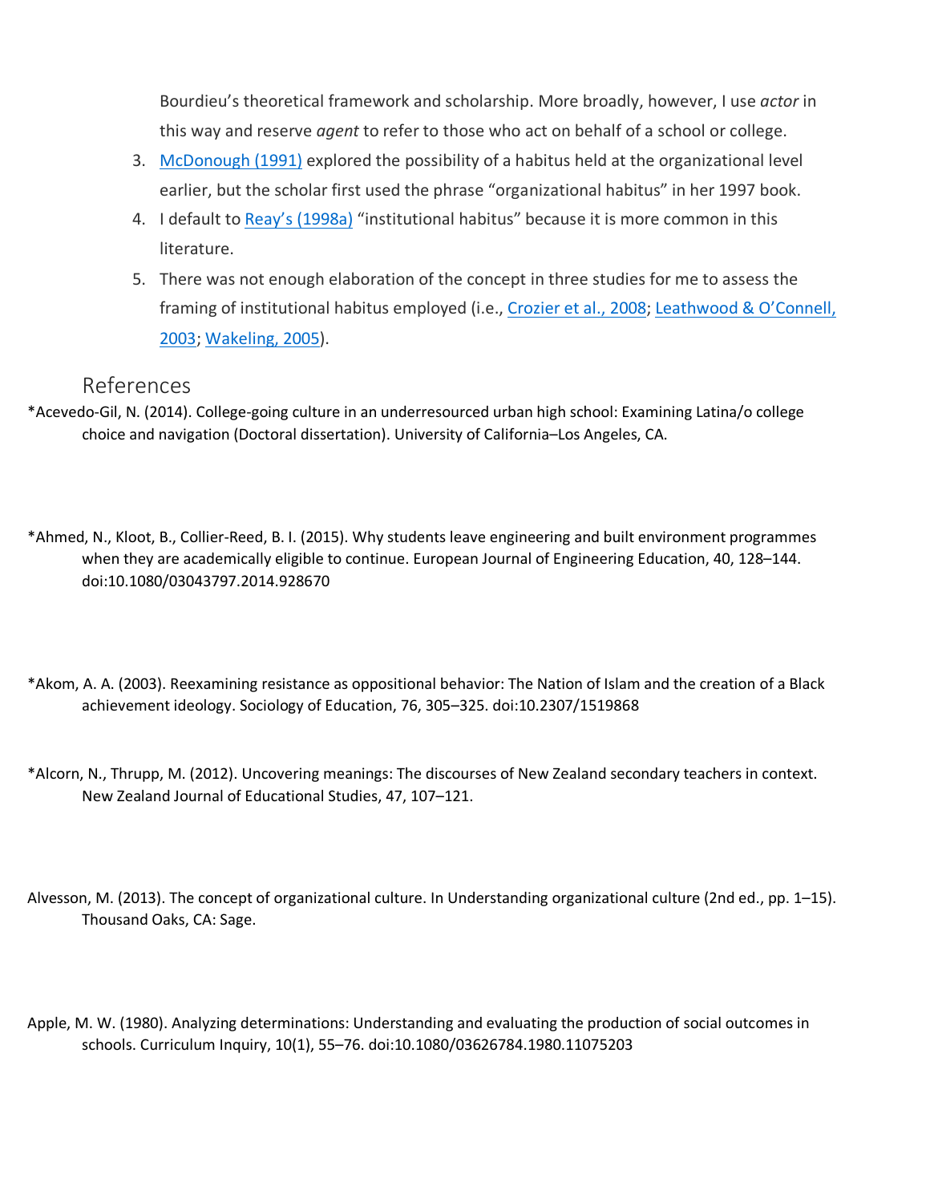Bourdieu's theoretical framework and scholarship. More broadly, however, I use *actor* in this way and reserve *agent* to refer to those who act on behalf of a school or college.

3. McDonough (1991) explored the possibility of a habitus held at the organizational level earlier, but the scholar first used the phrase "organizational habitus" in her 1997 book.
4. I default to Reay's (1998a) "institutional habitus" because it is more common in this literature.
5. There was not enough elaboration of the concept in three studies for me to assess the framing of institutional habitus employed (i.e., Crozier et al., 2008; Leathwood & O'Connell, 2003; Wakeling, 2005).

## References

*Acevedo-Gil, N. (2014). College-going culture in an underresourced urban high school: Examining Latina/o college choice and navigation (Doctoral dissertation). University of California–Los Angeles, CA.

*Ahmed, N., Kloot, B., Collier-Reed, B. I. (2015). Why students leave engineering and built environment programmes when they are academically eligible to continue. European Journal of Engineering Education, 40, 128–144. doi:10.1080/03043797.2014.928670

*Akom, A. A. (2003). Reexamining resistance as oppositional behavior: The Nation of Islam and the creation of a Black achievement ideology. Sociology of Education, 76, 305–325. doi:10.2307/1519868

*Alcorn, N., Thrupp, M. (2012). Uncovering meanings: The discourses of New Zealand secondary teachers in context. New Zealand Journal of Educational Studies, 47, 107–121.

Alvesson, M. (2013). The concept of organizational culture. In Understanding organizational culture (2nd ed., pp. 1–15). Thousand Oaks, CA: Sage.

Apple, M. W. (1980). Analyzing determinations: Understanding and evaluating the production of social outcomes in schools. Curriculum Inquiry, 10(1), 55–76. doi:10.1080/03626784.1980.11075203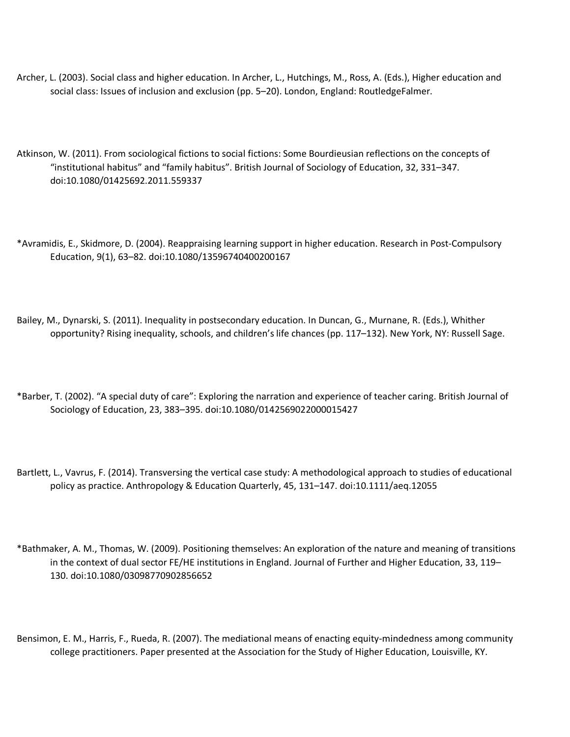Archer, L. (2003). Social class and higher education. In Archer, L., Hutchings, M., Ross, A. (Eds.), Higher education and social class: Issues of inclusion and exclusion (pp. 5–20). London, England: RoutledgeFalmer.

Atkinson, W. (2011). From sociological fictions to social fictions: Some Bourdieusian reflections on the concepts of "institutional habitus" and "family habitus". British Journal of Sociology of Education, 32, 331–347. doi:10.1080/01425692.2011.559337

*Avramidis, E., Skidmore, D. (2004). Reappraising learning support in higher education. Research in Post-Compulsory Education, 9(1), 63–82. doi:10.1080/13596740400200167

Bailey, M., Dynarski, S. (2011). Inequality in postsecondary education. In Duncan, G., Murnane, R. (Eds.), Whither opportunity? Rising inequality, schools, and children's life chances (pp. 117–132). New York, NY: Russell Sage.

*Barber, T. (2002). "A special duty of care": Exploring the narration and experience of teacher caring. British Journal of Sociology of Education, 23, 383–395. doi:10.1080/0142569022000015427

Bartlett, L., Vavrus, F. (2014). Transversing the vertical case study: A methodological approach to studies of educational policy as practice. Anthropology & Education Quarterly, 45, 131–147. doi:10.1111/aeq.12055

*Bathmaker, A. M., Thomas, W. (2009). Positioning themselves: An exploration of the nature and meaning of transitions in the context of dual sector FE/HE institutions in England. Journal of Further and Higher Education, 33, 119–130. doi:10.1080/03098770902856652

Bensimon, E. M., Harris, F., Rueda, R. (2007). The mediational means of enacting equity-mindedness among community college practitioners. Paper presented at the Association for the Study of Higher Education, Louisville, KY.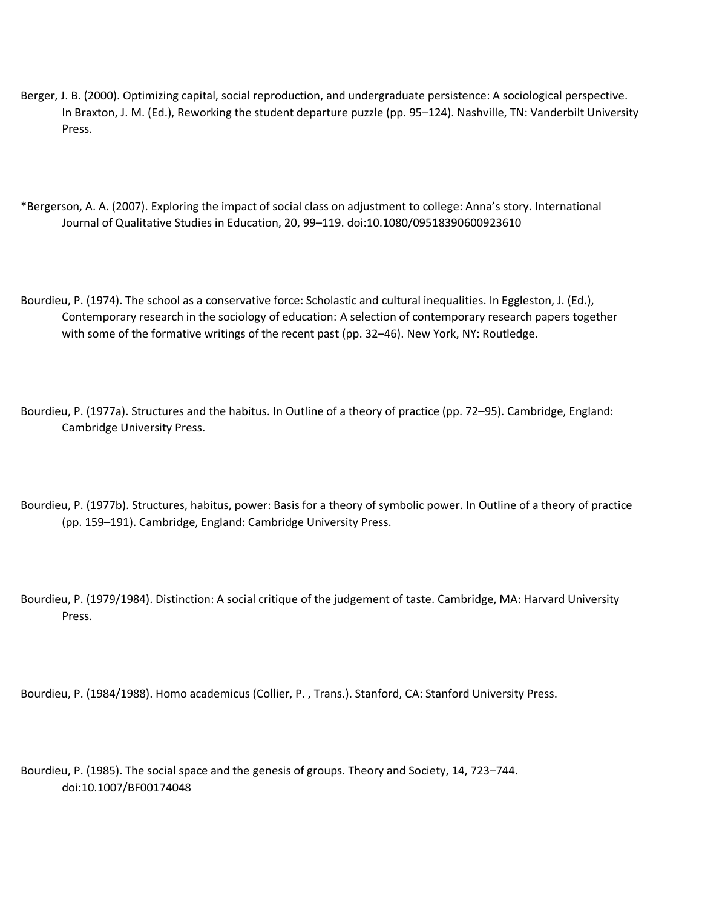Berger, J. B. (2000). Optimizing capital, social reproduction, and undergraduate persistence: A sociological perspective. In Braxton, J. M. (Ed.), Reworking the student departure puzzle (pp. 95–124). Nashville, TN: Vanderbilt University Press.

*Bergerson, A. A. (2007). Exploring the impact of social class on adjustment to college: Anna's story. International Journal of Qualitative Studies in Education, 20, 99–119. doi:10.1080/09518390600923610

Bourdieu, P. (1974). The school as a conservative force: Scholastic and cultural inequalities. In Eggleston, J. (Ed.), Contemporary research in the sociology of education: A selection of contemporary research papers together with some of the formative writings of the recent past (pp. 32–46). New York, NY: Routledge.

Bourdieu, P. (1977a). Structures and the habitus. In Outline of a theory of practice (pp. 72–95). Cambridge, England: Cambridge University Press.

Bourdieu, P. (1977b). Structures, habitus, power: Basis for a theory of symbolic power. In Outline of a theory of practice (pp. 159–191). Cambridge, England: Cambridge University Press.

Bourdieu, P. (1979/1984). Distinction: A social critique of the judgement of taste. Cambridge, MA: Harvard University Press.

Bourdieu, P. (1984/1988). Homo academicus (Collier, P. , Trans.). Stanford, CA: Stanford University Press.

Bourdieu, P. (1985). The social space and the genesis of groups. Theory and Society, 14, 723–744. doi:10.1007/BF00174048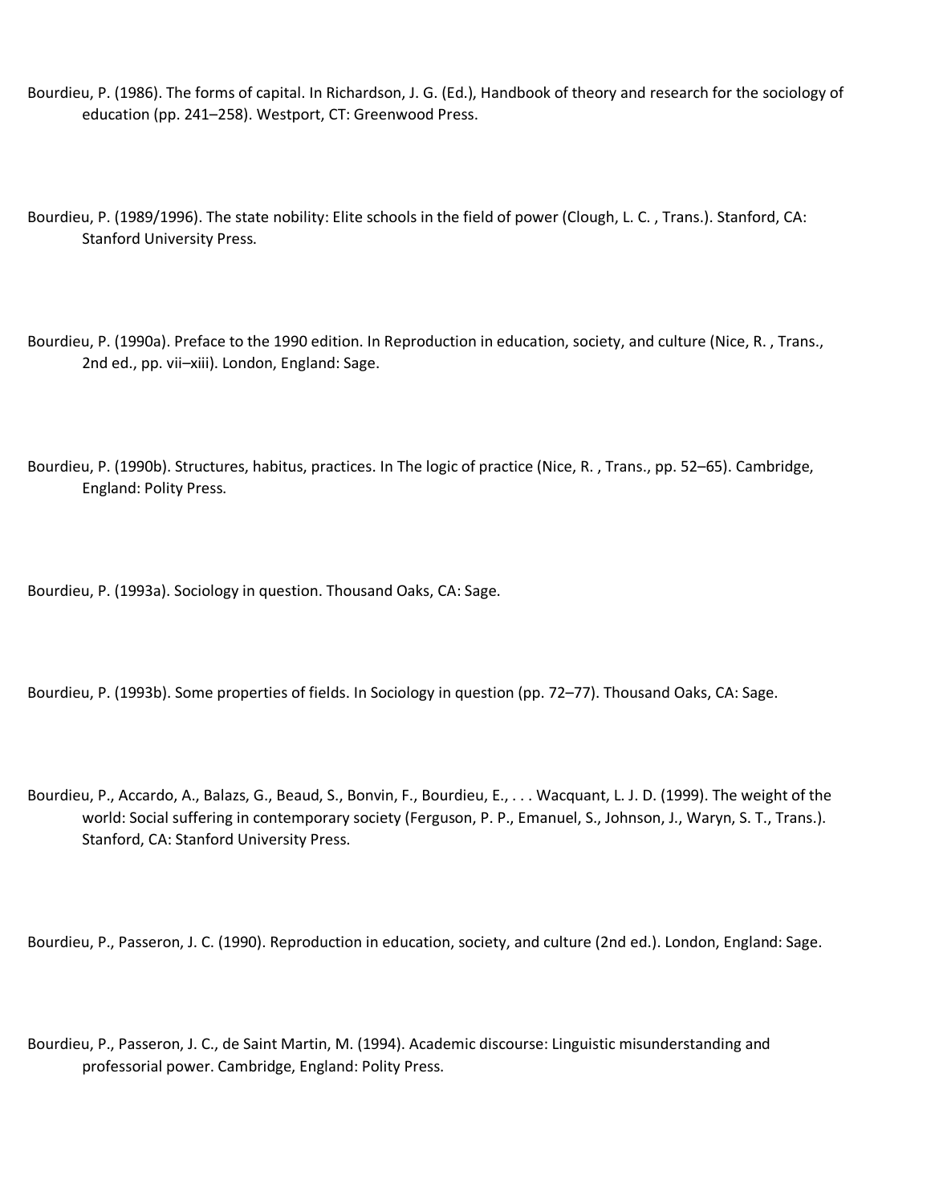Bourdieu, P. (1986). The forms of capital. In Richardson, J. G. (Ed.), Handbook of theory and research for the sociology of education (pp. 241–258). Westport, CT: Greenwood Press.

Bourdieu, P. (1989/1996). The state nobility: Elite schools in the field of power (Clough, L. C. , Trans.). Stanford, CA: Stanford University Press.

Bourdieu, P. (1990a). Preface to the 1990 edition. In Reproduction in education, society, and culture (Nice, R. , Trans., 2nd ed., pp. vii–xiii). London, England: Sage.

Bourdieu, P. (1990b). Structures, habitus, practices. In The logic of practice (Nice, R. , Trans., pp. 52–65). Cambridge, England: Polity Press.

Bourdieu, P. (1993a). Sociology in question. Thousand Oaks, CA: Sage.

Bourdieu, P. (1993b). Some properties of fields. In Sociology in question (pp. 72–77). Thousand Oaks, CA: Sage.

Bourdieu, P., Accardo, A., Balazs, G., Beaud, S., Bonvin, F., Bourdieu, E., . . . Wacquant, L. J. D. (1999). The weight of the world: Social suffering in contemporary society (Ferguson, P. P., Emanuel, S., Johnson, J., Waryn, S. T., Trans.). Stanford, CA: Stanford University Press.

Bourdieu, P., Passeron, J. C. (1990). Reproduction in education, society, and culture (2nd ed.). London, England: Sage.

Bourdieu, P., Passeron, J. C., de Saint Martin, M. (1994). Academic discourse: Linguistic misunderstanding and professorial power. Cambridge, England: Polity Press.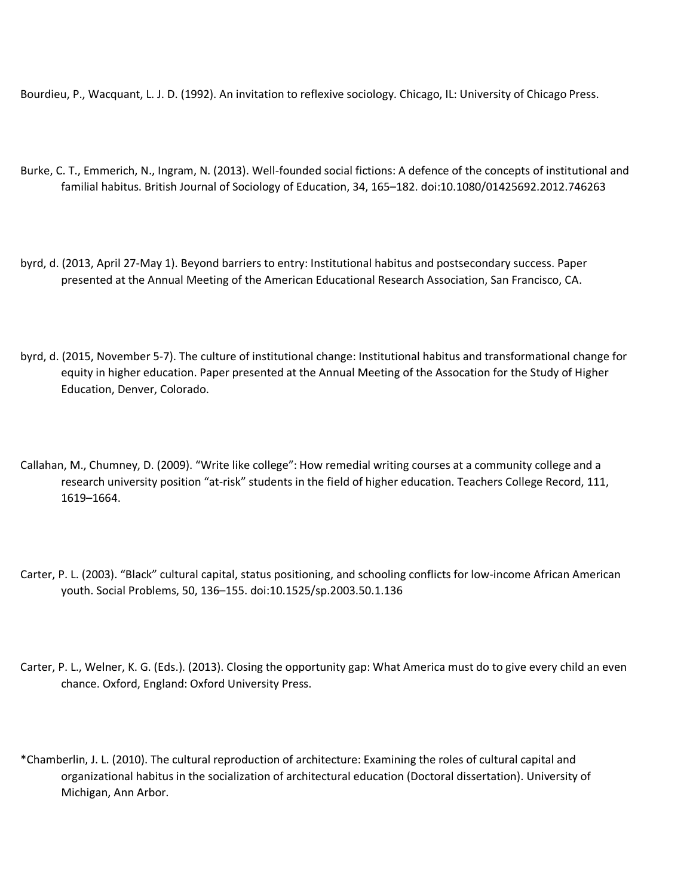Bourdieu, P., Wacquant, L. J. D. (1992). An invitation to reflexive sociology. Chicago, IL: University of Chicago Press.

Burke, C. T., Emmerich, N., Ingram, N. (2013). Well-founded social fictions: A defence of the concepts of institutional and familial habitus. British Journal of Sociology of Education, 34, 165–182. doi:10.1080/01425692.2012.746263

byrd, d. (2013, April 27-May 1). Beyond barriers to entry: Institutional habitus and postsecondary success. Paper presented at the Annual Meeting of the American Educational Research Association, San Francisco, CA.

byrd, d. (2015, November 5-7). The culture of institutional change: Institutional habitus and transformational change for equity in higher education. Paper presented at the Annual Meeting of the Assocation for the Study of Higher Education, Denver, Colorado.

Callahan, M., Chumney, D. (2009). "Write like college": How remedial writing courses at a community college and a research university position "at-risk" students in the field of higher education. Teachers College Record, 111, 1619–1664.

Carter, P. L. (2003). "Black" cultural capital, status positioning, and schooling conflicts for low-income African American youth. Social Problems, 50, 136–155. doi:10.1525/sp.2003.50.1.136

Carter, P. L., Welner, K. G. (Eds.). (2013). Closing the opportunity gap: What America must do to give every child an even chance. Oxford, England: Oxford University Press.

*Chamberlin, J. L. (2010). The cultural reproduction of architecture: Examining the roles of cultural capital and organizational habitus in the socialization of architectural education (Doctoral dissertation). University of Michigan, Ann Arbor.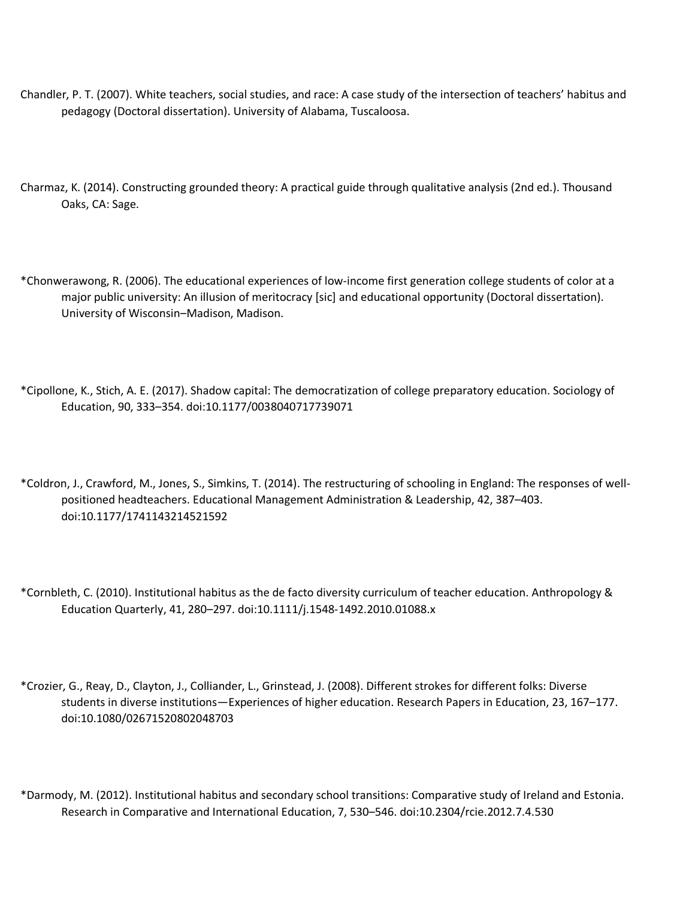Chandler, P. T. (2007). White teachers, social studies, and race: A case study of the intersection of teachers' habitus and pedagogy (Doctoral dissertation). University of Alabama, Tuscaloosa.

Charmaz, K. (2014). Constructing grounded theory: A practical guide through qualitative analysis (2nd ed.). Thousand Oaks, CA: Sage.

*Chonwerawong, R. (2006). The educational experiences of low-income first generation college students of color at a major public university: An illusion of meritocracy [sic] and educational opportunity (Doctoral dissertation). University of Wisconsin–Madison, Madison.

*Cipollone, K., Stich, A. E. (2017). Shadow capital: The democratization of college preparatory education. Sociology of Education, 90, 333–354. doi:10.1177/0038040717739071

*Coldron, J., Crawford, M., Jones, S., Simkins, T. (2014). The restructuring of schooling in England: The responses of well-positioned headteachers. Educational Management Administration & Leadership, 42, 387–403. doi:10.1177/1741143214521592

*Cornbleth, C. (2010). Institutional habitus as the de facto diversity curriculum of teacher education. Anthropology & Education Quarterly, 41, 280–297. doi:10.1111/j.1548-1492.2010.01088.x

*Crozier, G., Reay, D., Clayton, J., Colliander, L., Grinstead, J. (2008). Different strokes for different folks: Diverse students in diverse institutions—Experiences of higher education. Research Papers in Education, 23, 167–177. doi:10.1080/02671520802048703

*Darmody, M. (2012). Institutional habitus and secondary school transitions: Comparative study of Ireland and Estonia. Research in Comparative and International Education, 7, 530–546. doi:10.2304/rcie.2012.7.4.530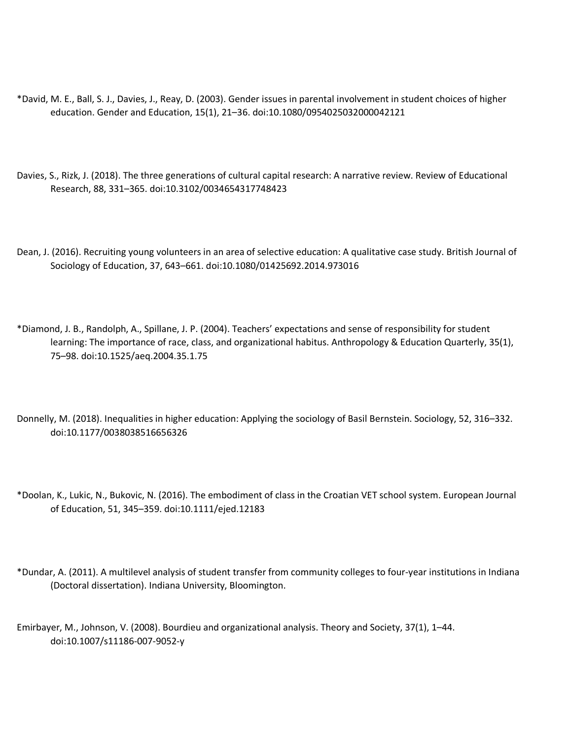*David, M. E., Ball, S. J., Davies, J., Reay, D. (2003). Gender issues in parental involvement in student choices of higher education. Gender and Education, 15(1), 21–36. doi:10.1080/0954025032000042121

Davies, S., Rizk, J. (2018). The three generations of cultural capital research: A narrative review. Review of Educational Research, 88, 331–365. doi:10.3102/0034654317748423

Dean, J. (2016). Recruiting young volunteers in an area of selective education: A qualitative case study. British Journal of Sociology of Education, 37, 643–661. doi:10.1080/01425692.2014.973016

*Diamond, J. B., Randolph, A., Spillane, J. P. (2004). Teachers' expectations and sense of responsibility for student learning: The importance of race, class, and organizational habitus. Anthropology & Education Quarterly, 35(1), 75–98. doi:10.1525/aeq.2004.35.1.75

Donnelly, M. (2018). Inequalities in higher education: Applying the sociology of Basil Bernstein. Sociology, 52, 316–332. doi:10.1177/0038038516656326

*Doolan, K., Lukic, N., Bukovic, N. (2016). The embodiment of class in the Croatian VET school system. European Journal of Education, 51, 345–359. doi:10.1111/ejed.12183

*Dundar, A. (2011). A multilevel analysis of student transfer from community colleges to four-year institutions in Indiana (Doctoral dissertation). Indiana University, Bloomington.

Emirbayer, M., Johnson, V. (2008). Bourdieu and organizational analysis. Theory and Society, 37(1), 1–44. doi:10.1007/s11186-007-9052-y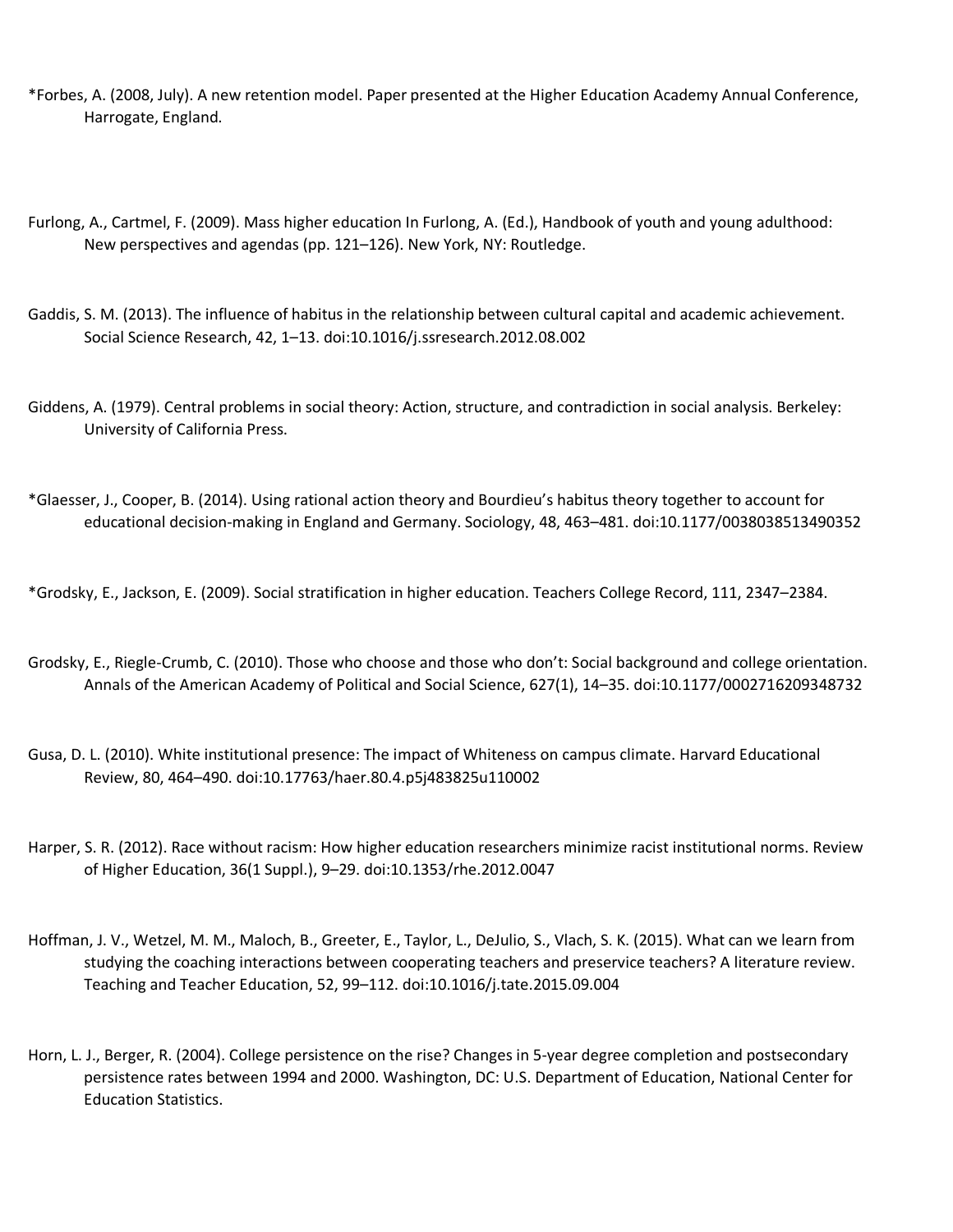*Forbes, A. (2008, July). A new retention model. Paper presented at the Higher Education Academy Annual Conference, Harrogate, England.

Furlong, A., Cartmel, F. (2009). Mass higher education In Furlong, A. (Ed.), Handbook of youth and young adulthood: New perspectives and agendas (pp. 121–126). New York, NY: Routledge.

Gaddis, S. M. (2013). The influence of habitus in the relationship between cultural capital and academic achievement. Social Science Research, 42, 1–13. doi:10.1016/j.ssresearch.2012.08.002

Giddens, A. (1979). Central problems in social theory: Action, structure, and contradiction in social analysis. Berkeley: University of California Press.

*Glaesser, J., Cooper, B. (2014). Using rational action theory and Bourdieu's habitus theory together to account for educational decision-making in England and Germany. Sociology, 48, 463–481. doi:10.1177/0038038513490352

*Grodsky, E., Jackson, E. (2009). Social stratification in higher education. Teachers College Record, 111, 2347–2384.

Grodsky, E., Riegle-Crumb, C. (2010). Those who choose and those who don't: Social background and college orientation. Annals of the American Academy of Political and Social Science, 627(1), 14–35. doi:10.1177/0002716209348732

Gusa, D. L. (2010). White institutional presence: The impact of Whiteness on campus climate. Harvard Educational Review, 80, 464–490. doi:10.17763/haer.80.4.p5j483825u110002

Harper, S. R. (2012). Race without racism: How higher education researchers minimize racist institutional norms. Review of Higher Education, 36(1 Suppl.), 9–29. doi:10.1353/rhe.2012.0047

Hoffman, J. V., Wetzel, M. M., Maloch, B., Greeter, E., Taylor, L., DeJulio, S., Vlach, S. K. (2015). What can we learn from studying the coaching interactions between cooperating teachers and preservice teachers? A literature review. Teaching and Teacher Education, 52, 99–112. doi:10.1016/j.tate.2015.09.004

Horn, L. J., Berger, R. (2004). College persistence on the rise? Changes in 5-year degree completion and postsecondary persistence rates between 1994 and 2000. Washington, DC: U.S. Department of Education, National Center for Education Statistics.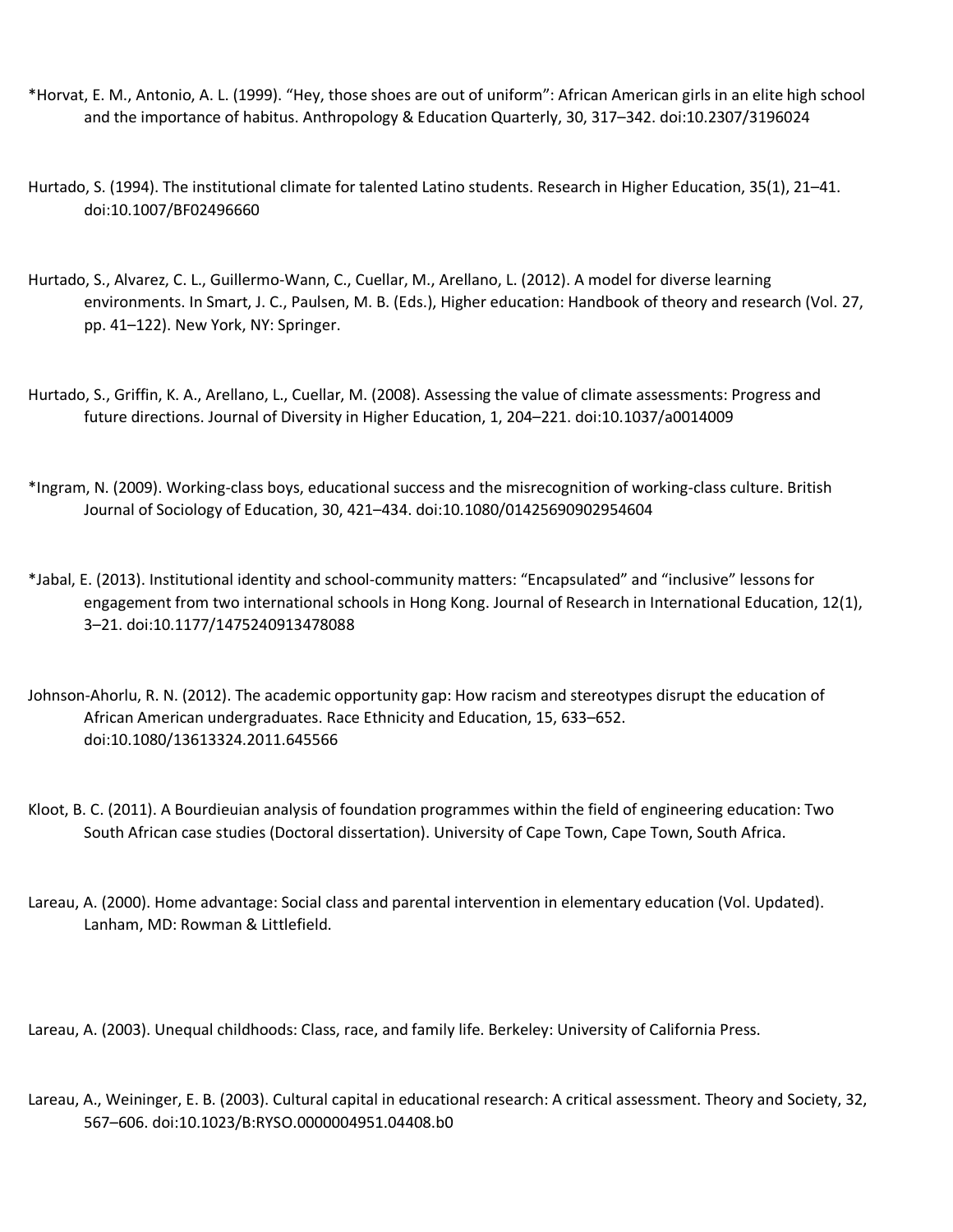*Horvat, E. M., Antonio, A. L. (1999). "Hey, those shoes are out of uniform": African American girls in an elite high school and the importance of habitus. Anthropology & Education Quarterly, 30, 317–342. doi:10.2307/3196024

Hurtado, S. (1994). The institutional climate for talented Latino students. Research in Higher Education, 35(1), 21–41. doi:10.1007/BF02496660

Hurtado, S., Alvarez, C. L., Guillermo-Wann, C., Cuellar, M., Arellano, L. (2012). A model for diverse learning environments. In Smart, J. C., Paulsen, M. B. (Eds.), Higher education: Handbook of theory and research (Vol. 27, pp. 41–122). New York, NY: Springer.

Hurtado, S., Griffin, K. A., Arellano, L., Cuellar, M. (2008). Assessing the value of climate assessments: Progress and future directions. Journal of Diversity in Higher Education, 1, 204–221. doi:10.1037/a0014009

*Ingram, N. (2009). Working-class boys, educational success and the misrecognition of working-class culture. British Journal of Sociology of Education, 30, 421–434. doi:10.1080/01425690902954604

*Jabal, E. (2013). Institutional identity and school-community matters: "Encapsulated" and "inclusive" lessons for engagement from two international schools in Hong Kong. Journal of Research in International Education, 12(1), 3–21. doi:10.1177/1475240913478088

Johnson-Ahorlu, R. N. (2012). The academic opportunity gap: How racism and stereotypes disrupt the education of African American undergraduates. Race Ethnicity and Education, 15, 633–652. doi:10.1080/13613324.2011.645566

Kloot, B. C. (2011). A Bourdieuian analysis of foundation programmes within the field of engineering education: Two South African case studies (Doctoral dissertation). University of Cape Town, Cape Town, South Africa.

Lareau, A. (2000). Home advantage: Social class and parental intervention in elementary education (Vol. Updated). Lanham, MD: Rowman & Littlefield.

Lareau, A. (2003). Unequal childhoods: Class, race, and family life. Berkeley: University of California Press.

Lareau, A., Weininger, E. B. (2003). Cultural capital in educational research: A critical assessment. Theory and Society, 32, 567–606. doi:10.1023/B:RYSO.0000004951.04408.b0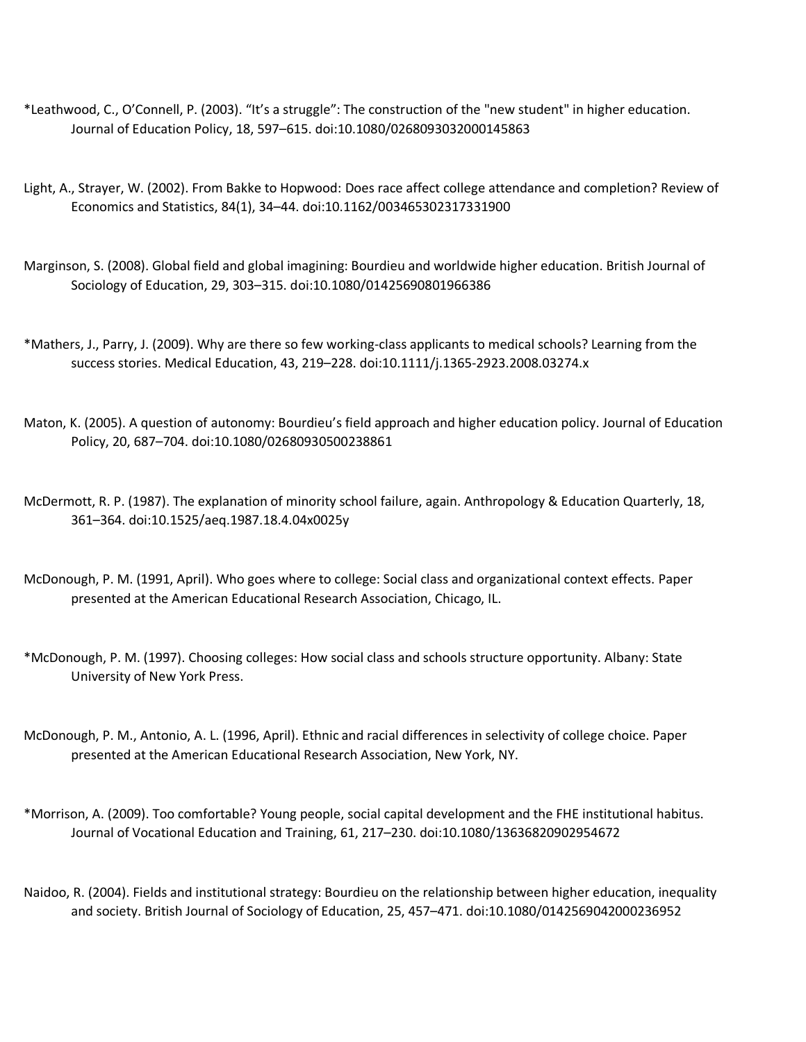*Leathwood, C., O'Connell, P. (2003). "It's a struggle": The construction of the "new student" in higher education. Journal of Education Policy, 18, 597–615. doi:10.1080/0268093032000145863

Light, A., Strayer, W. (2002). From Bakke to Hopwood: Does race affect college attendance and completion? Review of Economics and Statistics, 84(1), 34–44. doi:10.1162/003465302317331900

Marginson, S. (2008). Global field and global imagining: Bourdieu and worldwide higher education. British Journal of Sociology of Education, 29, 303–315. doi:10.1080/01425690801966386

*Mathers, J., Parry, J. (2009). Why are there so few working-class applicants to medical schools? Learning from the success stories. Medical Education, 43, 219–228. doi:10.1111/j.1365-2923.2008.03274.x

Maton, K. (2005). A question of autonomy: Bourdieu's field approach and higher education policy. Journal of Education Policy, 20, 687–704. doi:10.1080/02680930500238861

McDermott, R. P. (1987). The explanation of minority school failure, again. Anthropology & Education Quarterly, 18, 361–364. doi:10.1525/aeq.1987.18.4.04x0025y

McDonough, P. M. (1991, April). Who goes where to college: Social class and organizational context effects. Paper presented at the American Educational Research Association, Chicago, IL.

*McDonough, P. M. (1997). Choosing colleges: How social class and schools structure opportunity. Albany: State University of New York Press.

McDonough, P. M., Antonio, A. L. (1996, April). Ethnic and racial differences in selectivity of college choice. Paper presented at the American Educational Research Association, New York, NY.

*Morrison, A. (2009). Too comfortable? Young people, social capital development and the FHE institutional habitus. Journal of Vocational Education and Training, 61, 217–230. doi:10.1080/13636820902954672

Naidoo, R. (2004). Fields and institutional strategy: Bourdieu on the relationship between higher education, inequality and society. British Journal of Sociology of Education, 25, 457–471. doi:10.1080/0142569042000236952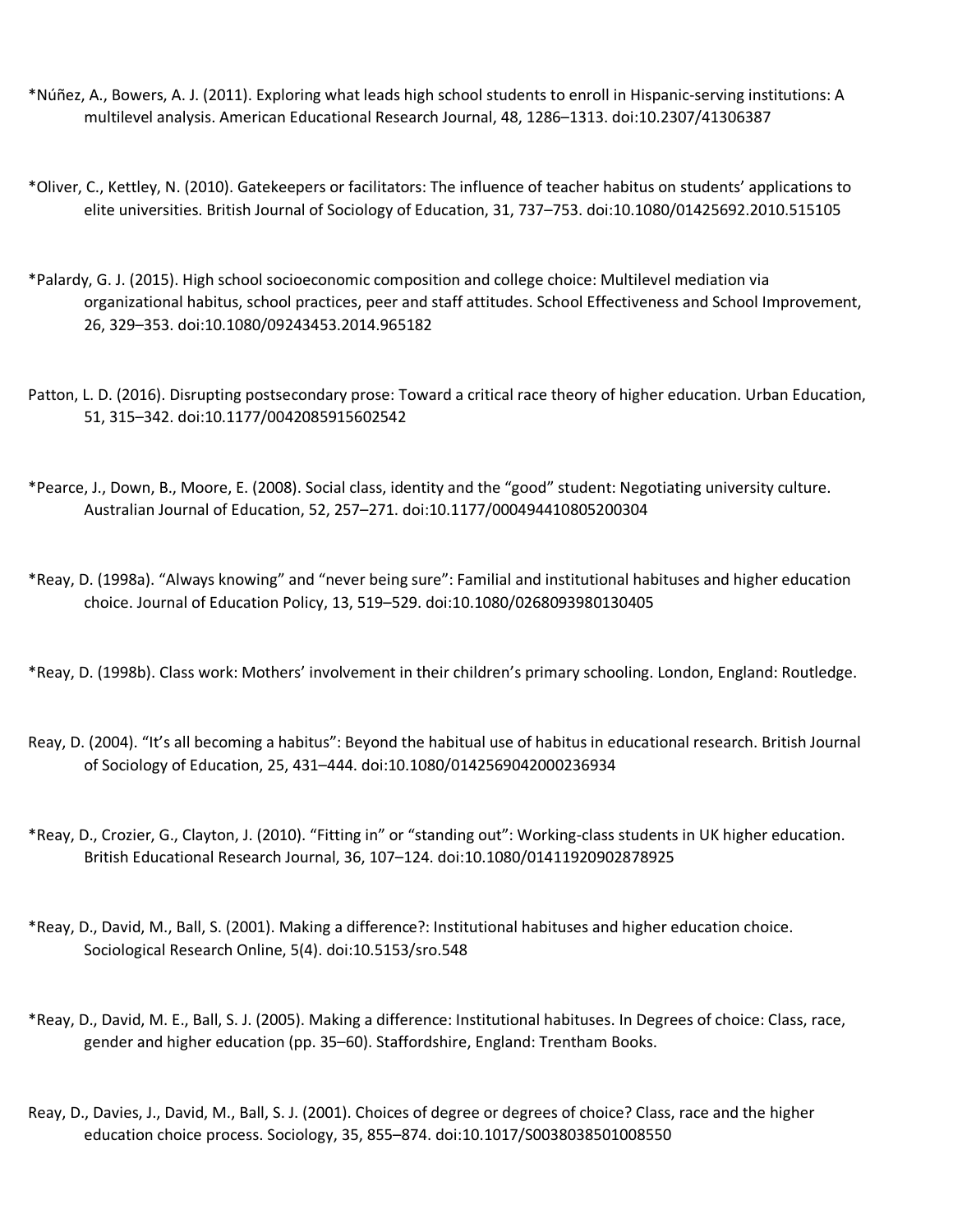*Núñez, A., Bowers, A. J. (2011). Exploring what leads high school students to enroll in Hispanic-serving institutions: A multilevel analysis. American Educational Research Journal, 48, 1286–1313. doi:10.2307/41306387

*Oliver, C., Kettley, N. (2010). Gatekeepers or facilitators: The influence of teacher habitus on students' applications to elite universities. British Journal of Sociology of Education, 31, 737–753. doi:10.1080/01425692.2010.515105

*Palardy, G. J. (2015). High school socioeconomic composition and college choice: Multilevel mediation via organizational habitus, school practices, peer and staff attitudes. School Effectiveness and School Improvement, 26, 329–353. doi:10.1080/09243453.2014.965182

Patton, L. D. (2016). Disrupting postsecondary prose: Toward a critical race theory of higher education. Urban Education, 51, 315–342. doi:10.1177/0042085915602542

*Pearce, J., Down, B., Moore, E. (2008). Social class, identity and the "good" student: Negotiating university culture. Australian Journal of Education, 52, 257–271. doi:10.1177/000494410805200304

*Reay, D. (1998a). "Always knowing" and "never being sure": Familial and institutional habituses and higher education choice. Journal of Education Policy, 13, 519–529. doi:10.1080/0268093980130405

*Reay, D. (1998b). Class work: Mothers' involvement in their children's primary schooling. London, England: Routledge.

Reay, D. (2004). "It's all becoming a habitus": Beyond the habitual use of habitus in educational research. British Journal of Sociology of Education, 25, 431–444. doi:10.1080/0142569042000236934

*Reay, D., Crozier, G., Clayton, J. (2010). "Fitting in" or "standing out": Working-class students in UK higher education. British Educational Research Journal, 36, 107–124. doi:10.1080/01411920902878925

*Reay, D., David, M., Ball, S. (2001). Making a difference?: Institutional habituses and higher education choice. Sociological Research Online, 5(4). doi:10.5153/sro.548

*Reay, D., David, M. E., Ball, S. J. (2005). Making a difference: Institutional habituses. In Degrees of choice: Class, race, gender and higher education (pp. 35–60). Staffordshire, England: Trentham Books.

Reay, D., Davies, J., David, M., Ball, S. J. (2001). Choices of degree or degrees of choice? Class, race and the higher education choice process. Sociology, 35, 855–874. doi:10.1017/S0038038501008550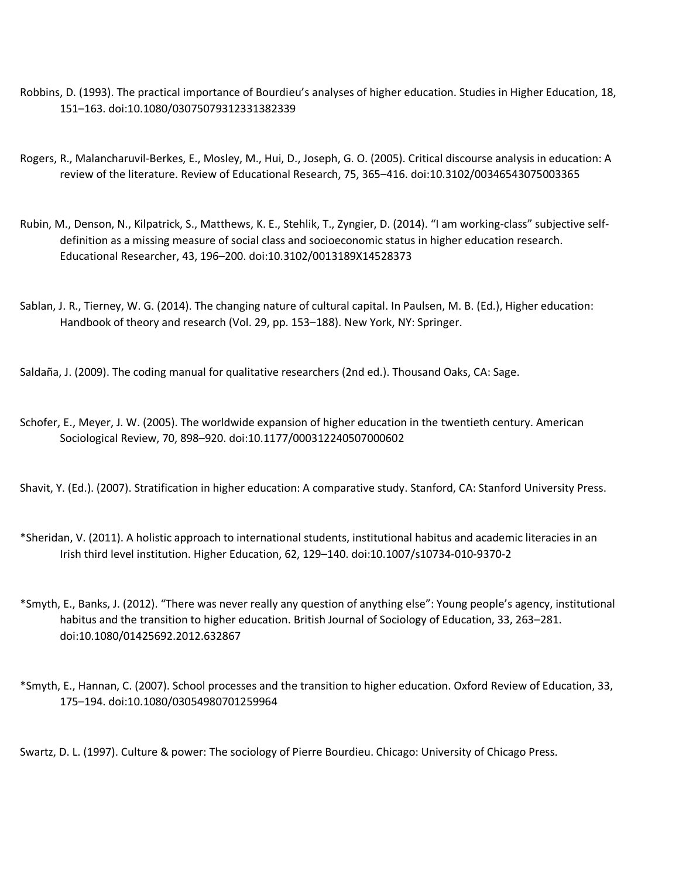Robbins, D. (1993). The practical importance of Bourdieu's analyses of higher education. Studies in Higher Education, 18, 151–163. doi:10.1080/03075079312331382339

Rogers, R., Malancharuvil-Berkes, E., Mosley, M., Hui, D., Joseph, G. O. (2005). Critical discourse analysis in education: A review of the literature. Review of Educational Research, 75, 365–416. doi:10.3102/00346543075003365

Rubin, M., Denson, N., Kilpatrick, S., Matthews, K. E., Stehlik, T., Zyngier, D. (2014). "I am working-class" subjective self-definition as a missing measure of social class and socioeconomic status in higher education research. Educational Researcher, 43, 196–200. doi:10.3102/0013189X14528373

Sablan, J. R., Tierney, W. G. (2014). The changing nature of cultural capital. In Paulsen, M. B. (Ed.), Higher education: Handbook of theory and research (Vol. 29, pp. 153–188). New York, NY: Springer.

Saldaña, J. (2009). The coding manual for qualitative researchers (2nd ed.). Thousand Oaks, CA: Sage.

Schofer, E., Meyer, J. W. (2005). The worldwide expansion of higher education in the twentieth century. American Sociological Review, 70, 898–920. doi:10.1177/000312240507000602

Shavit, Y. (Ed.). (2007). Stratification in higher education: A comparative study. Stanford, CA: Stanford University Press.

*Sheridan, V. (2011). A holistic approach to international students, institutional habitus and academic literacies in an Irish third level institution. Higher Education, 62, 129–140. doi:10.1007/s10734-010-9370-2

*Smyth, E., Banks, J. (2012). "There was never really any question of anything else": Young people's agency, institutional habitus and the transition to higher education. British Journal of Sociology of Education, 33, 263–281. doi:10.1080/01425692.2012.632867

*Smyth, E., Hannan, C. (2007). School processes and the transition to higher education. Oxford Review of Education, 33, 175–194. doi:10.1080/03054980701259964

Swartz, D. L. (1997). Culture & power: The sociology of Pierre Bourdieu. Chicago: University of Chicago Press.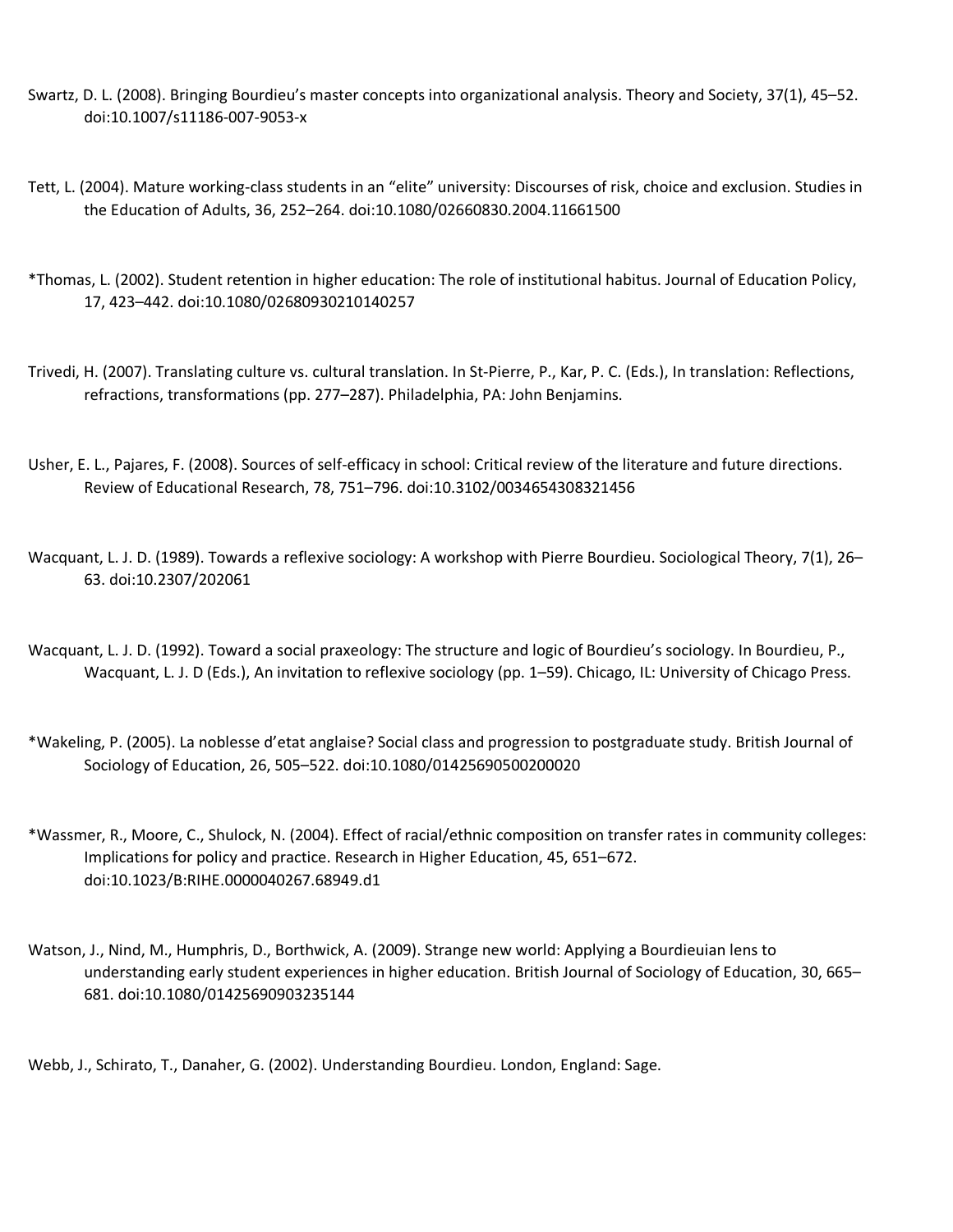Swartz, D. L. (2008). Bringing Bourdieu's master concepts into organizational analysis. Theory and Society, 37(1), 45–52. doi:10.1007/s11186-007-9053-x

Tett, L. (2004). Mature working-class students in an "elite" university: Discourses of risk, choice and exclusion. Studies in the Education of Adults, 36, 252–264. doi:10.1080/02660830.2004.11661500

*Thomas, L. (2002). Student retention in higher education: The role of institutional habitus. Journal of Education Policy, 17, 423–442. doi:10.1080/02680930210140257

Trivedi, H. (2007). Translating culture vs. cultural translation. In St-Pierre, P., Kar, P. C. (Eds.), In translation: Reflections, refractions, transformations (pp. 277–287). Philadelphia, PA: John Benjamins.

Usher, E. L., Pajares, F. (2008). Sources of self-efficacy in school: Critical review of the literature and future directions. Review of Educational Research, 78, 751–796. doi:10.3102/0034654308321456

Wacquant, L. J. D. (1989). Towards a reflexive sociology: A workshop with Pierre Bourdieu. Sociological Theory, 7(1), 26–63. doi:10.2307/202061

Wacquant, L. J. D. (1992). Toward a social praxeology: The structure and logic of Bourdieu's sociology. In Bourdieu, P., Wacquant, L. J. D (Eds.), An invitation to reflexive sociology (pp. 1–59). Chicago, IL: University of Chicago Press.

*Wakeling, P. (2005). La noblesse d'etat anglaise? Social class and progression to postgraduate study. British Journal of Sociology of Education, 26, 505–522. doi:10.1080/01425690500200020

*Wassmer, R., Moore, C., Shulock, N. (2004). Effect of racial/ethnic composition on transfer rates in community colleges: Implications for policy and practice. Research in Higher Education, 45, 651–672. doi:10.1023/B:RIHE.0000040267.68949.d1

Watson, J., Nind, M., Humphris, D., Borthwick, A. (2009). Strange new world: Applying a Bourdieuian lens to understanding early student experiences in higher education. British Journal of Sociology of Education, 30, 665–681. doi:10.1080/01425690903235144

Webb, J., Schirato, T., Danaher, G. (2002). Understanding Bourdieu. London, England: Sage.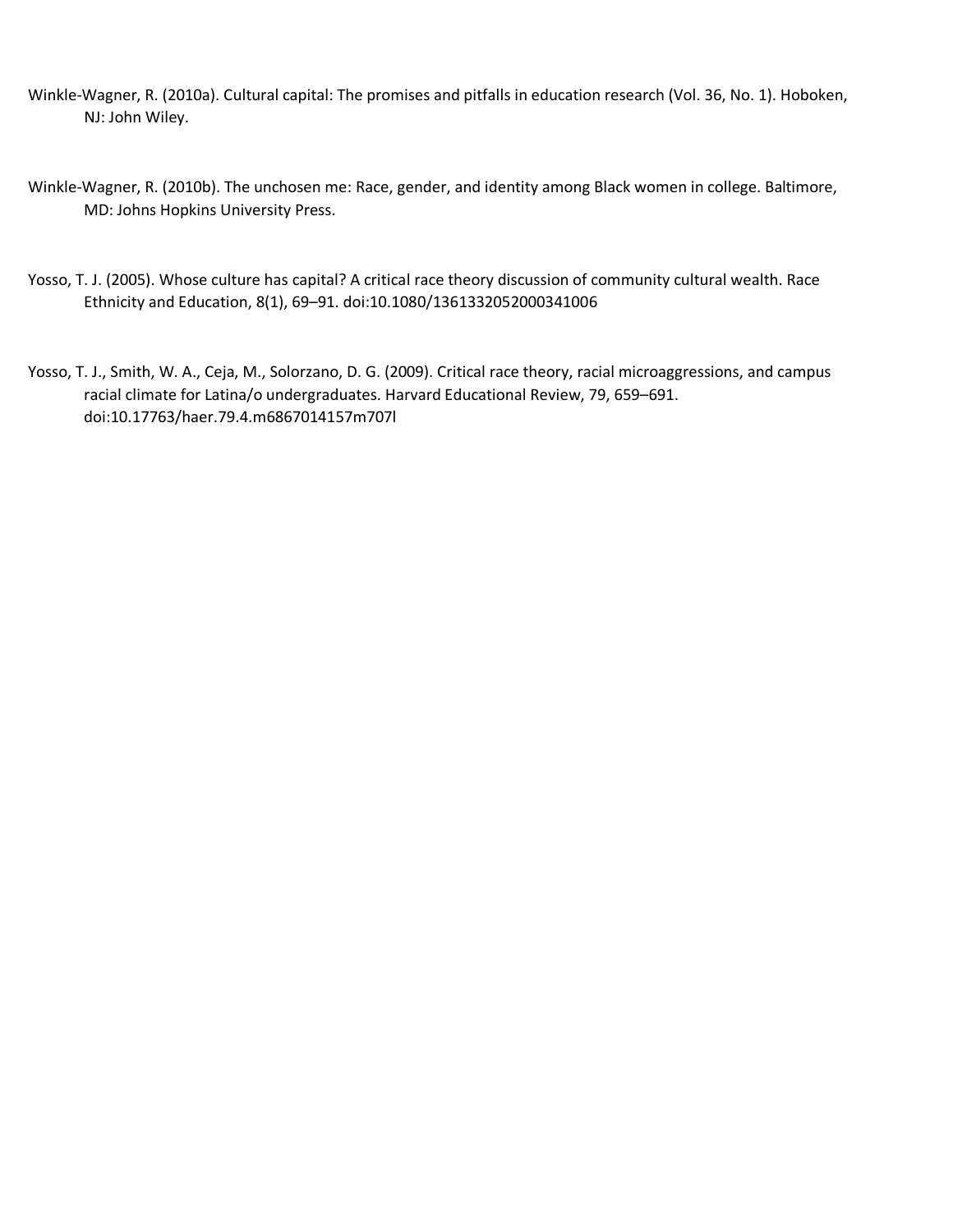Winkle-Wagner, R. (2010a). Cultural capital: The promises and pitfalls in education research (Vol. 36, No. 1). Hoboken, NJ: John Wiley.

Winkle-Wagner, R. (2010b). The unchosen me: Race, gender, and identity among Black women in college. Baltimore, MD: Johns Hopkins University Press.

Yosso, T. J. (2005). Whose culture has capital? A critical race theory discussion of community cultural wealth. Race Ethnicity and Education, 8(1), 69–91. doi:10.1080/1361332052000341006

Yosso, T. J., Smith, W. A., Ceja, M., Solorzano, D. G. (2009). Critical race theory, racial microaggressions, and campus racial climate for Latina/o undergraduates. Harvard Educational Review, 79, 659–691. doi:10.17763/haer.79.4.m6867014157m707l